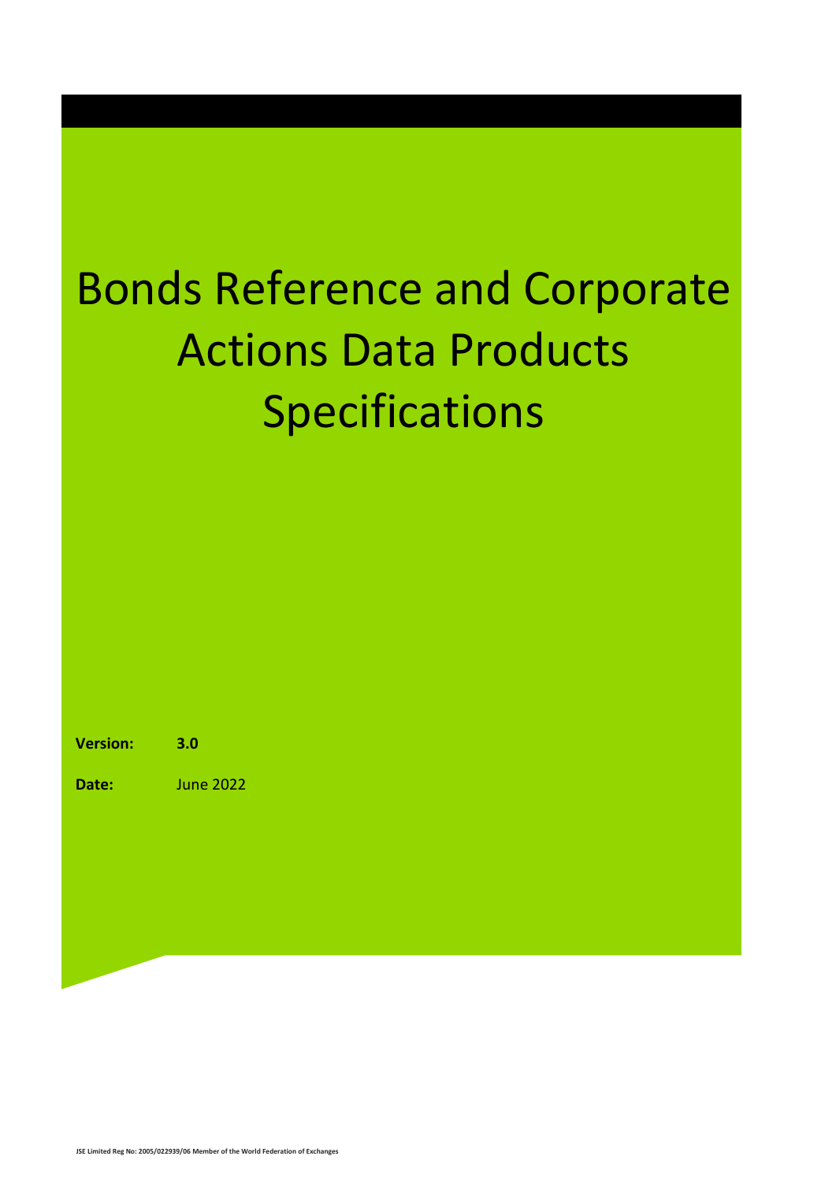# Bonds Reference and Corporate Actions Data Products Specifications

**Version:** **3.0**

**Date:** June 2022

JSE Limited Reg No: 2005/022939/06 Member of the World Federation of Exchanges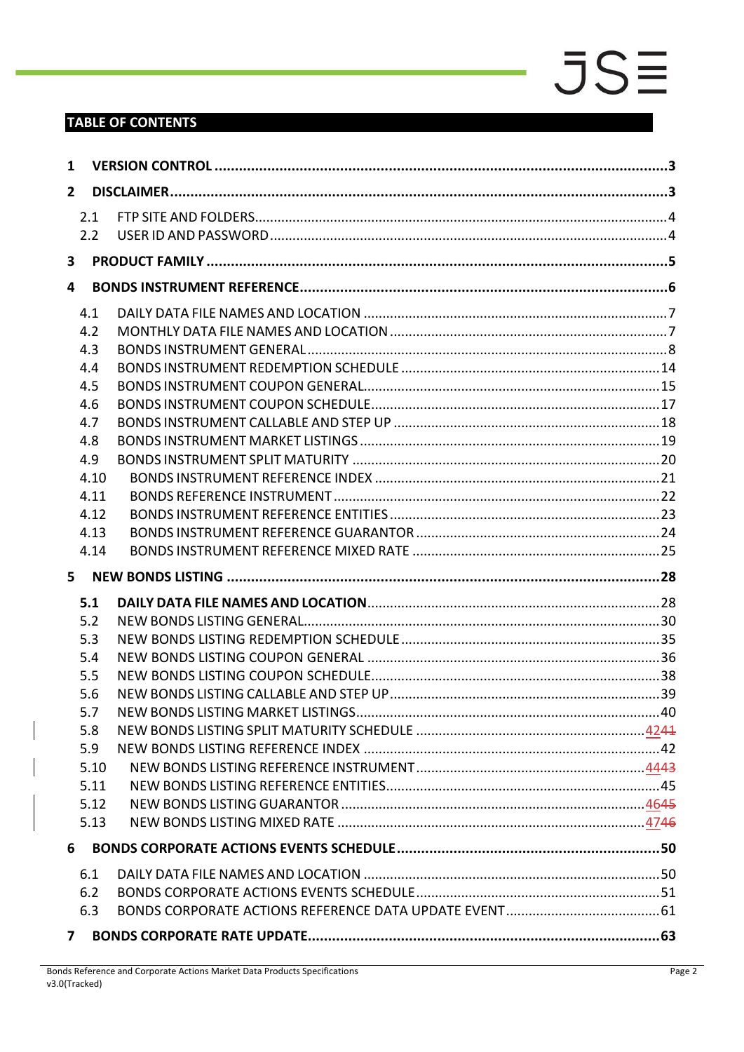## TABLE OF CONTENTS

**1 VERSION CONTROL ........................................................................................................3**

**2 DISCLAIMER...................................................................................................................3**

2.1 FTP SITE AND FOLDERS.....................................................................................................4
2.2 USER ID AND PASSWORD..................................................................................................4

**3 PRODUCT FAMILY .........................................................................................................5**

**4 BONDS INSTRUMENT REFERENCE.................................................................................6**

4.1 DAILY DATA FILE NAMES AND LOCATION ........................................................................7
4.2 MONTHLY DATA FILE NAMES AND LOCATION ..................................................................7
4.3 BONDS INSTRUMENT GENERAL ........................................................................................8
4.4 BONDS INSTRUMENT REDEMPTION SCHEDULE ..............................................................14
4.5 BONDS INSTRUMENT COUPON GENERAL.......................................................................15
4.6 BONDS INSTRUMENT COUPON SCHEDULE.....................................................................17
4.7 BONDS INSTRUMENT CALLABLE AND STEP UP ...............................................................18
4.8 BONDS INSTRUMENT MARKET LISTINGS ........................................................................19
4.9 BONDS INSTRUMENT SPLIT MATURITY ..........................................................................20
4.10 BONDS INSTRUMENT REFERENCE INDEX .....................................................................21
4.11 BONDS REFERENCE INSTRUMENT ................................................................................22
4.12 BONDS INSTRUMENT REFERENCE ENTITIES ..................................................................23
4.13 BONDS INSTRUMENT REFERENCE GUARANTOR ...........................................................24
4.14 BONDS INSTRUMENT REFERENCE MIXED RATE ............................................................25

**5 NEW BONDS LISTING ..................................................................................................28**

**5.1 DAILY DATA FILE NAMES AND LOCATION.......................................................................28**
5.2 NEW BONDS LISTING GENERAL.......................................................................................30
5.3 NEW BONDS LISTING REDEMPTION SCHEDULE ..............................................................35
5.4 NEW BONDS LISTING COUPON GENERAL .......................................................................36
5.5 NEW BONDS LISTING COUPON SCHEDULE......................................................................38
5.6 NEW BONDS LISTING CALLABLE AND STEP UP.................................................................39
5.7 NEW BONDS LISTING MARKET LISTINGS..........................................................................40
5.8 NEW BONDS LISTING SPLIT MATURITY SCHEDULE .....................................................4241
5.9 NEW BONDS LISTING REFERENCE INDEX ........................................................................42
5.10 NEW BONDS LISTING REFERENCE INSTRUMENT .......................................................4443
5.11 NEW BONDS LISTING REFERENCE ENTITIES...................................................................45
5.12 NEW BONDS LISTING GUARANTOR ...........................................................................4645
5.13 NEW BONDS LISTING MIXED RATE ............................................................................4746

**6 BONDS CORPORATE ACTIONS EVENTS SCHEDULE.........................................................50**

6.1 DAILY DATA FILE NAMES AND LOCATION .......................................................................50
6.2 BONDS CORPORATE ACTIONS EVENTS SCHEDULE..........................................................51
6.3 BONDS CORPORATE ACTIONS REFERENCE DATA UPDATE EVENT ...................................61

**7 BONDS CORPORATE RATE UPDATE..............................................................................63**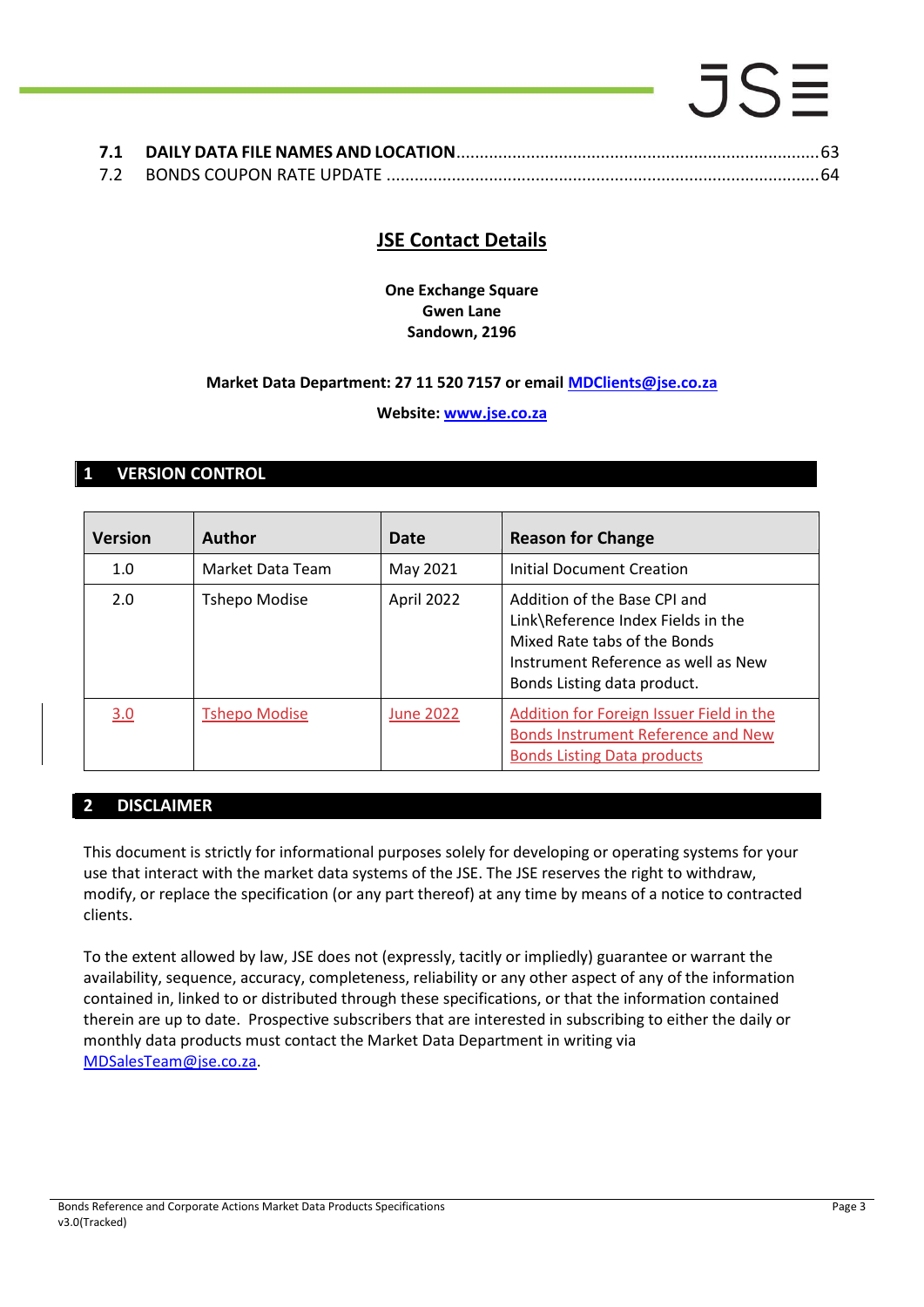**7.1 DAILY DATA FILE NAMES AND LOCATION** .......................................................................... 63
7.2 BONDS COUPON RATE UPDATE ........................................................................................ 64

## JSE Contact Details

**One Exchange Square**
**Gwen Lane**
**Sandown, 2196**

**Market Data Department: 27 11 520 7157 or email MDClients@jse.co.za**

**Website: www.jse.co.za**

# 1 VERSION CONTROL

| Version | Author | Date | Reason for Change |
|---|---|---|---|
| 1.0 | Market Data Team | May 2021 | Initial Document Creation |
| 2.0 | Tshepo Modise | April 2022 | Addition of the Base CPI and Link\Reference Index Fields in the Mixed Rate tabs of the Bonds Instrument Reference as well as New Bonds Listing data product. |
| 3.0 | Tshepo Modise | June 2022 | Addition for Foreign Issuer Field in the Bonds Instrument Reference and New Bonds Listing Data products |

# 2 DISCLAIMER

This document is strictly for informational purposes solely for developing or operating systems for your use that interact with the market data systems of the JSE. The JSE reserves the right to withdraw, modify, or replace the specification (or any part thereof) at any time by means of a notice to contracted clients.

To the extent allowed by law, JSE does not (expressly, tacitly or impliedly) guarantee or warrant the availability, sequence, accuracy, completeness, reliability or any other aspect of any of the information contained in, linked to or distributed through these specifications, or that the information contained therein are up to date. Prospective subscribers that are interested in subscribing to either the daily or monthly data products must contact the Market Data Department in writing via MDSalesTeam@jse.co.za.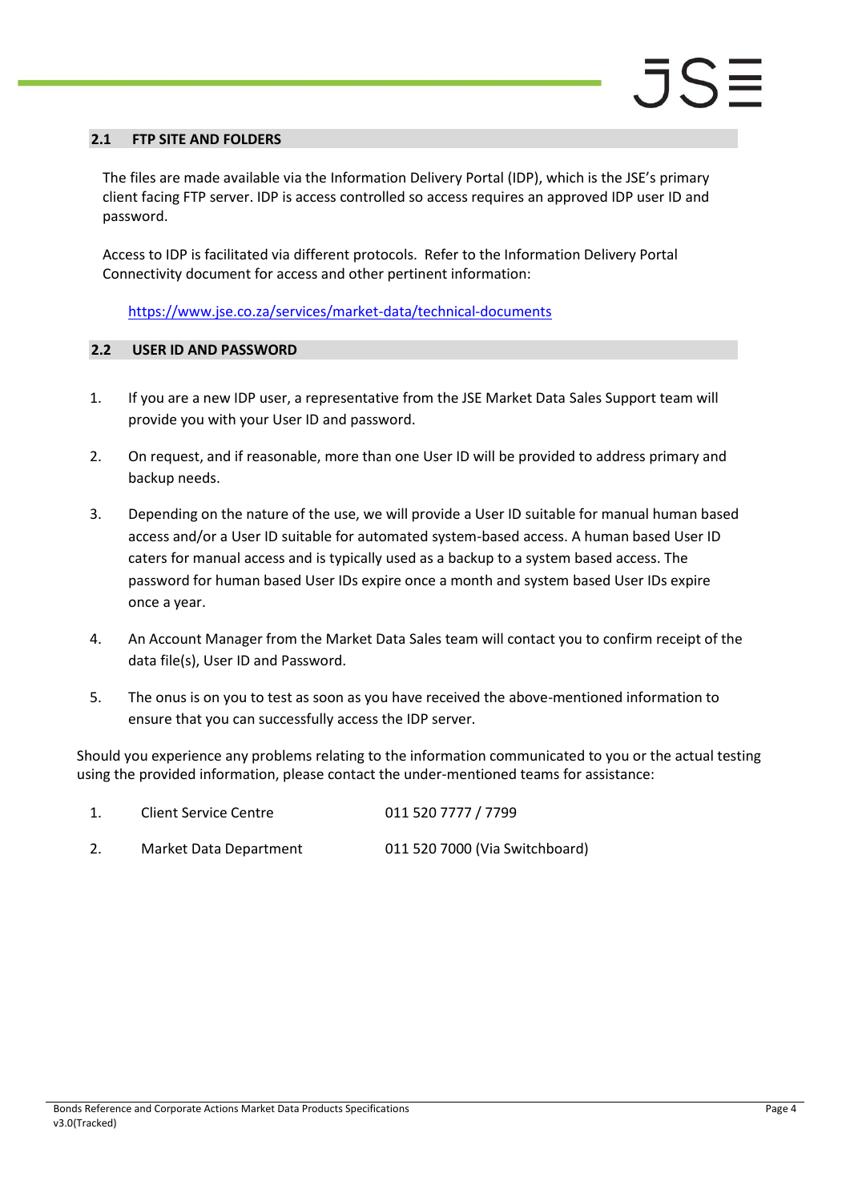## 2.1 FTP SITE AND FOLDERS

The files are made available via the Information Delivery Portal (IDP), which is the JSE's primary client facing FTP server. IDP is access controlled so access requires an approved IDP user ID and password.

Access to IDP is facilitated via different protocols. Refer to the Information Delivery Portal Connectivity document for access and other pertinent information:

https://www.jse.co.za/services/market-data/technical-documents

## 2.2 USER ID AND PASSWORD

1. If you are a new IDP user, a representative from the JSE Market Data Sales Support team will provide you with your User ID and password.

2. On request, and if reasonable, more than one User ID will be provided to address primary and backup needs.

3. Depending on the nature of the use, we will provide a User ID suitable for manual human based access and/or a User ID suitable for automated system-based access. A human based User ID caters for manual access and is typically used as a backup to a system based access. The password for human based User IDs expire once a month and system based User IDs expire once a year.

4. An Account Manager from the Market Data Sales team will contact you to confirm receipt of the data file(s), User ID and Password.

5. The onus is on you to test as soon as you have received the above-mentioned information to ensure that you can successfully access the IDP server.

Should you experience any problems relating to the information communicated to you or the actual testing using the provided information, please contact the under-mentioned teams for assistance:

1. Client Service Centre 011 520 7777 / 7799

2. Market Data Department 011 520 7000 (Via Switchboard)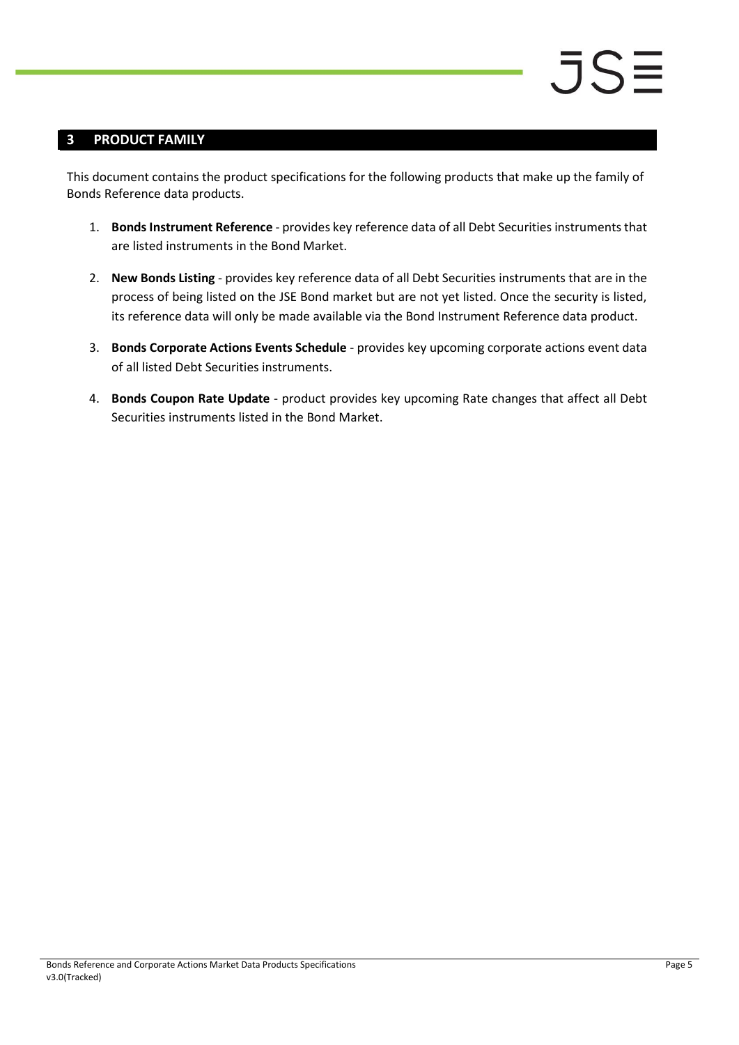## 3 PRODUCT FAMILY

This document contains the product specifications for the following products that make up the family of Bonds Reference data products.

1. **Bonds Instrument Reference** - provides key reference data of all Debt Securities instruments that are listed instruments in the Bond Market.

2. **New Bonds Listing** - provides key reference data of all Debt Securities instruments that are in the process of being listed on the JSE Bond market but are not yet listed. Once the security is listed, its reference data will only be made available via the Bond Instrument Reference data product.

3. **Bonds Corporate Actions Events Schedule** - provides key upcoming corporate actions event data of all listed Debt Securities instruments.

4. **Bonds Coupon Rate Update** - product provides key upcoming Rate changes that affect all Debt Securities instruments listed in the Bond Market.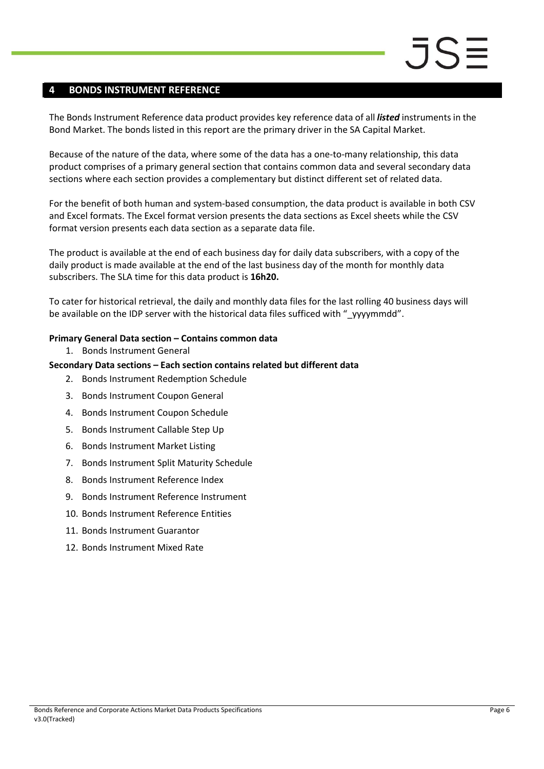## 4 BONDS INSTRUMENT REFERENCE

The Bonds Instrument Reference data product provides key reference data of all ***listed*** instruments in the Bond Market. The bonds listed in this report are the primary driver in the SA Capital Market.

Because of the nature of the data, where some of the data has a one-to-many relationship, this data product comprises of a primary general section that contains common data and several secondary data sections where each section provides a complementary but distinct different set of related data.

For the benefit of both human and system-based consumption, the data product is available in both CSV and Excel formats. The Excel format version presents the data sections as Excel sheets while the CSV format version presents each data section as a separate data file.

The product is available at the end of each business day for daily data subscribers, with a copy of the daily product is made available at the end of the last business day of the month for monthly data subscribers. The SLA time for this data product is **16h20.**

To cater for historical retrieval, the daily and monthly data files for the last rolling 40 business days will be available on the IDP server with the historical data files sufficed with "_yyyymmdd".

**Primary General Data section – Contains common data**

1. Bonds Instrument General

**Secondary Data sections – Each section contains related but different data**

2. Bonds Instrument Redemption Schedule
3. Bonds Instrument Coupon General
4. Bonds Instrument Coupon Schedule
5. Bonds Instrument Callable Step Up
6. Bonds Instrument Market Listing
7. Bonds Instrument Split Maturity Schedule
8. Bonds Instrument Reference Index
9. Bonds Instrument Reference Instrument
10. Bonds Instrument Reference Entities
11. Bonds Instrument Guarantor
12. Bonds Instrument Mixed Rate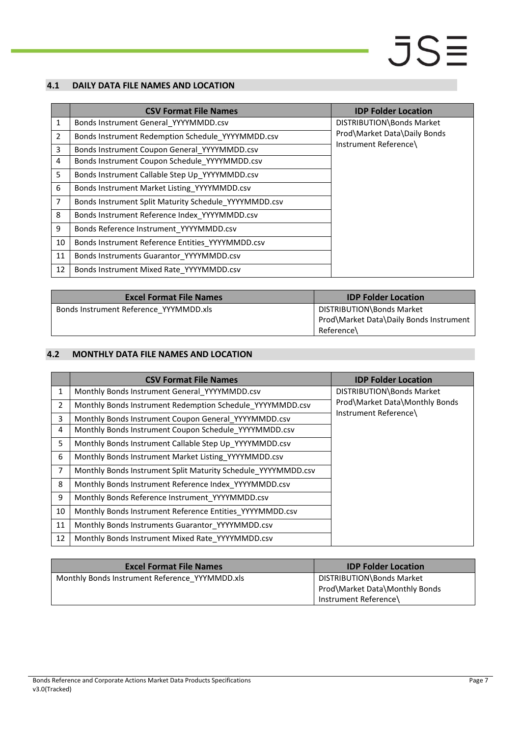## 4.1 DAILY DATA FILE NAMES AND LOCATION

| | CSV Format File Names | IDP Folder Location |
|---|---|---|
| 1 | Bonds Instrument General_YYYYMMDD.csv | DISTRIBUTION\Bonds Market Prod\Market Data\Daily Bonds Instrument Reference\ |
| 2 | Bonds Instrument Redemption Schedule_YYYYMMDD.csv | |
| 3 | Bonds Instrument Coupon General_YYYYMMDD.csv | |
| 4 | Bonds Instrument Coupon Schedule_YYYYMMDD.csv | |
| 5 | Bonds Instrument Callable Step Up_YYYYMMDD.csv | |
| 6 | Bonds Instrument Market Listing_YYYYMMDD.csv | |
| 7 | Bonds Instrument Split Maturity Schedule_YYYYMMDD.csv | |
| 8 | Bonds Instrument Reference Index_YYYYMMDD.csv | |
| 9 | Bonds Reference Instrument_YYYYMMDD.csv | |
| 10 | Bonds Instrument Reference Entities_YYYYMMDD.csv | |
| 11 | Bonds Instruments Guarantor_YYYYMMDD.csv | |
| 12 | Bonds Instrument Mixed Rate_YYYYMMDD.csv | |

| Excel Format File Names | IDP Folder Location |
|---|---|
| Bonds Instrument Reference_YYYMMDD.xls | DISTRIBUTION\Bonds Market Prod\Market Data\Daily Bonds Instrument Reference\ |

## 4.2 MONTHLY DATA FILE NAMES AND LOCATION

| | CSV Format File Names | IDP Folder Location |
|---|---|---|
| 1 | Monthly Bonds Instrument General_YYYYMMDD.csv | DISTRIBUTION\Bonds Market Prod\Market Data\Monthly Bonds Instrument Reference\ |
| 2 | Monthly Bonds Instrument Redemption Schedule_YYYYMMDD.csv | |
| 3 | Monthly Bonds Instrument Coupon General_YYYYMMDD.csv | |
| 4 | Monthly Bonds Instrument Coupon Schedule_YYYYMMDD.csv | |
| 5 | Monthly Bonds Instrument Callable Step Up_YYYYMMDD.csv | |
| 6 | Monthly Bonds Instrument Market Listing_YYYYMMDD.csv | |
| 7 | Monthly Bonds Instrument Split Maturity Schedule_YYYYMMDD.csv | |
| 8 | Monthly Bonds Instrument Reference Index_YYYYMMDD.csv | |
| 9 | Monthly Bonds Reference Instrument_YYYYMMDD.csv | |
| 10 | Monthly Bonds Instrument Reference Entities_YYYYMMDD.csv | |
| 11 | Monthly Bonds Instruments Guarantor_YYYYMMDD.csv | |
| 12 | Monthly Bonds Instrument Mixed Rate_YYYYMMDD.csv | |

| Excel Format File Names | IDP Folder Location |
|---|---|
| Monthly Bonds Instrument Reference_YYYMMDD.xls | DISTRIBUTION\Bonds Market Prod\Market Data\Monthly Bonds Instrument Reference\ |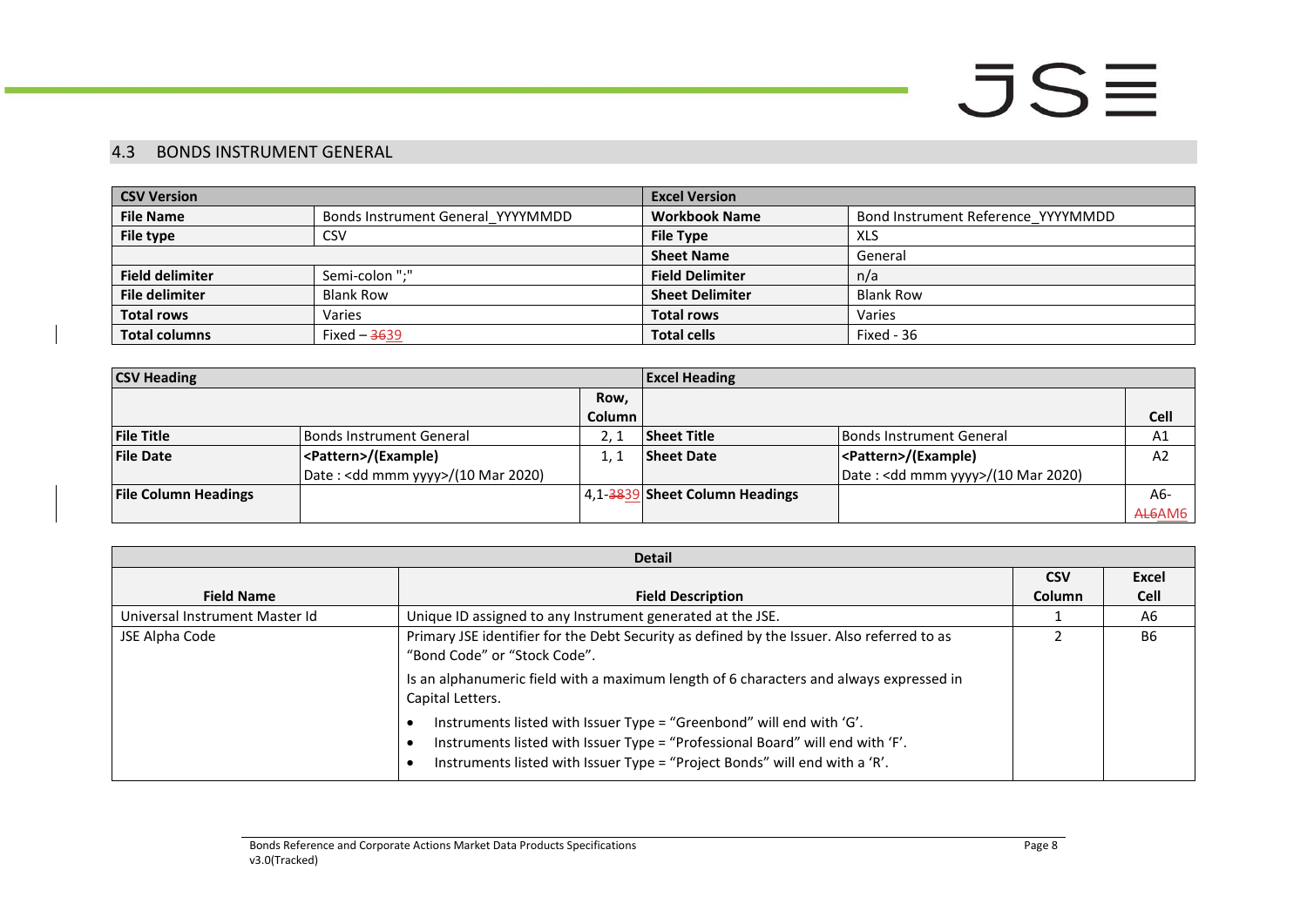## 4.3 BONDS INSTRUMENT GENERAL

| CSV Version | | Excel Version | |
|---|---|---|---|
| **File Name** | Bonds Instrument General_YYYYMMDD | **Workbook Name** | Bond Instrument Reference_YYYYMMDD |
| **File type** | CSV | **File Type** | XLS |
| | | **Sheet Name** | General |
| **Field delimiter** | Semi-colon ";" | **Field Delimiter** | n/a |
| **File delimiter** | Blank Row | **Sheet Delimiter** | Blank Row |
| **Total rows** | Varies | **Total rows** | Varies |
| **Total columns** | Fixed – ~~36~~39 | **Total cells** | Fixed - 36 |

| CSV Heading | | | Excel Heading | | |
|---|---|---|---|---|---|
| | | Row, Column | | | Cell |
| **File Title** | Bonds Instrument General | 2, 1 | **Sheet Title** | Bonds Instrument General | A1 |
| **File Date** | **<Pattern>/(Example)** Date : <dd mmm yyyy>/(10 Mar 2020) | 1, 1 | **Sheet Date** | **<Pattern>/(Example)** Date : <dd mmm yyyy>/(10 Mar 2020) | A2 |
| **File Column Headings** | | 4,1-~~38~~39 | **Sheet Column Headings** | | A6-~~AL6~~AM6 |

| Detail | | | |
|---|---|---|---|
| **Field Name** | **Field Description** | **CSV Column** | **Excel Cell** |
| Universal Instrument Master Id | Unique ID assigned to any Instrument generated at the JSE. | 1 | A6 |
| JSE Alpha Code | Primary JSE identifier for the Debt Security as defined by the Issuer. Also referred to as "Bond Code" or "Stock Code".<br><br>Is an alphanumeric field with a maximum length of 6 characters and always expressed in Capital Letters.<br><br>• Instruments listed with Issuer Type = "Greenbond" will end with 'G'.<br>• Instruments listed with Issuer Type = "Professional Board" will end with 'F'.<br>• Instruments listed with Issuer Type = "Project Bonds" will end with a 'R'. | 2 | B6 |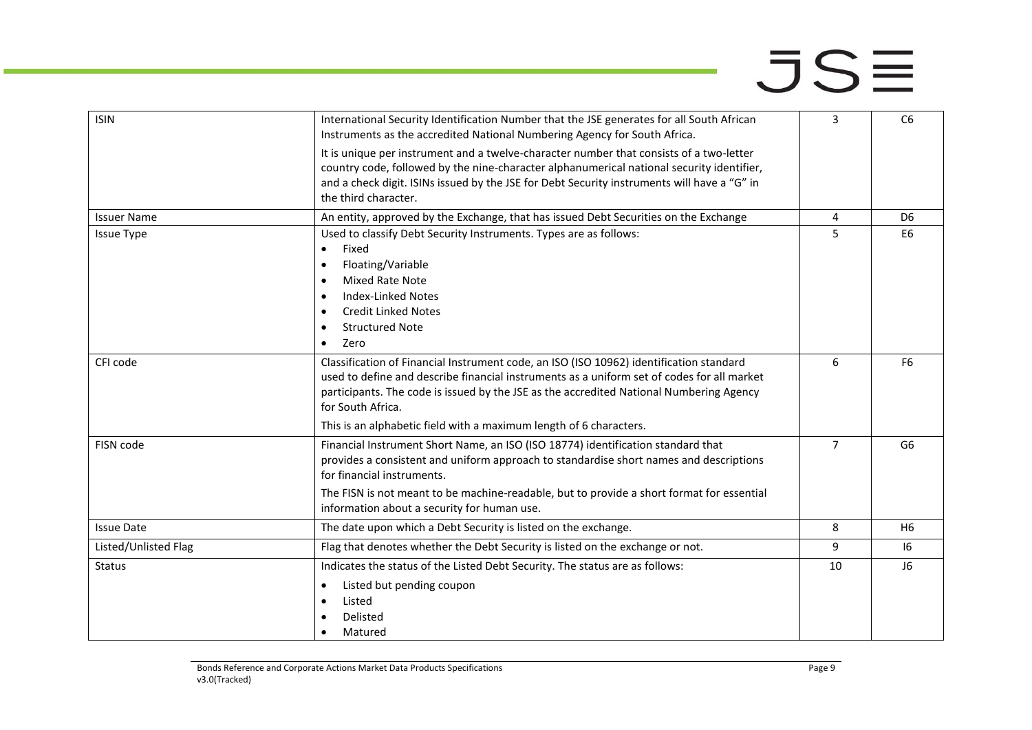| ISIN | International Security Identification Number that the JSE generates for all South African Instruments as the accredited National Numbering Agency for South Africa.<br><br>It is unique per instrument and a twelve-character number that consists of a two-letter country code, followed by the nine-character alphanumerical national security identifier, and a check digit. ISINs issued by the JSE for Debt Security instruments will have a "G" in the third character. | 3 | C6 |
|---|---|---|---|
| Issuer Name | An entity, approved by the Exchange, that has issued Debt Securities on the Exchange | 4 | D6 |
| Issue Type | Used to classify Debt Security Instruments. Types are as follows:<br>• Fixed<br>• Floating/Variable<br>• Mixed Rate Note<br>• Index-Linked Notes<br>• Credit Linked Notes<br>• Structured Note<br>• Zero | 5 | E6 |
| CFI code | Classification of Financial Instrument code, an ISO (ISO 10962) identification standard used to define and describe financial instruments as a uniform set of codes for all market participants. The code is issued by the JSE as the accredited National Numbering Agency for South Africa.<br><br>This is an alphabetic field with a maximum length of 6 characters. | 6 | F6 |
| FISN code | Financial Instrument Short Name, an ISO (ISO 18774) identification standard that provides a consistent and uniform approach to standardise short names and descriptions for financial instruments.<br><br>The FISN is not meant to be machine-readable, but to provide a short format for essential information about a security for human use. | 7 | G6 |
| Issue Date | The date upon which a Debt Security is listed on the exchange. | 8 | H6 |
| Listed/Unlisted Flag | Flag that denotes whether the Debt Security is listed on the exchange or not. | 9 | I6 |
| Status | Indicates the status of the Listed Debt Security. The status are as follows:<br>• Listed but pending coupon<br>• Listed<br>• Delisted<br>• Matured | 10 | J6 |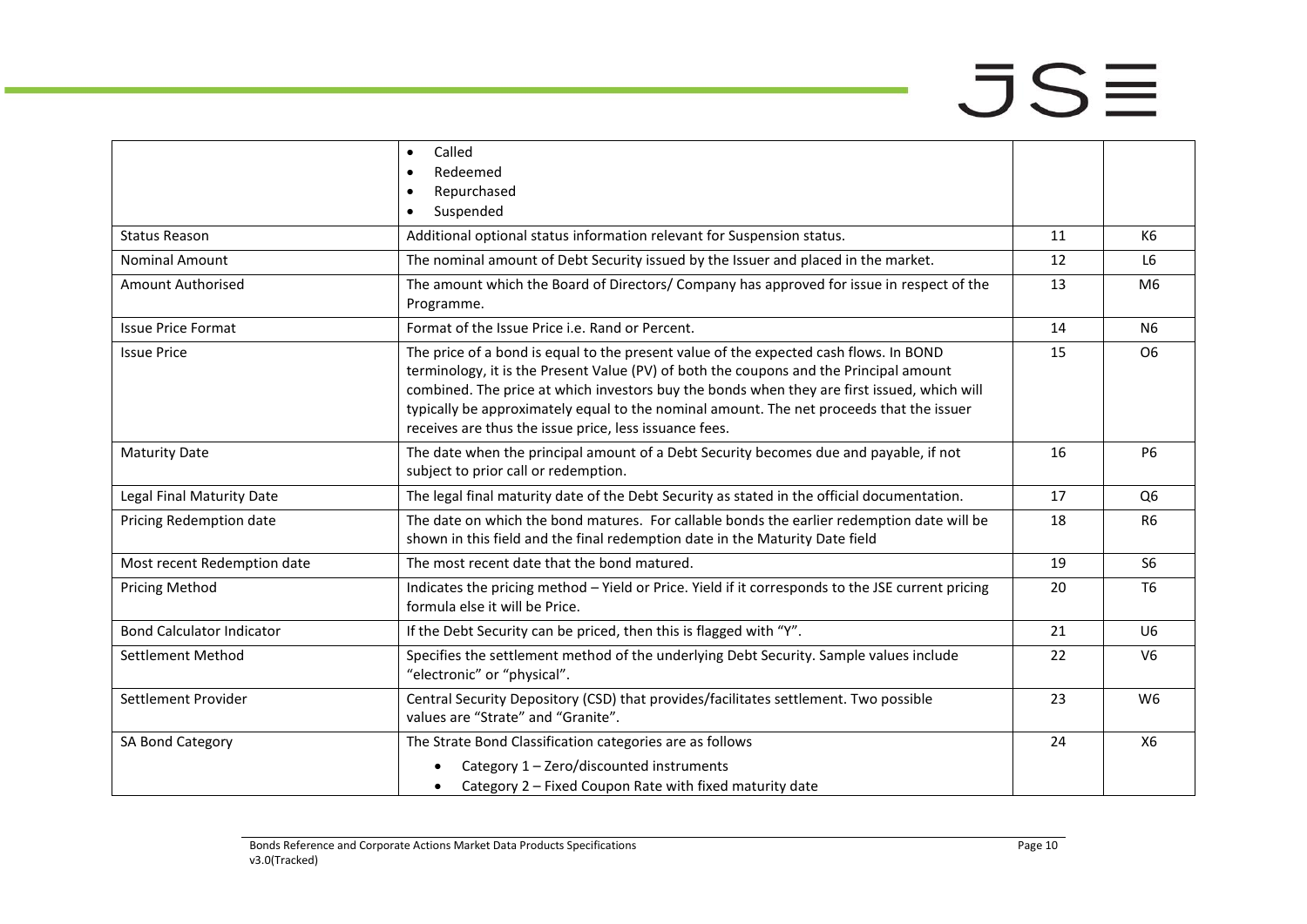|  |  |  |  |
|---|---|---|---|
|  | • Called<br>• Redeemed<br>• Repurchased<br>• Suspended |  |  |
| Status Reason | Additional optional status information relevant for Suspension status. | 11 | K6 |
| Nominal Amount | The nominal amount of Debt Security issued by the Issuer and placed in the market. | 12 | L6 |
| Amount Authorised | The amount which the Board of Directors/ Company has approved for issue in respect of the Programme. | 13 | M6 |
| Issue Price Format | Format of the Issue Price i.e. Rand or Percent. | 14 | N6 |
| Issue Price | The price of a bond is equal to the present value of the expected cash flows. In BOND terminology, it is the Present Value (PV) of both the coupons and the Principal amount combined. The price at which investors buy the bonds when they are first issued, which will typically be approximately equal to the nominal amount. The net proceeds that the issuer receives are thus the issue price, less issuance fees. | 15 | O6 |
| Maturity Date | The date when the principal amount of a Debt Security becomes due and payable, if not subject to prior call or redemption. | 16 | P6 |
| Legal Final Maturity Date | The legal final maturity date of the Debt Security as stated in the official documentation. | 17 | Q6 |
| Pricing Redemption date | The date on which the bond matures. For callable bonds the earlier redemption date will be shown in this field and the final redemption date in the Maturity Date field | 18 | R6 |
| Most recent Redemption date | The most recent date that the bond matured. | 19 | S6 |
| Pricing Method | Indicates the pricing method – Yield or Price. Yield if it corresponds to the JSE current pricing formula else it will be Price. | 20 | T6 |
| Bond Calculator Indicator | If the Debt Security can be priced, then this is flagged with "Y". | 21 | U6 |
| Settlement Method | Specifies the settlement method of the underlying Debt Security. Sample values include "electronic" or "physical". | 22 | V6 |
| Settlement Provider | Central Security Depository (CSD) that provides/facilitates settlement. Two possible values are "Strate" and "Granite". | 23 | W6 |
| SA Bond Category | The Strate Bond Classification categories are as follows<br>• Category 1 – Zero/discounted instruments<br>• Category 2 – Fixed Coupon Rate with fixed maturity date | 24 | X6 |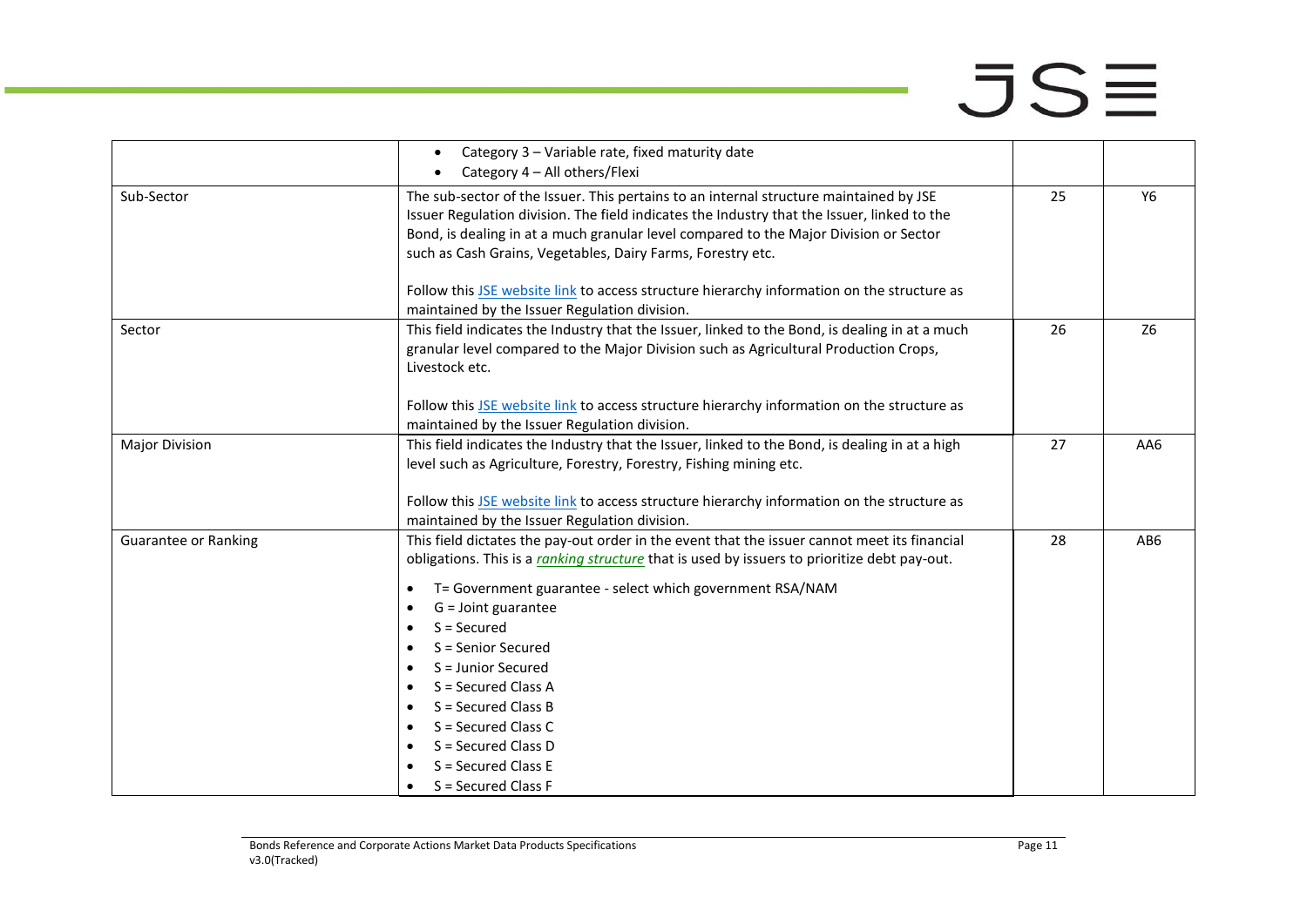| | | | |
|---|---|---|---|
| | • Category 3 – Variable rate, fixed maturity date<br>• Category 4 – All others/Flexi | | |
| Sub-Sector | The sub-sector of the Issuer. This pertains to an internal structure maintained by JSE Issuer Regulation division. The field indicates the Industry that the Issuer, linked to the Bond, is dealing in at a much granular level compared to the Major Division or Sector such as Cash Grains, Vegetables, Dairy Farms, Forestry etc.<br><br>Follow this JSE website link to access structure hierarchy information on the structure as maintained by the Issuer Regulation division. | 25 | Y6 |
| Sector | This field indicates the Industry that the Issuer, linked to the Bond, is dealing in at a much granular level compared to the Major Division such as Agricultural Production Crops, Livestock etc.<br><br>Follow this JSE website link to access structure hierarchy information on the structure as maintained by the Issuer Regulation division. | 26 | Z6 |
| Major Division | This field indicates the Industry that the Issuer, linked to the Bond, is dealing in at a high level such as Agriculture, Forestry, Forestry, Fishing mining etc.<br><br>Follow this JSE website link to access structure hierarchy information on the structure as maintained by the Issuer Regulation division. | 27 | AA6 |
| Guarantee or Ranking | This field dictates the pay-out order in the event that the issuer cannot meet its financial obligations. This is a *ranking structure* that is used by issuers to prioritize debt pay-out.<br><br>• T= Government guarantee - select which government RSA/NAM<br>• G = Joint guarantee<br>• S = Secured<br>• S = Senior Secured<br>• S = Junior Secured<br>• S = Secured Class A<br>• S = Secured Class B<br>• S = Secured Class C<br>• S = Secured Class D<br>• S = Secured Class E<br>• S = Secured Class F | 28 | AB6 |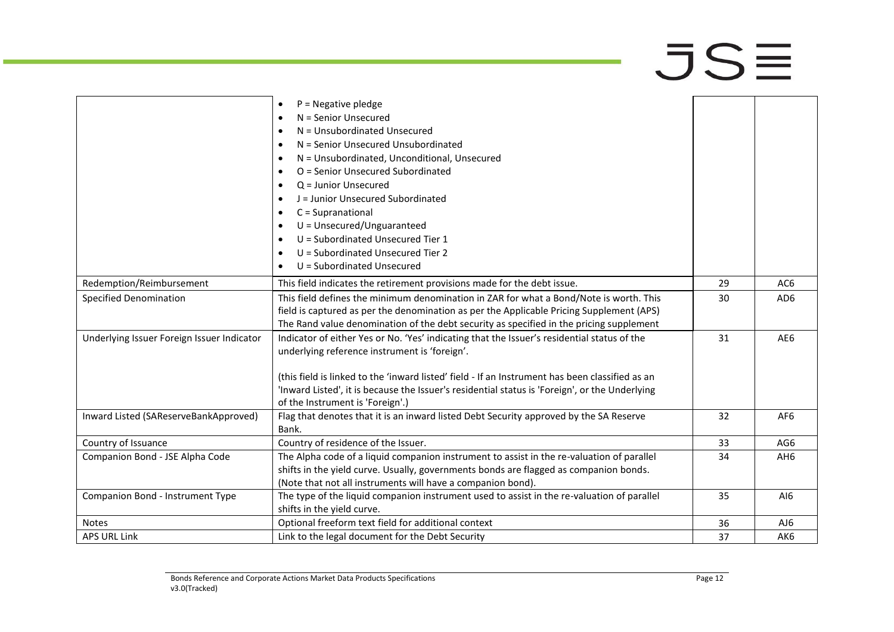| | | | |
|---|---|---|---|
| | • P = Negative pledge<br>• N = Senior Unsecured<br>• N = Unsubordinated Unsecured<br>• N = Senior Unsecured Unsubordinated<br>• N = Unsubordinated, Unconditional, Unsecured<br>• O = Senior Unsecured Subordinated<br>• Q = Junior Unsecured<br>• J = Junior Unsecured Subordinated<br>• C = Supranational<br>• U = Unsecured/Unguaranteed<br>• U = Subordinated Unsecured Tier 1<br>• U = Subordinated Unsecured Tier 2<br>• U = Subordinated Unsecured | | |
| Redemption/Reimbursement | This field indicates the retirement provisions made for the debt issue. | 29 | AC6 |
| Specified Denomination | This field defines the minimum denomination in ZAR for what a Bond/Note is worth. This field is captured as per the denomination as per the Applicable Pricing Supplement (APS) The Rand value denomination of the debt security as specified in the pricing supplement | 30 | AD6 |
| Underlying Issuer Foreign Issuer Indicator | Indicator of either Yes or No. 'Yes' indicating that the Issuer's residential status of the underlying reference instrument is 'foreign'.<br><br>(this field is linked to the 'inward listed' field - If an Instrument has been classified as an 'Inward Listed', it is because the Issuer's residential status is 'Foreign', or the Underlying of the Instrument is 'Foreign'.) | 31 | AE6 |
| Inward Listed (SAReserveBankApproved) | Flag that denotes that it is an inward listed Debt Security approved by the SA Reserve Bank. | 32 | AF6 |
| Country of Issuance | Country of residence of the Issuer. | 33 | AG6 |
| Companion Bond - JSE Alpha Code | The Alpha code of a liquid companion instrument to assist in the re-valuation of parallel shifts in the yield curve. Usually, governments bonds are flagged as companion bonds. (Note that not all instruments will have a companion bond). | 34 | AH6 |
| Companion Bond - Instrument Type | The type of the liquid companion instrument used to assist in the re-valuation of parallel shifts in the yield curve. | 35 | AI6 |
| Notes | Optional freeform text field for additional context | 36 | AJ6 |
| APS URL Link | Link to the legal document for the Debt Security | 37 | AK6 |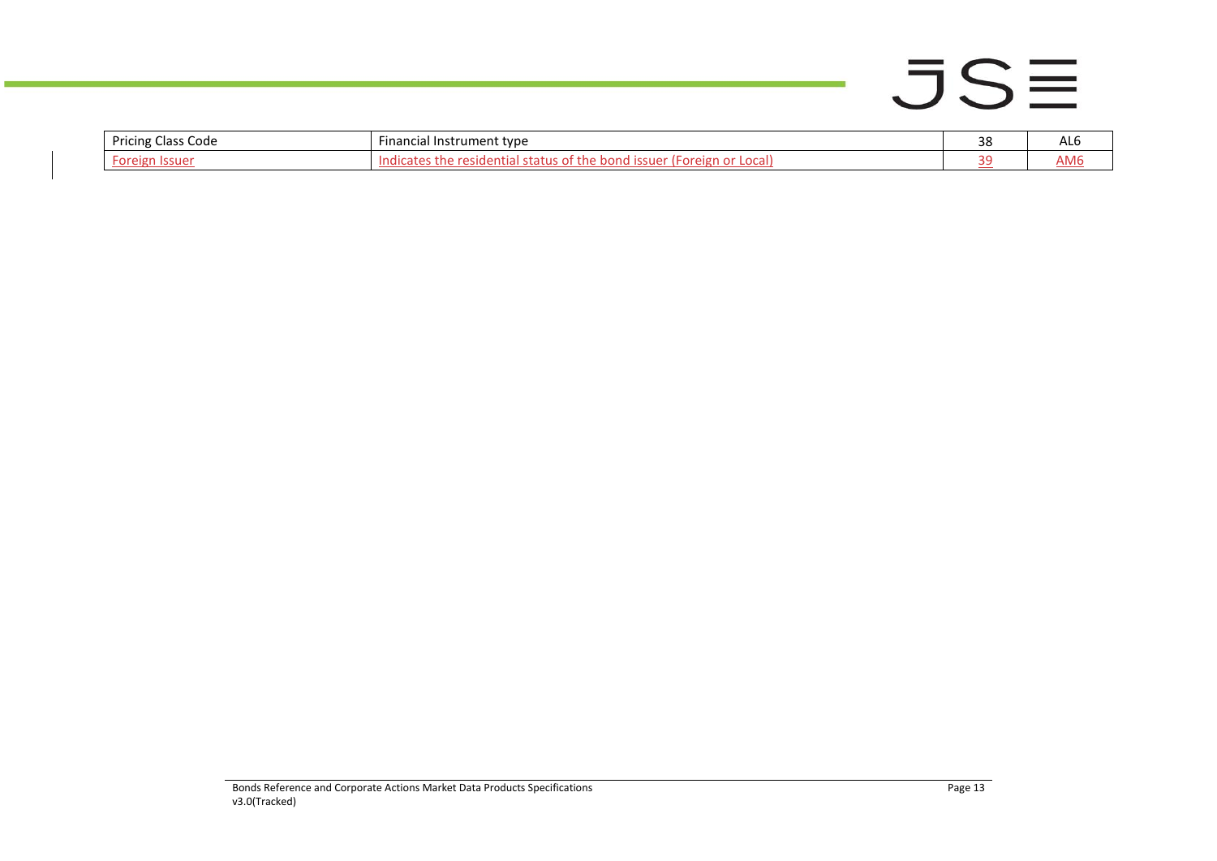| Pricing Class Code | Financial Instrument type | 38 | AL6 |
|---|---|---|---|
| Foreign Issuer | Indicates the residential status of the bond issuer (Foreign or Local) | 39 | AM6 |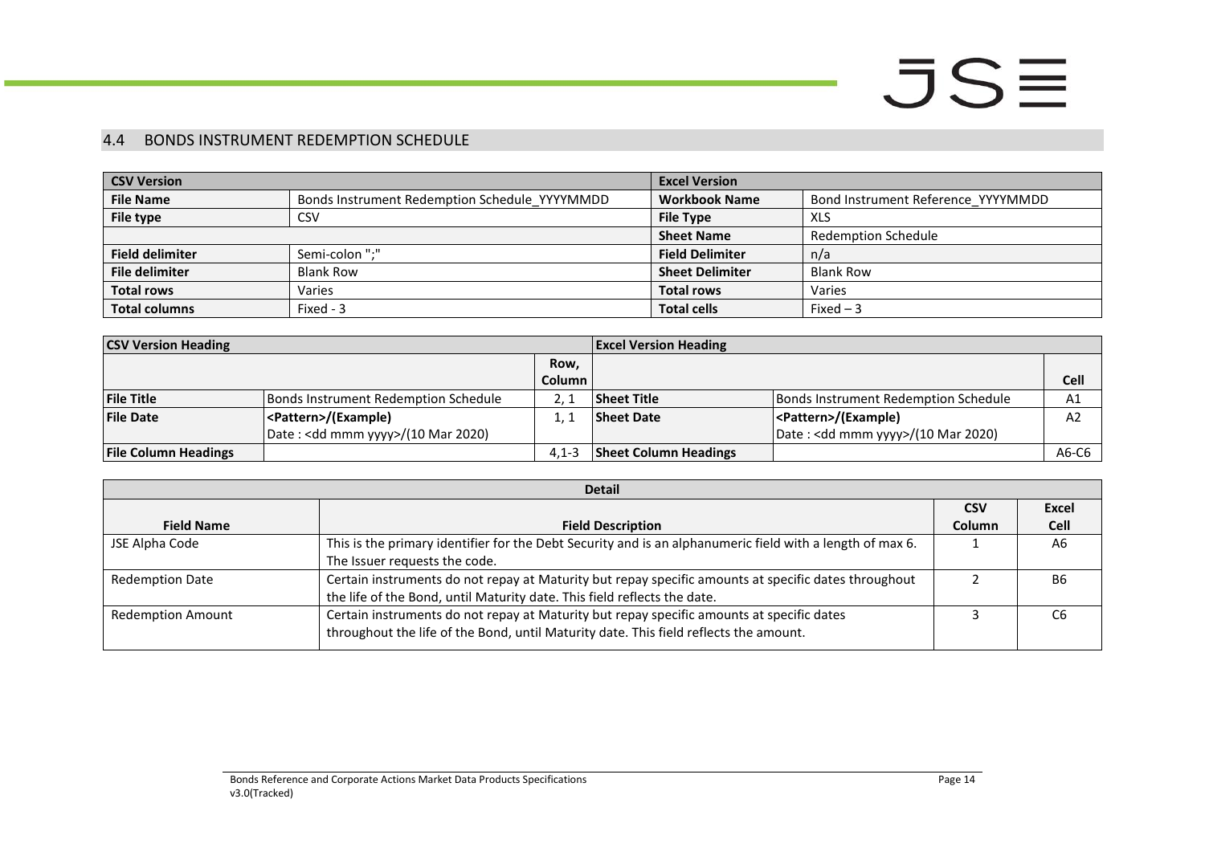## 4.4 BONDS INSTRUMENT REDEMPTION SCHEDULE

| CSV Version | | Excel Version | |
|---|---|---|---|
| **File Name** | Bonds Instrument Redemption Schedule_YYYYMMDD | **Workbook Name** | Bond Instrument Reference_YYYYMMDD |
| **File type** | CSV | **File Type** | XLS |
| | | **Sheet Name** | Redemption Schedule |
| **Field delimiter** | Semi-colon ";" | **Field Delimiter** | n/a |
| **File delimiter** | Blank Row | **Sheet Delimiter** | Blank Row |
| **Total rows** | Varies | **Total rows** | Varies |
| **Total columns** | Fixed - 3 | **Total cells** | Fixed – 3 |

| CSV Version Heading | | | Excel Version Heading | | |
|---|---|---|---|---|---|
| | | **Row, Column** | | | **Cell** |
| **File Title** | Bonds Instrument Redemption Schedule | 2, 1 | **Sheet Title** | Bonds Instrument Redemption Schedule | A1 |
| **File Date** | **<Pattern>/(Example)** Date : <dd mmm yyyy>/(10 Mar 2020) | 1, 1 | **Sheet Date** | **<Pattern>/(Example)** Date : <dd mmm yyyy>/(10 Mar 2020) | A2 |
| **File Column Headings** | | 4,1-3 | **Sheet Column Headings** | | A6-C6 |

| Detail | | | |
|---|---|---|---|
| **Field Name** | **Field Description** | **CSV Column** | **Excel Cell** |
| JSE Alpha Code | This is the primary identifier for the Debt Security and is an alphanumeric field with a length of max 6. The Issuer requests the code. | 1 | A6 |
| Redemption Date | Certain instruments do not repay at Maturity but repay specific amounts at specific dates throughout the life of the Bond, until Maturity date. This field reflects the date. | 2 | B6 |
| Redemption Amount | Certain instruments do not repay at Maturity but repay specific amounts at specific dates throughout the life of the Bond, until Maturity date. This field reflects the amount. | 3 | C6 |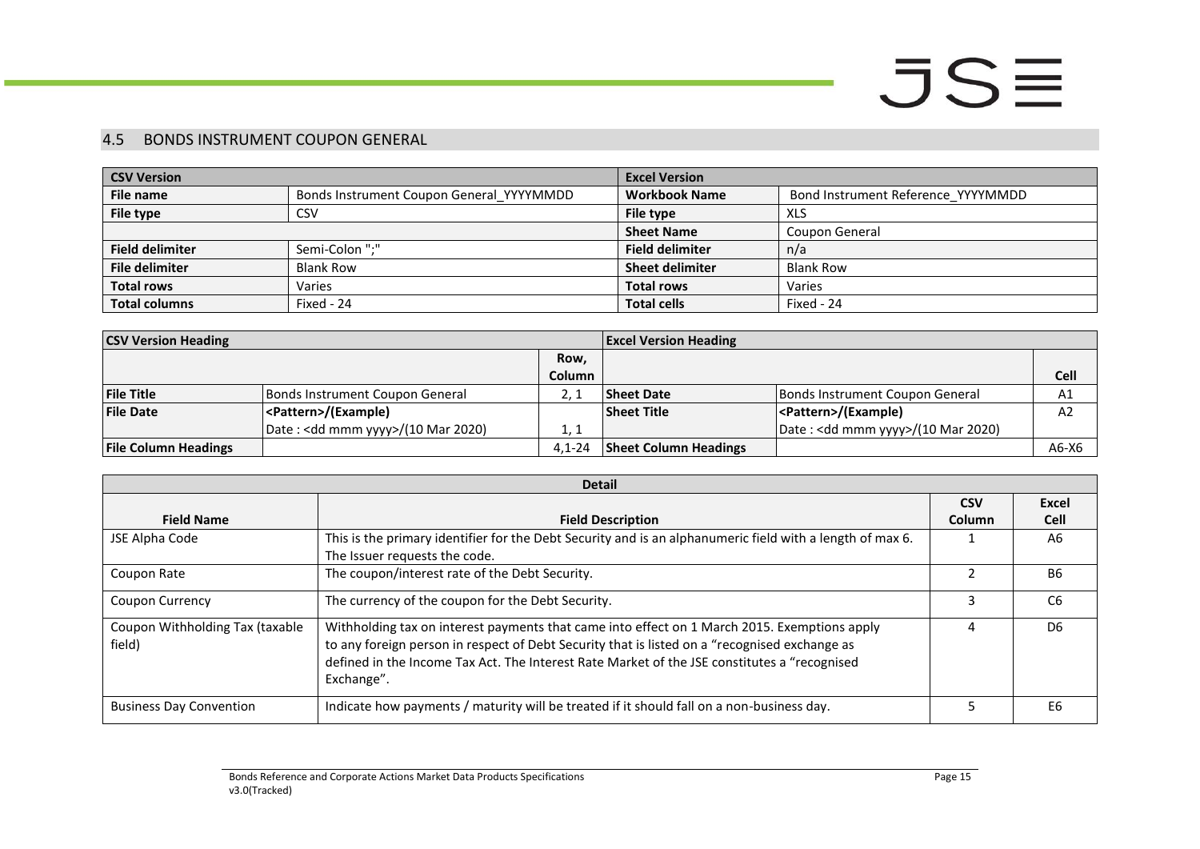## 4.5 BONDS INSTRUMENT COUPON GENERAL

| CSV Version | | Excel Version | |
|---|---|---|---|
| **File name** | Bonds Instrument Coupon General_YYYYMMDD | **Workbook Name** | Bond Instrument Reference_YYYYMMDD |
| **File type** | CSV | **File type** | XLS |
| | | **Sheet Name** | Coupon General |
| **Field delimiter** | Semi-Colon ";" | **Field delimiter** | n/a |
| **File delimiter** | Blank Row | **Sheet delimiter** | Blank Row |
| **Total rows** | Varies | **Total rows** | Varies |
| **Total columns** | Fixed - 24 | **Total cells** | Fixed - 24 |

| CSV Version Heading | | | Excel Version Heading | | |
|---|---|---|---|---|---|
| | | **Row, Column** | | | **Cell** |
| **File Title** | Bonds Instrument Coupon General | 2, 1 | **Sheet Date** | Bonds Instrument Coupon General | A1 |
| **File Date** | **<Pattern>/(Example)** Date : <dd mmm yyyy>/(10 Mar 2020) | 1, 1 | **Sheet Title** | **<Pattern>/(Example)** Date : <dd mmm yyyy>/(10 Mar 2020) | A2 |
| **File Column Headings** | | 4,1-24 | **Sheet Column Headings** | | A6-X6 |

| Detail | | | |
|---|---|---|---|
| **Field Name** | **Field Description** | **CSV Column** | **Excel Cell** |
| JSE Alpha Code | This is the primary identifier for the Debt Security and is an alphanumeric field with a length of max 6. The Issuer requests the code. | 1 | A6 |
| Coupon Rate | The coupon/interest rate of the Debt Security. | 2 | B6 |
| Coupon Currency | The currency of the coupon for the Debt Security. | 3 | C6 |
| Coupon Withholding Tax (taxable field) | Withholding tax on interest payments that came into effect on 1 March 2015. Exemptions apply to any foreign person in respect of Debt Security that is listed on a "recognised exchange as defined in the Income Tax Act. The Interest Rate Market of the JSE constitutes a "recognised Exchange". | 4 | D6 |
| Business Day Convention | Indicate how payments / maturity will be treated if it should fall on a non-business day. | 5 | E6 |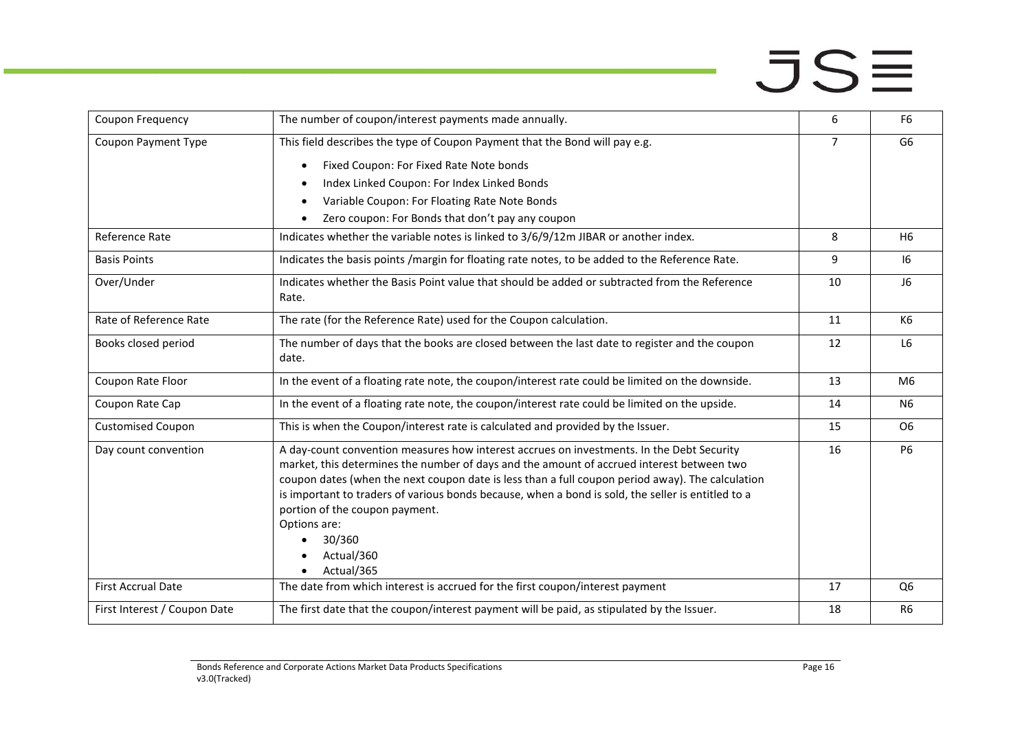| Coupon Frequency | The number of coupon/interest payments made annually. | 6 | F6 |
|---|---|---|---|
| Coupon Payment Type | This field describes the type of Coupon Payment that the Bond will pay e.g.<br>• Fixed Coupon: For Fixed Rate Note bonds<br>• Index Linked Coupon: For Index Linked Bonds<br>• Variable Coupon: For Floating Rate Note Bonds<br>• Zero coupon: For Bonds that don't pay any coupon | 7 | G6 |
| Reference Rate | Indicates whether the variable notes is linked to 3/6/9/12m JIBAR or another index. | 8 | H6 |
| Basis Points | Indicates the basis points /margin for floating rate notes, to be added to the Reference Rate. | 9 | I6 |
| Over/Under | Indicates whether the Basis Point value that should be added or subtracted from the Reference Rate. | 10 | J6 |
| Rate of Reference Rate | The rate (for the Reference Rate) used for the Coupon calculation. | 11 | K6 |
| Books closed period | The number of days that the books are closed between the last date to register and the coupon date. | 12 | L6 |
| Coupon Rate Floor | In the event of a floating rate note, the coupon/interest rate could be limited on the downside. | 13 | M6 |
| Coupon Rate Cap | In the event of a floating rate note, the coupon/interest rate could be limited on the upside. | 14 | N6 |
| Customised Coupon | This is when the Coupon/interest rate is calculated and provided by the Issuer. | 15 | O6 |
| Day count convention | A day-count convention measures how interest accrues on investments. In the Debt Security market, this determines the number of days and the amount of accrued interest between two coupon dates (when the next coupon date is less than a full coupon period away). The calculation is important to traders of various bonds because, when a bond is sold, the seller is entitled to a portion of the coupon payment.<br>Options are:<br>• 30/360<br>• Actual/360<br>• Actual/365 | 16 | P6 |
| First Accrual Date | The date from which interest is accrued for the first coupon/interest payment | 17 | Q6 |
| First Interest / Coupon Date | The first date that the coupon/interest payment will be paid, as stipulated by the Issuer. | 18 | R6 |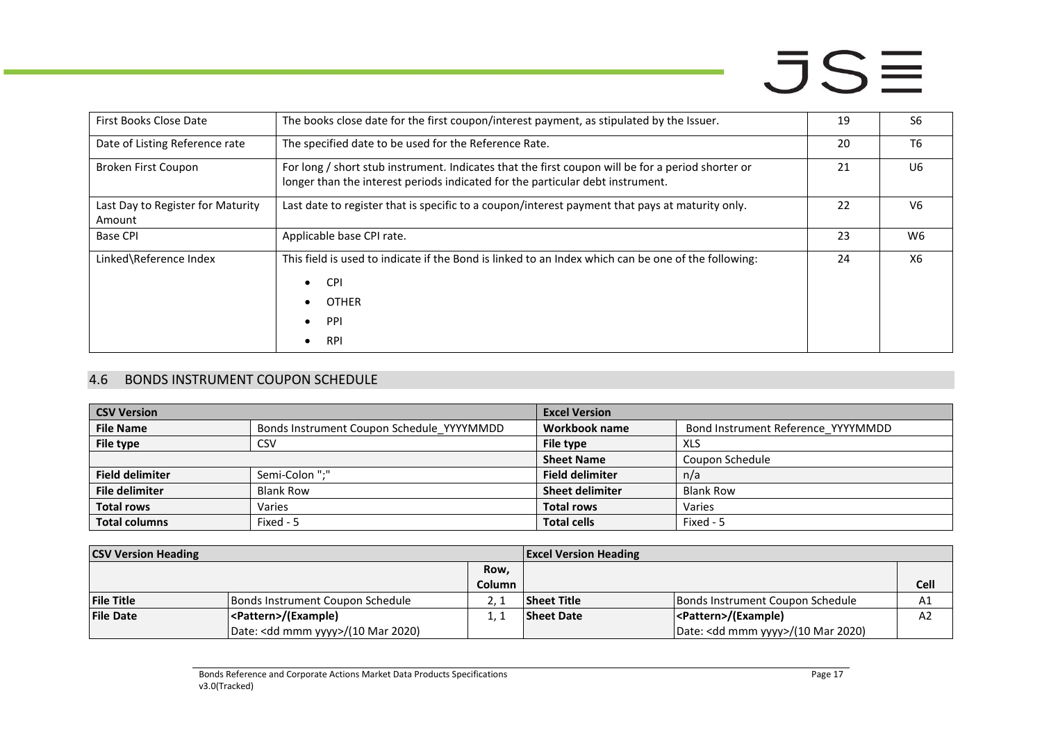| | | | |
|---|---|---|---|
| First Books Close Date | The books close date for the first coupon/interest payment, as stipulated by the Issuer. | 19 | S6 |
| Date of Listing Reference rate | The specified date to be used for the Reference Rate. | 20 | T6 |
| Broken First Coupon | For long / short stub instrument. Indicates that the first coupon will be for a period shorter or longer than the interest periods indicated for the particular debt instrument. | 21 | U6 |
| Last Day to Register for Maturity Amount | Last date to register that is specific to a coupon/interest payment that pays at maturity only. | 22 | V6 |
| Base CPI | Applicable base CPI rate. | 23 | W6 |
| Linked\Reference Index | This field is used to indicate if the Bond is linked to an Index which can be one of the following:<br>• CPI<br>• OTHER<br>• PPI<br>• RPI | 24 | X6 |

## 4.6 BONDS INSTRUMENT COUPON SCHEDULE

| **CSV Version** | | **Excel Version** | |
|---|---|---|---|
| **File Name** | Bonds Instrument Coupon Schedule_YYYYMMDD | **Workbook name** | Bond Instrument Reference_YYYYMMDD |
| **File type** | CSV | **File type** | XLS |
| | | **Sheet Name** | Coupon Schedule |
| **Field delimiter** | Semi-Colon ";" | **Field delimiter** | n/a |
| **File delimiter** | Blank Row | **Sheet delimiter** | Blank Row |
| **Total rows** | Varies | **Total rows** | Varies |
| **Total columns** | Fixed - 5 | **Total cells** | Fixed - 5 |

| **CSV Version Heading** | | | **Excel Version Heading** | | |
|---|---|---|---|---|---|
| | | **Row, Column** | | | **Cell** |
| **File Title** | Bonds Instrument Coupon Schedule | 2, 1 | **Sheet Title** | Bonds Instrument Coupon Schedule | A1 |
| **File Date** | **<Pattern>/(Example)**<br>Date: <dd mmm yyyy>/(10 Mar 2020) | 1, 1 | **Sheet Date** | **<Pattern>/(Example)**<br>Date: <dd mmm yyyy>/(10 Mar 2020) | A2 |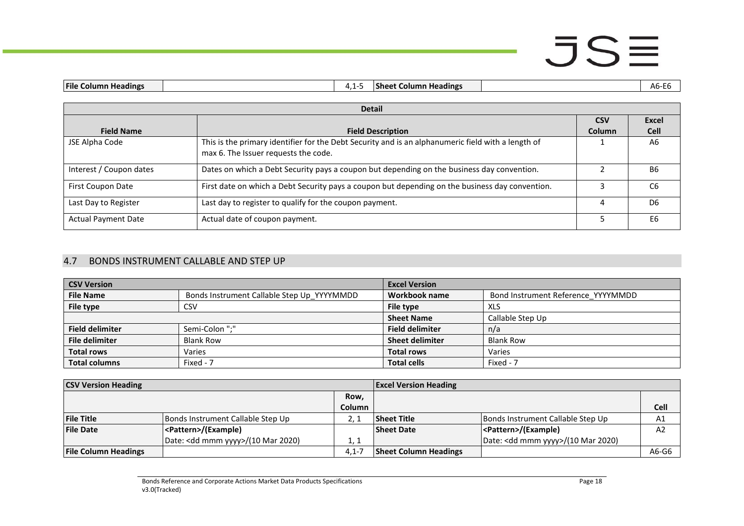| File Column Headings | | 4,1-5 | Sheet Column Headings | | A6-E6 |
|---|---|---|---|---|---|

| Detail | | | |
|---|---|---|---|
| **Field Name** | **Field Description** | **CSV Column** | **Excel Cell** |
| JSE Alpha Code | This is the primary identifier for the Debt Security and is an alphanumeric field with a length of max 6. The Issuer requests the code. | 1 | A6 |
| Interest / Coupon dates | Dates on which a Debt Security pays a coupon but depending on the business day convention. | 2 | B6 |
| First Coupon Date | First date on which a Debt Security pays a coupon but depending on the business day convention. | 3 | C6 |
| Last Day to Register | Last day to register to qualify for the coupon payment. | 4 | D6 |
| Actual Payment Date | Actual date of coupon payment. | 5 | E6 |

## 4.7 BONDS INSTRUMENT CALLABLE AND STEP UP

| CSV Version | | Excel Version | |
|---|---|---|---|
| **File Name** | Bonds Instrument Callable Step Up_YYYYMMDD | **Workbook name** | Bond Instrument Reference_YYYYMMDD |
| **File type** | CSV | **File type** | XLS |
| | | **Sheet Name** | Callable Step Up |
| **Field delimiter** | Semi-Colon ";" | **Field delimiter** | n/a |
| **File delimiter** | Blank Row | **Sheet delimiter** | Blank Row |
| **Total rows** | Varies | **Total rows** | Varies |
| **Total columns** | Fixed - 7 | **Total cells** | Fixed - 7 |

| CSV Version Heading | | | Excel Version Heading | | |
|---|---|---|---|---|---|
| | | **Row, Column** | | | **Cell** |
| **File Title** | Bonds Instrument Callable Step Up | 2, 1 | **Sheet Title** | Bonds Instrument Callable Step Up | A1 |
| **File Date** | **<Pattern>/(Example)** Date: <dd mmm yyyy>/(10 Mar 2020) | 1, 1 | **Sheet Date** | **<Pattern>/(Example)** Date: <dd mmm yyyy>/(10 Mar 2020) | A2 |
| **File Column Headings** | | 4,1-7 | **Sheet Column Headings** | | A6-G6 |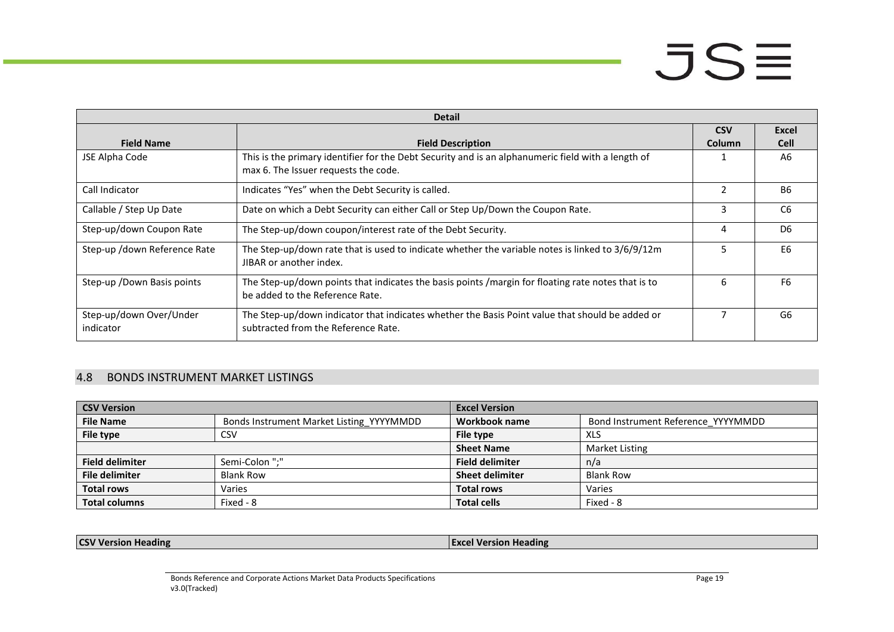| Detail | | | |
|---|---|---|---|
| **Field Name** | **Field Description** | **CSV Column** | **Excel Cell** |
| JSE Alpha Code | This is the primary identifier for the Debt Security and is an alphanumeric field with a length of max 6. The Issuer requests the code. | 1 | A6 |
| Call Indicator | Indicates "Yes" when the Debt Security is called. | 2 | B6 |
| Callable / Step Up Date | Date on which a Debt Security can either Call or Step Up/Down the Coupon Rate. | 3 | C6 |
| Step-up/down Coupon Rate | The Step-up/down coupon/interest rate of the Debt Security. | 4 | D6 |
| Step-up /down Reference Rate | The Step-up/down rate that is used to indicate whether the variable notes is linked to 3/6/9/12m JIBAR or another index. | 5 | E6 |
| Step-up /Down Basis points | The Step-up/down points that indicates the basis points /margin for floating rate notes that is to be added to the Reference Rate. | 6 | F6 |
| Step-up/down Over/Under indicator | The Step-up/down indicator that indicates whether the Basis Point value that should be added or subtracted from the Reference Rate. | 7 | G6 |

## 4.8 BONDS INSTRUMENT MARKET LISTINGS

| CSV Version | | Excel Version | |
|---|---|---|---|
| **File Name** | Bonds Instrument Market Listing_YYYYMMDD | **Workbook name** | Bond Instrument Reference_YYYYMMDD |
| **File type** | CSV | **File type** | XLS |
| | | **Sheet Name** | Market Listing |
| **Field delimiter** | Semi-Colon ";" | **Field delimiter** | n/a |
| **File delimiter** | Blank Row | **Sheet delimiter** | Blank Row |
| **Total rows** | Varies | **Total rows** | Varies |
| **Total columns** | Fixed - 8 | **Total cells** | Fixed - 8 |

| CSV Version Heading | Excel Version Heading |
|---|---|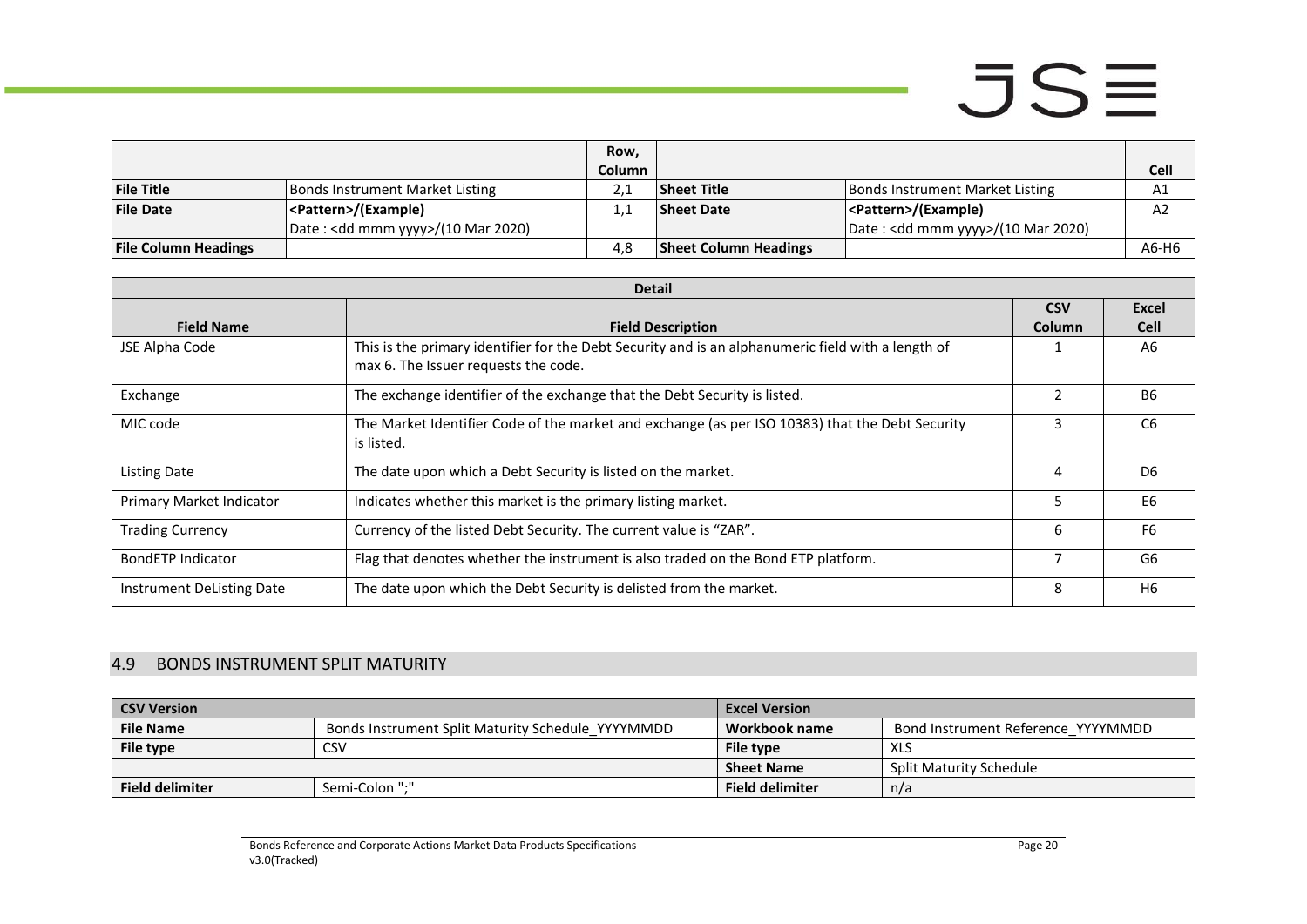| | | Row, Column | | | Cell |
|---|---|---|---|---|---|
| **File Title** | Bonds Instrument Market Listing | 2,1 | **Sheet Title** | Bonds Instrument Market Listing | A1 |
| **File Date** | **<Pattern>/(Example)**<br>Date : <dd mmm yyyy>/(10 Mar 2020) | 1,1 | **Sheet Date** | **<Pattern>/(Example)**<br>Date : <dd mmm yyyy>/(10 Mar 2020) | A2 |
| **File Column Headings** | | 4,8 | **Sheet Column Headings** | | A6-H6 |

| **Detail** | | | |
|---|---|---|---|
| **Field Name** | **Field Description** | **CSV Column** | **Excel Cell** |
| JSE Alpha Code | This is the primary identifier for the Debt Security and is an alphanumeric field with a length of max 6. The Issuer requests the code. | 1 | A6 |
| Exchange | The exchange identifier of the exchange that the Debt Security is listed. | 2 | B6 |
| MIC code | The Market Identifier Code of the market and exchange (as per ISO 10383) that the Debt Security is listed. | 3 | C6 |
| Listing Date | The date upon which a Debt Security is listed on the market. | 4 | D6 |
| Primary Market Indicator | Indicates whether this market is the primary listing market. | 5 | E6 |
| Trading Currency | Currency of the listed Debt Security. The current value is "ZAR". | 6 | F6 |
| BondETP Indicator | Flag that denotes whether the instrument is also traded on the Bond ETP platform. | 7 | G6 |
| Instrument DeListing Date | The date upon which the Debt Security is delisted from the market. | 8 | H6 |

## 4.9 BONDS INSTRUMENT SPLIT MATURITY

| **CSV Version** | | **Excel Version** | |
|---|---|---|---|
| **File Name** | Bonds Instrument Split Maturity Schedule_YYYYMMDD | **Workbook name** | Bond Instrument Reference_YYYYMMDD |
| **File type** | CSV | **File type** | XLS |
| | | **Sheet Name** | Split Maturity Schedule |
| **Field delimiter** | Semi-Colon ";" | **Field delimiter** | n/a |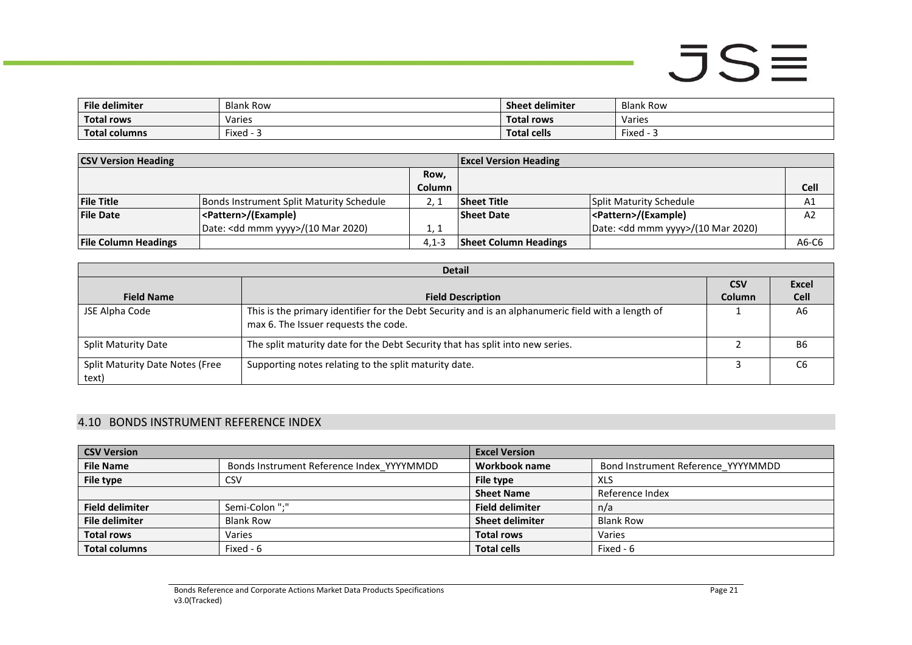| File delimiter | Blank Row | Sheet delimiter | Blank Row |
|---|---|---|---|
| Total rows | Varies | Total rows | Varies |
| Total columns | Fixed - 3 | Total cells | Fixed - 3 |

| CSV Version Heading | | | Excel Version Heading | | |
|---|---|---|---|---|---|
| | | Row, Column | | | Cell |
| File Title | Bonds Instrument Split Maturity Schedule | 2, 1 | Sheet Title | Split Maturity Schedule | A1 |
| File Date | <Pattern>/(Example) Date: <dd mmm yyyy>/(10 Mar 2020) | 1, 1 | Sheet Date | <Pattern>/(Example) Date: <dd mmm yyyy>/(10 Mar 2020) | A2 |
| File Column Headings | | 4,1-3 | Sheet Column Headings | | A6-C6 |

| Detail | | | |
|---|---|---|---|
| Field Name | Field Description | CSV Column | Excel Cell |
| JSE Alpha Code | This is the primary identifier for the Debt Security and is an alphanumeric field with a length of max 6. The Issuer requests the code. | 1 | A6 |
| Split Maturity Date | The split maturity date for the Debt Security that has split into new series. | 2 | B6 |
| Split Maturity Date Notes (Free text) | Supporting notes relating to the split maturity date. | 3 | C6 |

## 4.10 BONDS INSTRUMENT REFERENCE INDEX

| CSV Version | | Excel Version | |
|---|---|---|---|
| File Name | Bonds Instrument Reference Index_YYYYMMDD | Workbook name | Bond Instrument Reference_YYYYMMDD |
| File type | CSV | File type | XLS |
| | | Sheet Name | Reference Index |
| Field delimiter | Semi-Colon ";" | Field delimiter | n/a |
| File delimiter | Blank Row | Sheet delimiter | Blank Row |
| Total rows | Varies | Total rows | Varies |
| Total columns | Fixed - 6 | Total cells | Fixed - 6 |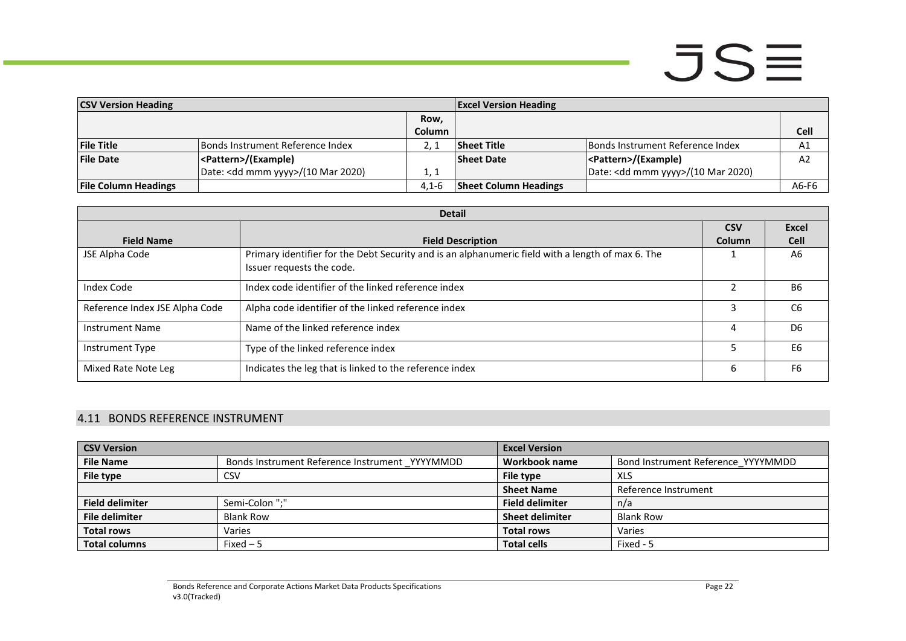| CSV Version Heading | | | Excel Version Heading | | |
|---|---|---|---|---|---|
| | | Row, Column | | | Cell |
| **File Title** | Bonds Instrument Reference Index | 2, 1 | **Sheet Title** | Bonds Instrument Reference Index | A1 |
| **File Date** | **<Pattern>/(Example)** Date: <dd mmm yyyy>/(10 Mar 2020) | 1, 1 | **Sheet Date** | **<Pattern>/(Example)** Date: <dd mmm yyyy>/(10 Mar 2020) | A2 |
| **File Column Headings** | | 4,1-6 | **Sheet Column Headings** | | A6-F6 |

| Detail | | | |
|---|---|---|---|
| **Field Name** | **Field Description** | **CSV Column** | **Excel Cell** |
| JSE Alpha Code | Primary identifier for the Debt Security and is an alphanumeric field with a length of max 6. The Issuer requests the code. | 1 | A6 |
| Index Code | Index code identifier of the linked reference index | 2 | B6 |
| Reference Index JSE Alpha Code | Alpha code identifier of the linked reference index | 3 | C6 |
| Instrument Name | Name of the linked reference index | 4 | D6 |
| Instrument Type | Type of the linked reference index | 5 | E6 |
| Mixed Rate Note Leg | Indicates the leg that is linked to the reference index | 6 | F6 |

## 4.11 BONDS REFERENCE INSTRUMENT

| CSV Version | | Excel Version | |
|---|---|---|---|
| **File Name** | Bonds Instrument Reference Instrument _YYYYMMDD | **Workbook name** | Bond Instrument Reference_YYYYMMDD |
| **File type** | CSV | **File type** | XLS |
| | | **Sheet Name** | Reference Instrument |
| **Field delimiter** | Semi-Colon ";" | **Field delimiter** | n/a |
| **File delimiter** | Blank Row | **Sheet delimiter** | Blank Row |
| **Total rows** | Varies | **Total rows** | Varies |
| **Total columns** | Fixed – 5 | **Total cells** | Fixed - 5 |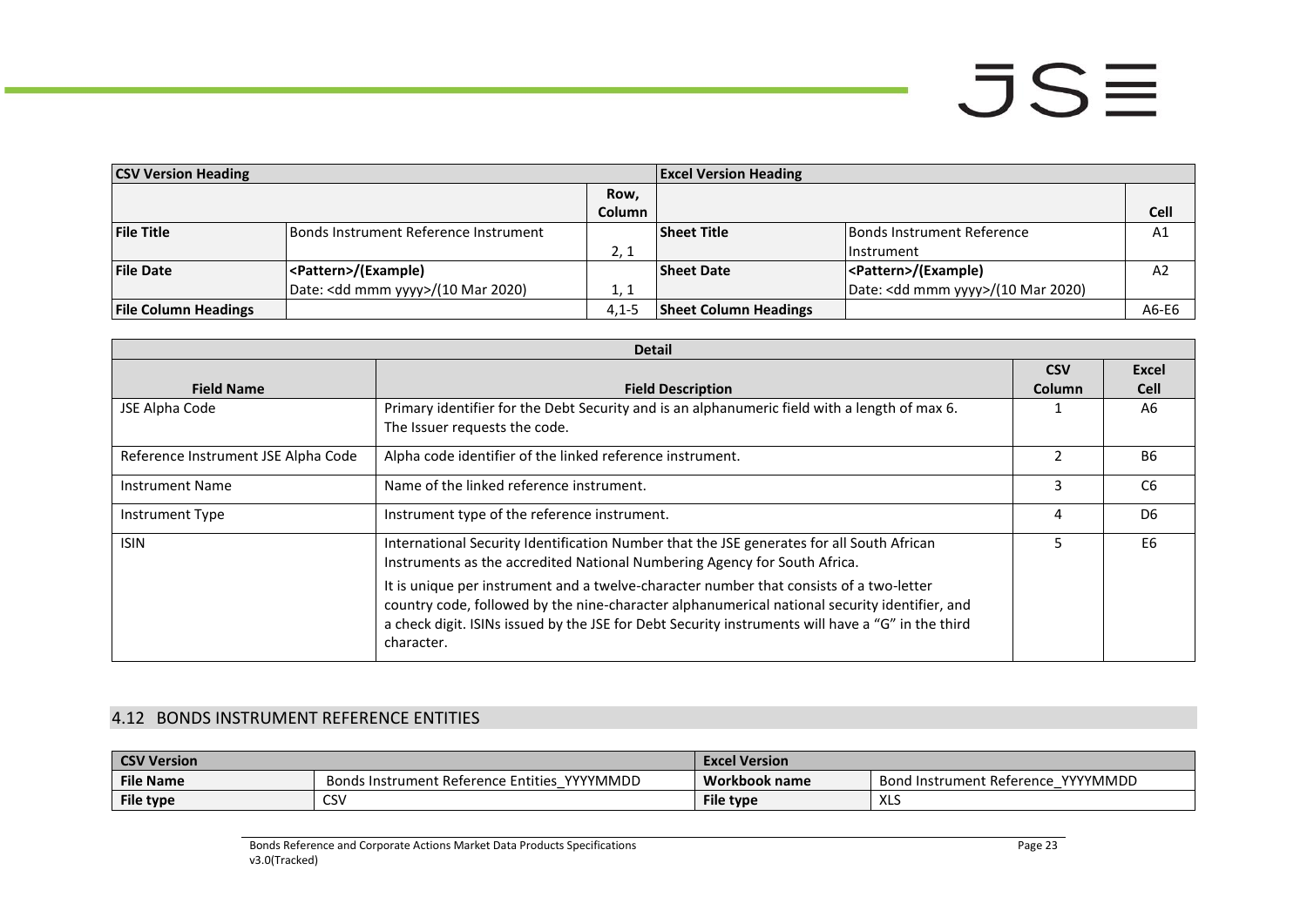| CSV Version Heading | | | Excel Version Heading | | |
|---|---|---|---|---|---|
| | | Row, Column | | | Cell |
| **File Title** | Bonds Instrument Reference Instrument | 2, 1 | **Sheet Title** | Bonds Instrument Reference Instrument | A1 |
| **File Date** | **<Pattern>/(Example)**<br>Date: <dd mmm yyyy>/(10 Mar 2020) | 1, 1 | **Sheet Date** | **<Pattern>/(Example)**<br>Date: <dd mmm yyyy>/(10 Mar 2020) | A2 |
| **File Column Headings** | | 4,1-5 | **Sheet Column Headings** | | A6-E6 |

| Detail | | | |
|---|---|---|---|
| **Field Name** | **Field Description** | **CSV Column** | **Excel Cell** |
| JSE Alpha Code | Primary identifier for the Debt Security and is an alphanumeric field with a length of max 6. The Issuer requests the code. | 1 | A6 |
| Reference Instrument JSE Alpha Code | Alpha code identifier of the linked reference instrument. | 2 | B6 |
| Instrument Name | Name of the linked reference instrument. | 3 | C6 |
| Instrument Type | Instrument type of the reference instrument. | 4 | D6 |
| ISIN | International Security Identification Number that the JSE generates for all South African Instruments as the accredited National Numbering Agency for South Africa.<br><br>It is unique per instrument and a twelve-character number that consists of a two-letter country code, followed by the nine-character alphanumerical national security identifier, and a check digit. ISINs issued by the JSE for Debt Security instruments will have a "G" in the third character. | 5 | E6 |

## 4.12 BONDS INSTRUMENT REFERENCE ENTITIES

| CSV Version | | Excel Version | |
|---|---|---|---|
| **File Name** | Bonds Instrument Reference Entities_YYYYMMDD | **Workbook name** | Bond Instrument Reference_YYYYMMDD |
| **File type** | CSV | **File type** | XLS |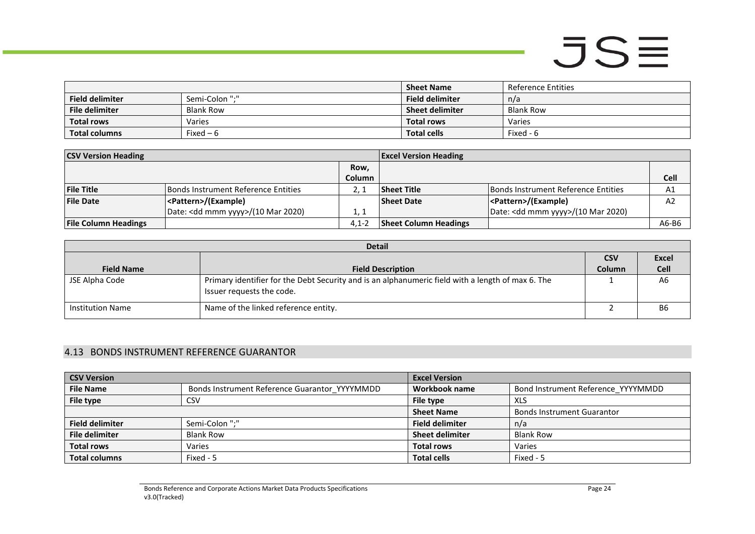| | | Sheet Name | Reference Entities |
|---|---|---|---|
| **Field delimiter** | Semi-Colon ";" | **Field delimiter** | n/a |
| **File delimiter** | Blank Row | **Sheet delimiter** | Blank Row |
| **Total rows** | Varies | **Total rows** | Varies |
| **Total columns** | Fixed – 6 | **Total cells** | Fixed - 6 |

| **CSV Version Heading** | | | **Excel Version Heading** | | |
|---|---|---|---|---|---|
| | | **Row, Column** | | | **Cell** |
| **File Title** | Bonds Instrument Reference Entities | 2, 1 | **Sheet Title** | Bonds Instrument Reference Entities | A1 |
| **File Date** | **<Pattern>/(Example)** Date: <dd mmm yyyy>/(10 Mar 2020) | 1, 1 | **Sheet Date** | **<Pattern>/(Example)** Date: <dd mmm yyyy>/(10 Mar 2020) | A2 |
| **File Column Headings** | | 4,1-2 | **Sheet Column Headings** | | A6-B6 |

| **Detail** | | | |
|---|---|---|---|
| **Field Name** | **Field Description** | **CSV Column** | **Excel Cell** |
| JSE Alpha Code | Primary identifier for the Debt Security and is an alphanumeric field with a length of max 6. The Issuer requests the code. | 1 | A6 |
| Institution Name | Name of the linked reference entity. | 2 | B6 |

## 4.13 BONDS INSTRUMENT REFERENCE GUARANTOR

| **CSV Version** | | **Excel Version** | |
|---|---|---|---|
| **File Name** | Bonds Instrument Reference Guarantor_YYYYMMDD | **Workbook name** | Bond Instrument Reference_YYYYMMDD |
| **File type** | CSV | **File type** | XLS |
| | | **Sheet Name** | Bonds Instrument Guarantor |
| **Field delimiter** | Semi-Colon ";" | **Field delimiter** | n/a |
| **File delimiter** | Blank Row | **Sheet delimiter** | Blank Row |
| **Total rows** | Varies | **Total rows** | Varies |
| **Total columns** | Fixed - 5 | **Total cells** | Fixed - 5 |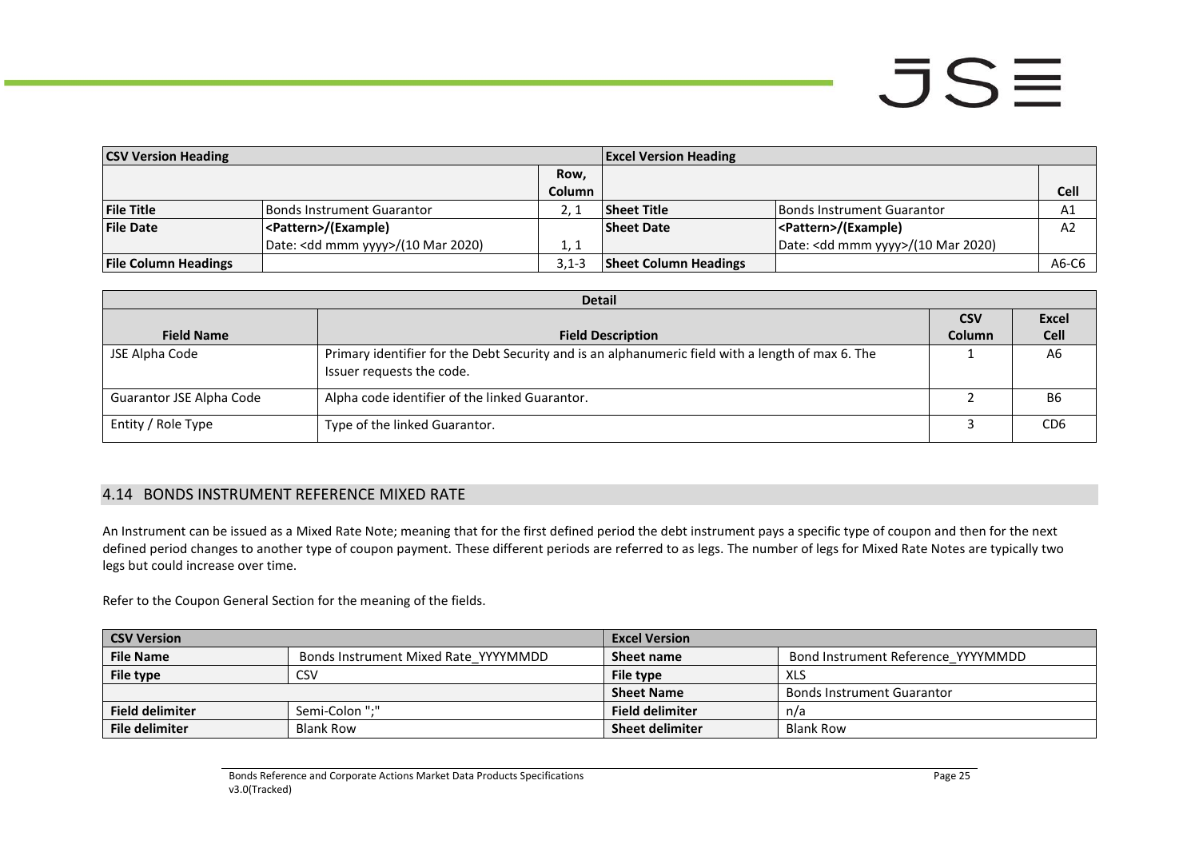| CSV Version Heading | | | Excel Version Heading | | |
|---|---|---|---|---|---|
| | | Row, Column | | | Cell |
| **File Title** | Bonds Instrument Guarantor | 2, 1 | **Sheet Title** | Bonds Instrument Guarantor | A1 |
| **File Date** | <Pattern>/(Example) Date: <dd mmm yyyy>/(10 Mar 2020) | 1, 1 | **Sheet Date** | <Pattern>/(Example) Date: <dd mmm yyyy>/(10 Mar 2020) | A2 |
| **File Column Headings** | | 3,1-3 | **Sheet Column Headings** | | A6-C6 |

| Detail | | | |
|---|---|---|---|
| **Field Name** | **Field Description** | **CSV Column** | **Excel Cell** |
| JSE Alpha Code | Primary identifier for the Debt Security and is an alphanumeric field with a length of max 6. The Issuer requests the code. | 1 | A6 |
| Guarantor JSE Alpha Code | Alpha code identifier of the linked Guarantor. | 2 | B6 |
| Entity / Role Type | Type of the linked Guarantor. | 3 | CD6 |

## 4.14 BONDS INSTRUMENT REFERENCE MIXED RATE

An Instrument can be issued as a Mixed Rate Note; meaning that for the first defined period the debt instrument pays a specific type of coupon and then for the next defined period changes to another type of coupon payment. These different periods are referred to as legs. The number of legs for Mixed Rate Notes are typically two legs but could increase over time.

Refer to the Coupon General Section for the meaning of the fields.

| CSV Version | | Excel Version | |
|---|---|---|---|
| **File Name** | Bonds Instrument Mixed Rate_YYYYMMDD | **Sheet name** | Bond Instrument Reference_YYYYMMDD |
| **File type** | CSV | **File type** | XLS |
| | | **Sheet Name** | Bonds Instrument Guarantor |
| **Field delimiter** | Semi-Colon ";" | **Field delimiter** | n/a |
| **File delimiter** | Blank Row | **Sheet delimiter** | Blank Row |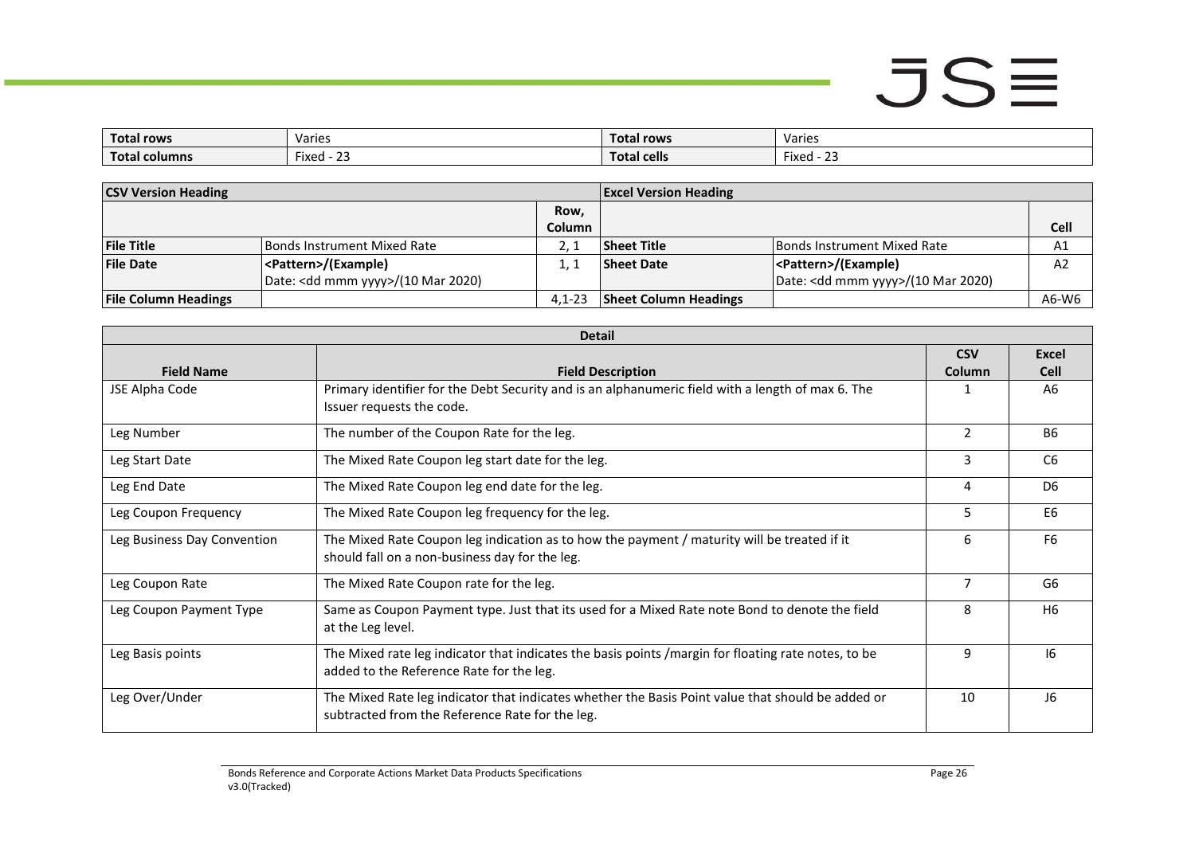| **Total rows** | Varies | **Total rows** | Varies |
|---|---|---|---|
| **Total columns** | Fixed - 23 | **Total cells** | Fixed - 23 |

| **CSV Version Heading** | | | **Excel Version Heading** | | |
|---|---|---|---|---|---|
| | | **Row, Column** | | | **Cell** |
| **File Title** | Bonds Instrument Mixed Rate | 2, 1 | **Sheet Title** | Bonds Instrument Mixed Rate | A1 |
| **File Date** | **<Pattern>/(Example)** Date: <dd mmm yyyy>/(10 Mar 2020) | 1, 1 | **Sheet Date** | **<Pattern>/(Example)** Date: <dd mmm yyyy>/(10 Mar 2020) | A2 |
| **File Column Headings** | | 4,1-23 | **Sheet Column Headings** | | A6-W6 |

| **Detail** | | | |
|---|---|---|---|
| **Field Name** | **Field Description** | **CSV Column** | **Excel Cell** |
| JSE Alpha Code | Primary identifier for the Debt Security and is an alphanumeric field with a length of max 6. The Issuer requests the code. | 1 | A6 |
| Leg Number | The number of the Coupon Rate for the leg. | 2 | B6 |
| Leg Start Date | The Mixed Rate Coupon leg start date for the leg. | 3 | C6 |
| Leg End Date | The Mixed Rate Coupon leg end date for the leg. | 4 | D6 |
| Leg Coupon Frequency | The Mixed Rate Coupon leg frequency for the leg. | 5 | E6 |
| Leg Business Day Convention | The Mixed Rate Coupon leg indication as to how the payment / maturity will be treated if it should fall on a non-business day for the leg. | 6 | F6 |
| Leg Coupon Rate | The Mixed Rate Coupon rate for the leg. | 7 | G6 |
| Leg Coupon Payment Type | Same as Coupon Payment type. Just that its used for a Mixed Rate note Bond to denote the field at the Leg level. | 8 | H6 |
| Leg Basis points | The Mixed rate leg indicator that indicates the basis points /margin for floating rate notes, to be added to the Reference Rate for the leg. | 9 | I6 |
| Leg Over/Under | The Mixed Rate leg indicator that indicates whether the Basis Point value that should be added or subtracted from the Reference Rate for the leg. | 10 | J6 |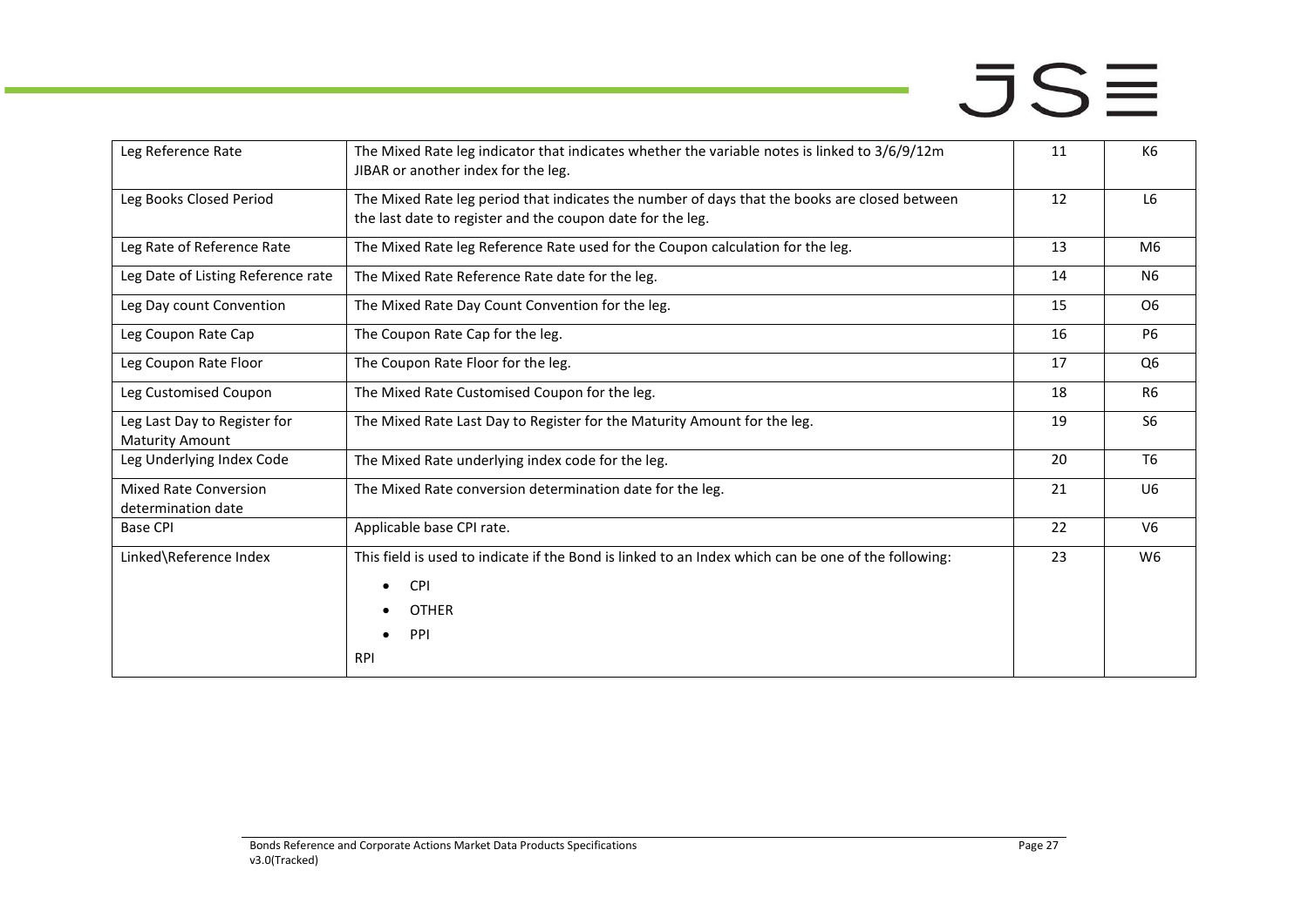| Leg Reference Rate | The Mixed Rate leg indicator that indicates whether the variable notes is linked to 3/6/9/12m JIBAR or another index for the leg. | 11 | K6 |
|---|---|---|---|
| Leg Books Closed Period | The Mixed Rate leg period that indicates the number of days that the books are closed between the last date to register and the coupon date for the leg. | 12 | L6 |
| Leg Rate of Reference Rate | The Mixed Rate leg Reference Rate used for the Coupon calculation for the leg. | 13 | M6 |
| Leg Date of Listing Reference rate | The Mixed Rate Reference Rate date for the leg. | 14 | N6 |
| Leg Day count Convention | The Mixed Rate Day Count Convention for the leg. | 15 | O6 |
| Leg Coupon Rate Cap | The Coupon Rate Cap for the leg. | 16 | P6 |
| Leg Coupon Rate Floor | The Coupon Rate Floor for the leg. | 17 | Q6 |
| Leg Customised Coupon | The Mixed Rate Customised Coupon for the leg. | 18 | R6 |
| Leg Last Day to Register for Maturity Amount | The Mixed Rate Last Day to Register for the Maturity Amount for the leg. | 19 | S6 |
| Leg Underlying Index Code | The Mixed Rate underlying index code for the leg. | 20 | T6 |
| Mixed Rate Conversion determination date | The Mixed Rate conversion determination date for the leg. | 21 | U6 |
| Base CPI | Applicable base CPI rate. | 22 | V6 |
| Linked\Reference Index | This field is used to indicate if the Bond is linked to an Index which can be one of the following: <br>• CPI <br>• OTHER <br>• PPI <br>RPI | 23 | W6 |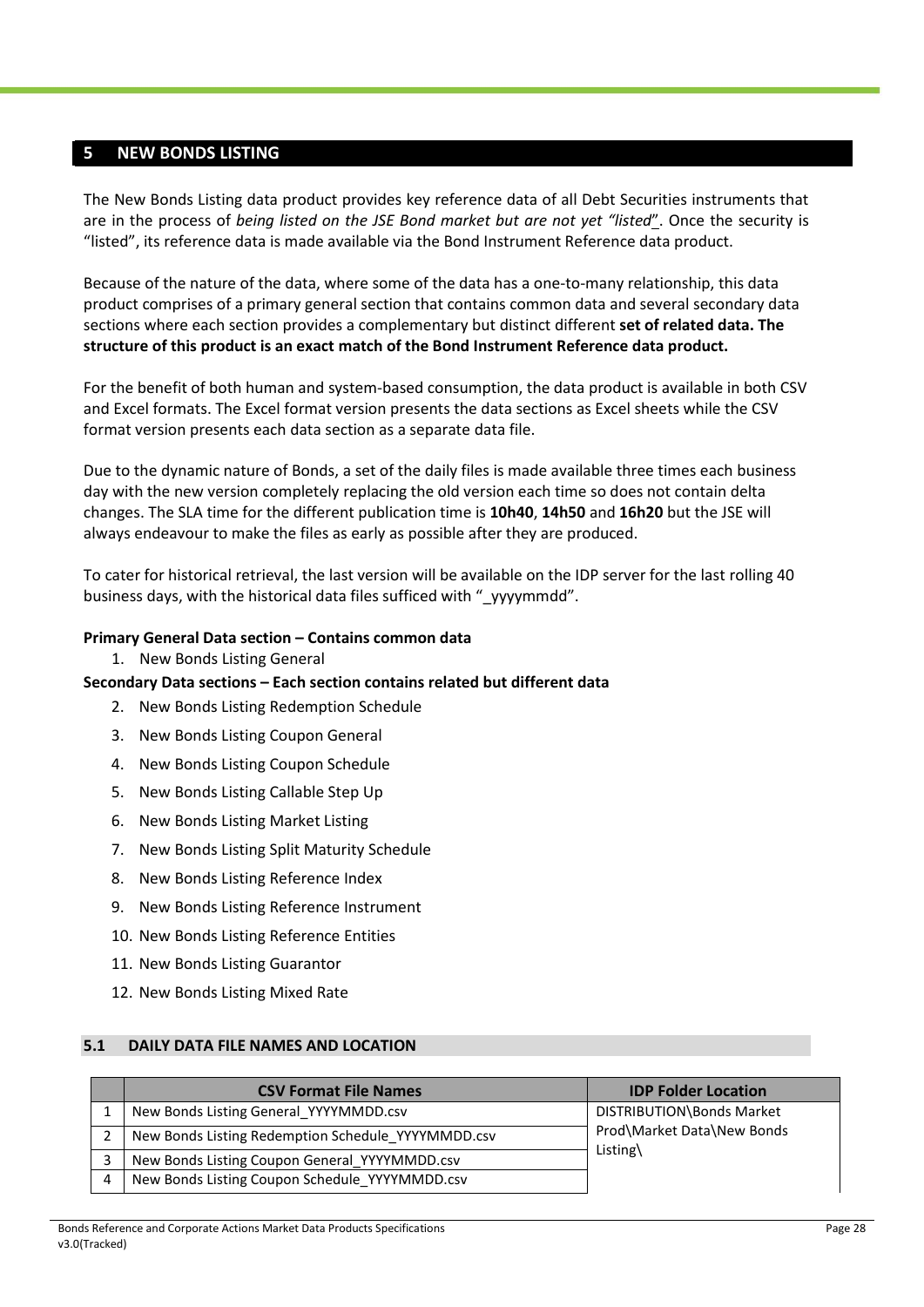## 5 NEW BONDS LISTING

The New Bonds Listing data product provides key reference data of all Debt Securities instruments that are in the process of *being listed on the JSE Bond market but are not yet "listed*". Once the security is "listed", its reference data is made available via the Bond Instrument Reference data product.

Because of the nature of the data, where some of the data has a one-to-many relationship, this data product comprises of a primary general section that contains common data and several secondary data sections where each section provides a complementary but distinct different **set of related data. The structure of this product is an exact match of the Bond Instrument Reference data product.**

For the benefit of both human and system-based consumption, the data product is available in both CSV and Excel formats. The Excel format version presents the data sections as Excel sheets while the CSV format version presents each data section as a separate data file.

Due to the dynamic nature of Bonds, a set of the daily files is made available three times each business day with the new version completely replacing the old version each time so does not contain delta changes. The SLA time for the different publication time is **10h40**, **14h50** and **16h20** but the JSE will always endeavour to make the files as early as possible after they are produced.

To cater for historical retrieval, the last version will be available on the IDP server for the last rolling 40 business days, with the historical data files sufficed with "_yyyymmdd".

**Primary General Data section – Contains common data**

1. New Bonds Listing General

**Secondary Data sections – Each section contains related but different data**

2. New Bonds Listing Redemption Schedule
3. New Bonds Listing Coupon General
4. New Bonds Listing Coupon Schedule
5. New Bonds Listing Callable Step Up
6. New Bonds Listing Market Listing
7. New Bonds Listing Split Maturity Schedule
8. New Bonds Listing Reference Index
9. New Bonds Listing Reference Instrument
10. New Bonds Listing Reference Entities
11. New Bonds Listing Guarantor
12. New Bonds Listing Mixed Rate

### 5.1 DAILY DATA FILE NAMES AND LOCATION

| | CSV Format File Names | IDP Folder Location |
|---|---|---|
| 1 | New Bonds Listing General_YYYYMMDD.csv | DISTRIBUTION\Bonds Market Prod\Market Data\New Bonds Listing\ |
| 2 | New Bonds Listing Redemption Schedule_YYYYMMDD.csv | |
| 3 | New Bonds Listing Coupon General_YYYYMMDD.csv | |
| 4 | New Bonds Listing Coupon Schedule_YYYYMMDD.csv | |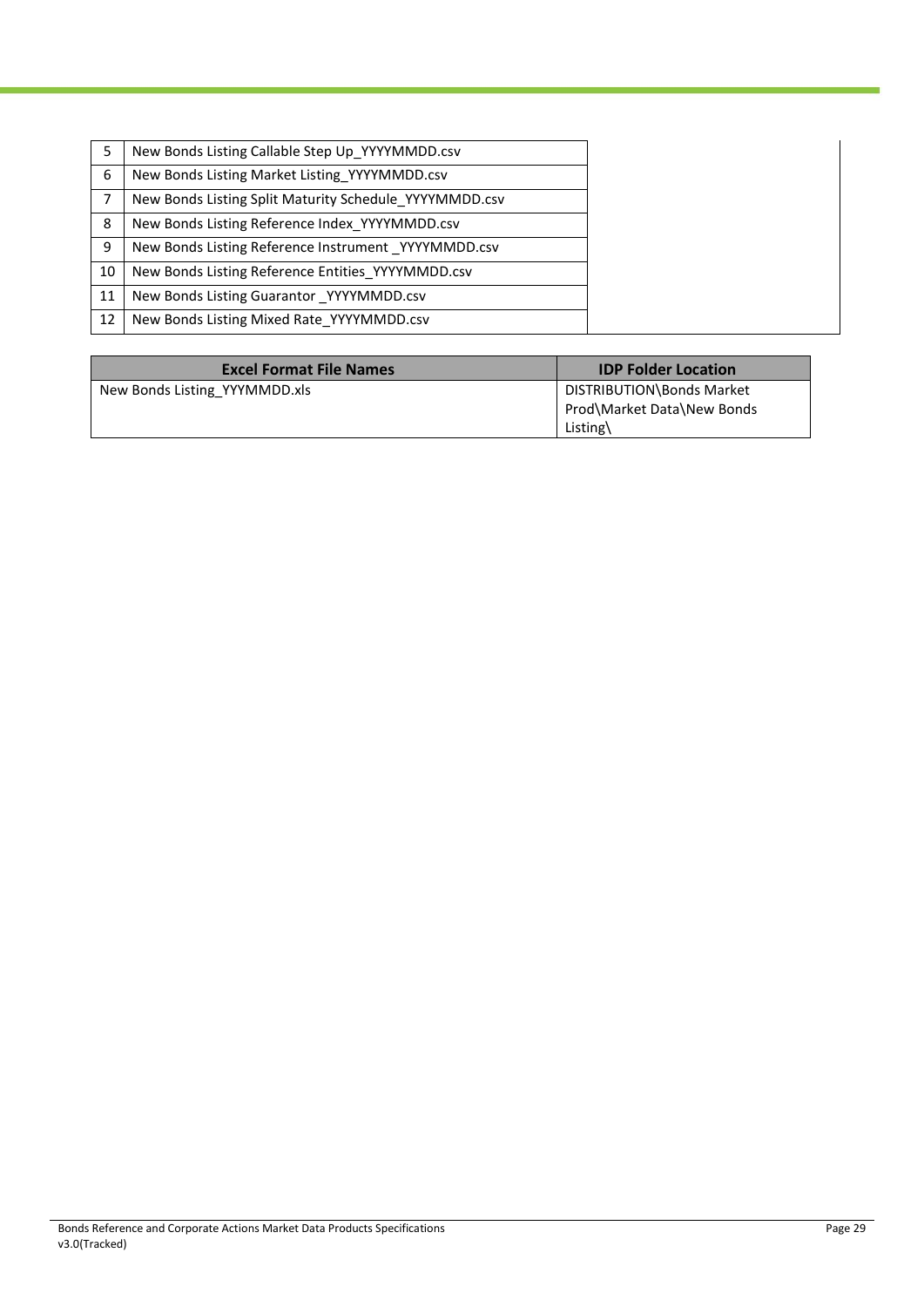| | |
|---|---|
| 5 | New Bonds Listing Callable Step Up_YYYYMMDD.csv |
| 6 | New Bonds Listing Market Listing_YYYYMMDD.csv |
| 7 | New Bonds Listing Split Maturity Schedule_YYYYMMDD.csv |
| 8 | New Bonds Listing Reference Index_YYYYMMDD.csv |
| 9 | New Bonds Listing Reference Instrument _YYYYMMDD.csv |
| 10 | New Bonds Listing Reference Entities_YYYYMMDD.csv |
| 11 | New Bonds Listing Guarantor _YYYYMMDD.csv |
| 12 | New Bonds Listing Mixed Rate_YYYYMMDD.csv |

| Excel Format File Names | IDP Folder Location |
|---|---|
| New Bonds Listing_YYYYMMDD.xls | DISTRIBUTION\Bonds Market Prod\Market Data\New Bonds Listing\ |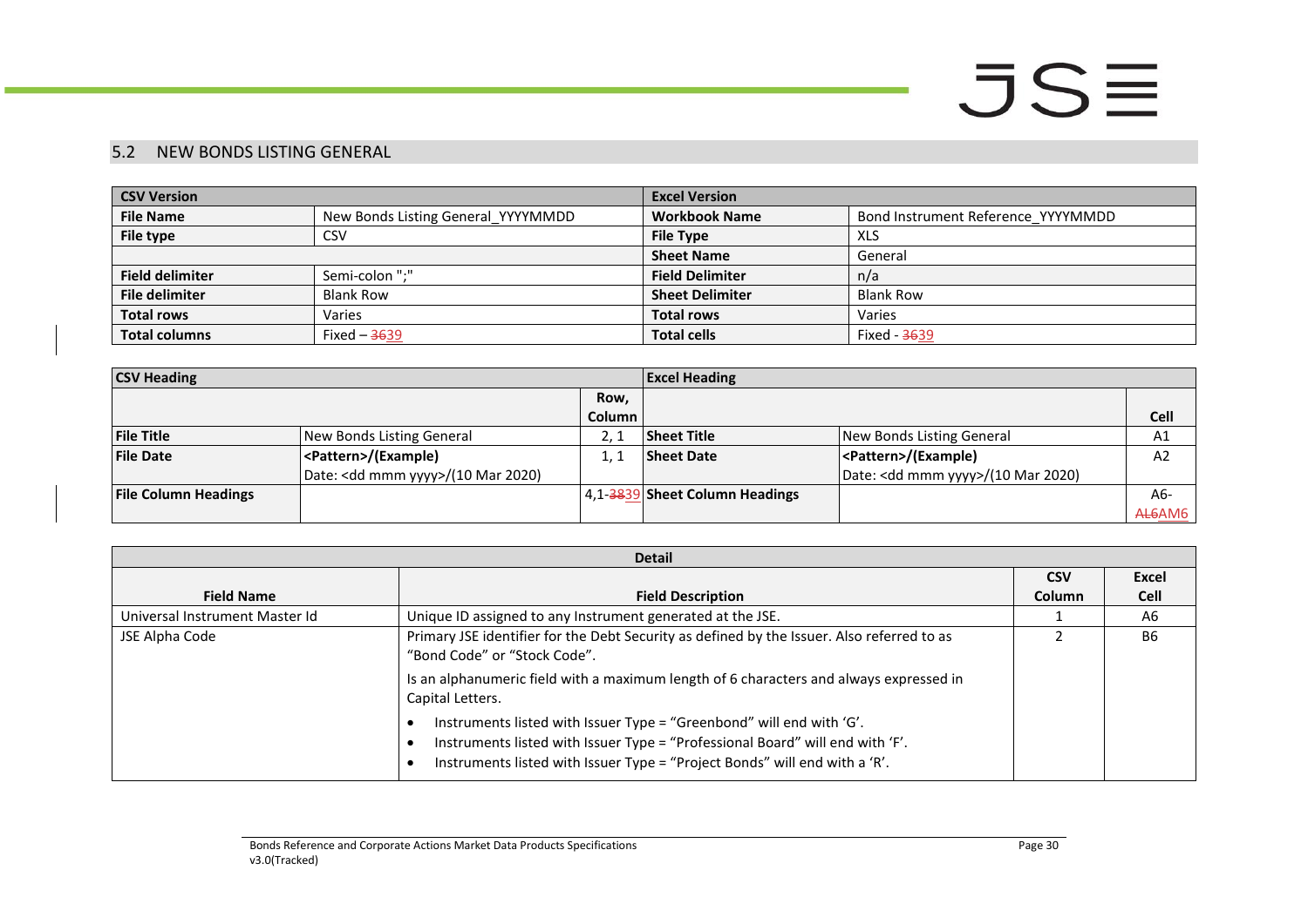## 5.2 NEW BONDS LISTING GENERAL

| CSV Version | | Excel Version | |
|---|---|---|---|
| **File Name** | New Bonds Listing General_YYYYMMDD | **Workbook Name** | Bond Instrument Reference_YYYYMMDD |
| **File type** | CSV | **File Type** | XLS |
| | | **Sheet Name** | General |
| **Field delimiter** | Semi-colon ";" | **Field Delimiter** | n/a |
| **File delimiter** | Blank Row | **Sheet Delimiter** | Blank Row |
| **Total rows** | Varies | **Total rows** | Varies |
| **Total columns** | Fixed – ~~36~~39 | **Total cells** | Fixed - ~~36~~39 |

| CSV Heading | | | Excel Heading | | |
|---|---|---|---|---|---|
| | | **Row, Column** | | | **Cell** |
| **File Title** | New Bonds Listing General | 2, 1 | **Sheet Title** | New Bonds Listing General | A1 |
| **File Date** | **<Pattern>/(Example)** Date: <dd mmm yyyy>/(10 Mar 2020) | 1, 1 | **Sheet Date** | **<Pattern>/(Example)** Date: <dd mmm yyyy>/(10 Mar 2020) | A2 |
| **File Column Headings** | | 4,1-~~38~~39 | **Sheet Column Headings** | | A6-~~AL6~~AM6 |

| Detail | | | |
|---|---|---|---|
| **Field Name** | **Field Description** | **CSV Column** | **Excel Cell** |
| Universal Instrument Master Id | Unique ID assigned to any Instrument generated at the JSE. | 1 | A6 |
| JSE Alpha Code | Primary JSE identifier for the Debt Security as defined by the Issuer. Also referred to as "Bond Code" or "Stock Code".<br><br>Is an alphanumeric field with a maximum length of 6 characters and always expressed in Capital Letters.<br><br>• Instruments listed with Issuer Type = "Greenbond" will end with 'G'.<br>• Instruments listed with Issuer Type = "Professional Board" will end with 'F'.<br>• Instruments listed with Issuer Type = "Project Bonds" will end with a 'R'. | 2 | B6 |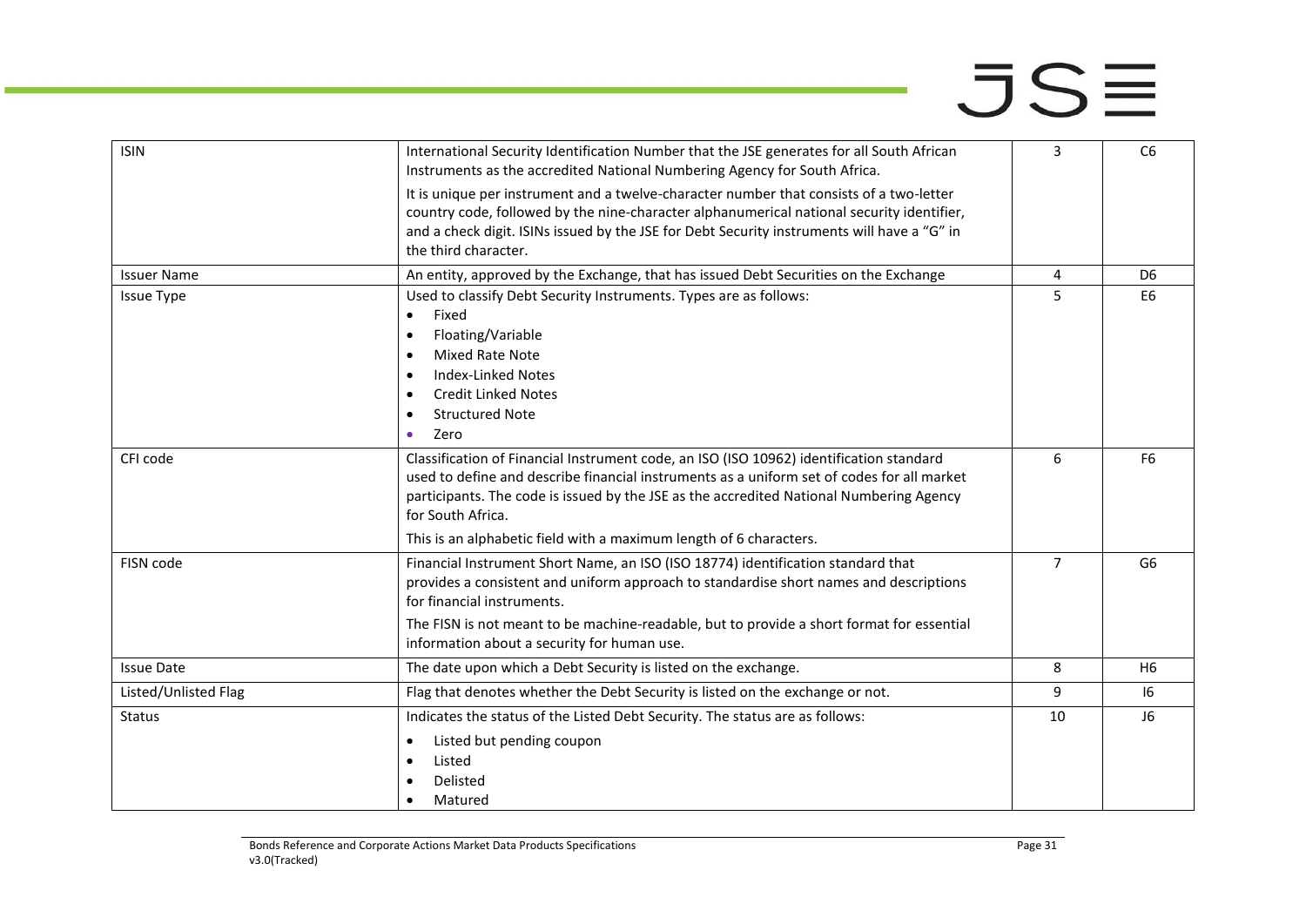| ISIN | International Security Identification Number that the JSE generates for all South African Instruments as the accredited National Numbering Agency for South Africa.<br><br>It is unique per instrument and a twelve-character number that consists of a two-letter country code, followed by the nine-character alphanumerical national security identifier, and a check digit. ISINs issued by the JSE for Debt Security instruments will have a "G" in the third character. | 3 | C6 |
|---|---|---|---|
| Issuer Name | An entity, approved by the Exchange, that has issued Debt Securities on the Exchange | 4 | D6 |
| Issue Type | Used to classify Debt Security Instruments. Types are as follows:<br>• Fixed<br>• Floating/Variable<br>• Mixed Rate Note<br>• Index-Linked Notes<br>• Credit Linked Notes<br>• Structured Note<br>• Zero | 5 | E6 |
| CFI code | Classification of Financial Instrument code, an ISO (ISO 10962) identification standard used to define and describe financial instruments as a uniform set of codes for all market participants. The code is issued by the JSE as the accredited National Numbering Agency for South Africa.<br><br>This is an alphabetic field with a maximum length of 6 characters. | 6 | F6 |
| FISN code | Financial Instrument Short Name, an ISO (ISO 18774) identification standard that provides a consistent and uniform approach to standardise short names and descriptions for financial instruments.<br><br>The FISN is not meant to be machine-readable, but to provide a short format for essential information about a security for human use. | 7 | G6 |
| Issue Date | The date upon which a Debt Security is listed on the exchange. | 8 | H6 |
| Listed/Unlisted Flag | Flag that denotes whether the Debt Security is listed on the exchange or not. | 9 | I6 |
| Status | Indicates the status of the Listed Debt Security. The status are as follows:<br>• Listed but pending coupon<br>• Listed<br>• Delisted<br>• Matured | 10 | J6 |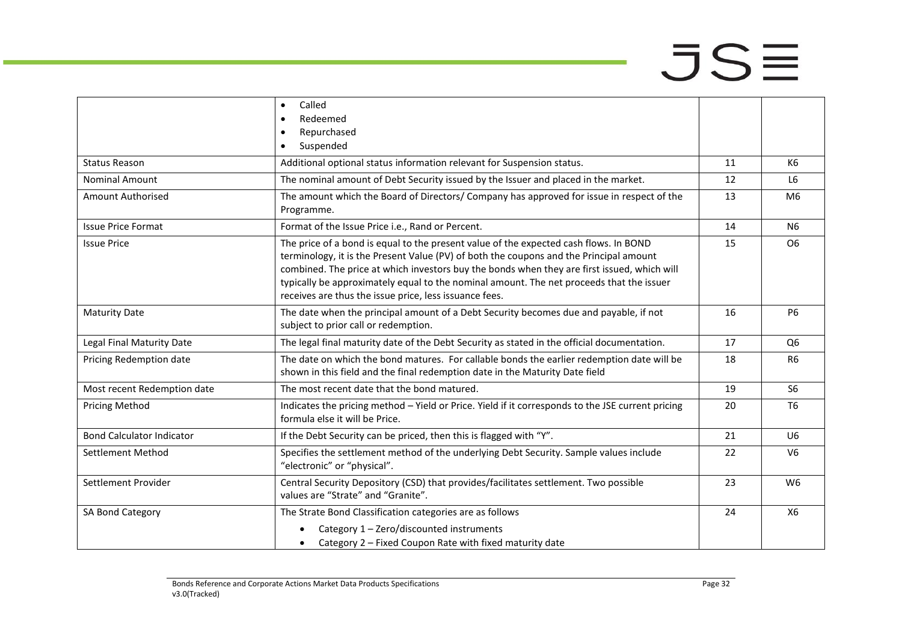| | | | |
|---|---|---|---|
| | • Called<br>• Redeemed<br>• Repurchased<br>• Suspended | | |
| Status Reason | Additional optional status information relevant for Suspension status. | 11 | K6 |
| Nominal Amount | The nominal amount of Debt Security issued by the Issuer and placed in the market. | 12 | L6 |
| Amount Authorised | The amount which the Board of Directors/ Company has approved for issue in respect of the Programme. | 13 | M6 |
| Issue Price Format | Format of the Issue Price i.e., Rand or Percent. | 14 | N6 |
| Issue Price | The price of a bond is equal to the present value of the expected cash flows. In BOND terminology, it is the Present Value (PV) of both the coupons and the Principal amount combined. The price at which investors buy the bonds when they are first issued, which will typically be approximately equal to the nominal amount. The net proceeds that the issuer receives are thus the issue price, less issuance fees. | 15 | O6 |
| Maturity Date | The date when the principal amount of a Debt Security becomes due and payable, if not subject to prior call or redemption. | 16 | P6 |
| Legal Final Maturity Date | The legal final maturity date of the Debt Security as stated in the official documentation. | 17 | Q6 |
| Pricing Redemption date | The date on which the bond matures. For callable bonds the earlier redemption date will be shown in this field and the final redemption date in the Maturity Date field | 18 | R6 |
| Most recent Redemption date | The most recent date that the bond matured. | 19 | S6 |
| Pricing Method | Indicates the pricing method – Yield or Price. Yield if it corresponds to the JSE current pricing formula else it will be Price. | 20 | T6 |
| Bond Calculator Indicator | If the Debt Security can be priced, then this is flagged with "Y". | 21 | U6 |
| Settlement Method | Specifies the settlement method of the underlying Debt Security. Sample values include "electronic" or "physical". | 22 | V6 |
| Settlement Provider | Central Security Depository (CSD) that provides/facilitates settlement. Two possible values are "Strate" and "Granite". | 23 | W6 |
| SA Bond Category | The Strate Bond Classification categories are as follows<br>• Category 1 – Zero/discounted instruments<br>• Category 2 – Fixed Coupon Rate with fixed maturity date | 24 | X6 |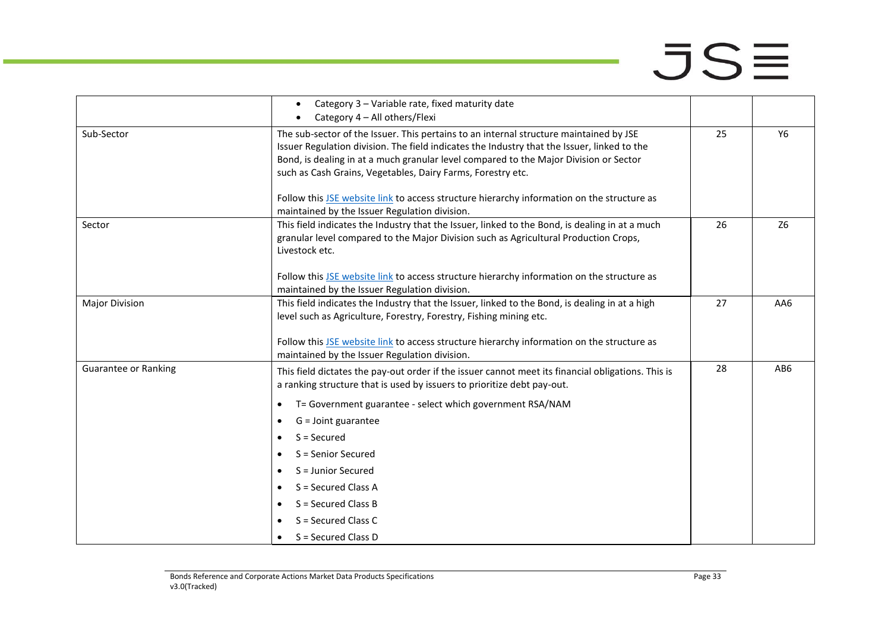| | | | |
|---|---|---|---|
| | • Category 3 – Variable rate, fixed maturity date<br>• Category 4 – All others/Flexi | | |
| Sub-Sector | The sub-sector of the Issuer. This pertains to an internal structure maintained by JSE Issuer Regulation division. The field indicates the Industry that the Issuer, linked to the Bond, is dealing in at a much granular level compared to the Major Division or Sector such as Cash Grains, Vegetables, Dairy Farms, Forestry etc.<br><br>Follow this JSE website link to access structure hierarchy information on the structure as maintained by the Issuer Regulation division. | 25 | Y6 |
| Sector | This field indicates the Industry that the Issuer, linked to the Bond, is dealing in at a much granular level compared to the Major Division such as Agricultural Production Crops, Livestock etc.<br><br>Follow this JSE website link to access structure hierarchy information on the structure as maintained by the Issuer Regulation division. | 26 | Z6 |
| Major Division | This field indicates the Industry that the Issuer, linked to the Bond, is dealing in at a high level such as Agriculture, Forestry, Forestry, Fishing mining etc.<br><br>Follow this JSE website link to access structure hierarchy information on the structure as maintained by the Issuer Regulation division. | 27 | AA6 |
| Guarantee or Ranking | This field dictates the pay-out order if the issuer cannot meet its financial obligations. This is a ranking structure that is used by issuers to prioritize debt pay-out.<br><br>• T= Government guarantee - select which government RSA/NAM<br>• G = Joint guarantee<br>• S = Secured<br>• S = Senior Secured<br>• S = Junior Secured<br>• S = Secured Class A<br>• S = Secured Class B<br>• S = Secured Class C<br>• S = Secured Class D | 28 | AB6 |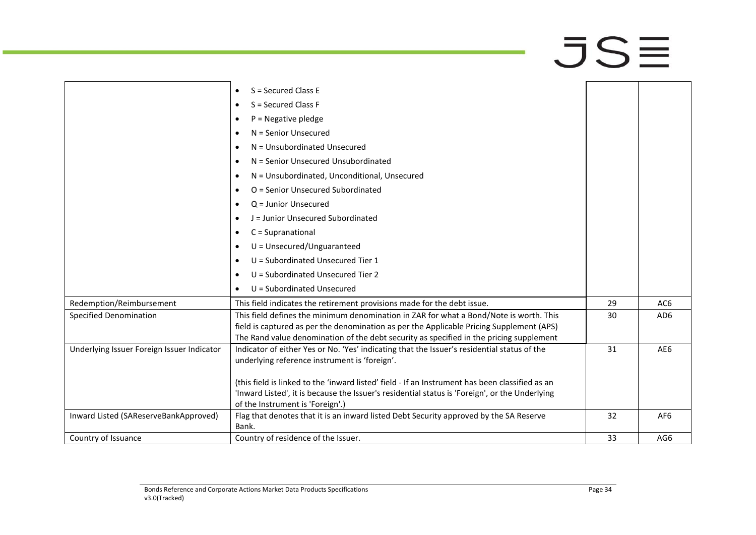| | | | |
|---|---|---|---|
| | • S = Secured Class E<br>• S = Secured Class F<br>• P = Negative pledge<br>• N = Senior Unsecured<br>• N = Unsubordinated Unsecured<br>• N = Senior Unsecured Unsubordinated<br>• N = Unsubordinated, Unconditional, Unsecured<br>• O = Senior Unsecured Subordinated<br>• Q = Junior Unsecured<br>• J = Junior Unsecured Subordinated<br>• C = Supranational<br>• U = Unsecured/Unguaranteed<br>• U = Subordinated Unsecured Tier 1<br>• U = Subordinated Unsecured Tier 2<br>• U = Subordinated Unsecured | | |
| Redemption/Reimbursement | This field indicates the retirement provisions made for the debt issue. | 29 | AC6 |
| Specified Denomination | This field defines the minimum denomination in ZAR for what a Bond/Note is worth. This field is captured as per the denomination as per the Applicable Pricing Supplement (APS) The Rand value denomination of the debt security as specified in the pricing supplement | 30 | AD6 |
| Underlying Issuer Foreign Issuer Indicator | Indicator of either Yes or No. 'Yes' indicating that the Issuer's residential status of the underlying reference instrument is 'foreign'.<br><br>(this field is linked to the 'inward listed' field - If an Instrument has been classified as an 'Inward Listed', it is because the Issuer's residential status is 'Foreign', or the Underlying of the Instrument is 'Foreign'.) | 31 | AE6 |
| Inward Listed (SAReserveBankApproved) | Flag that denotes that it is an inward listed Debt Security approved by the SA Reserve Bank. | 32 | AF6 |
| Country of Issuance | Country of residence of the Issuer. | 33 | AG6 |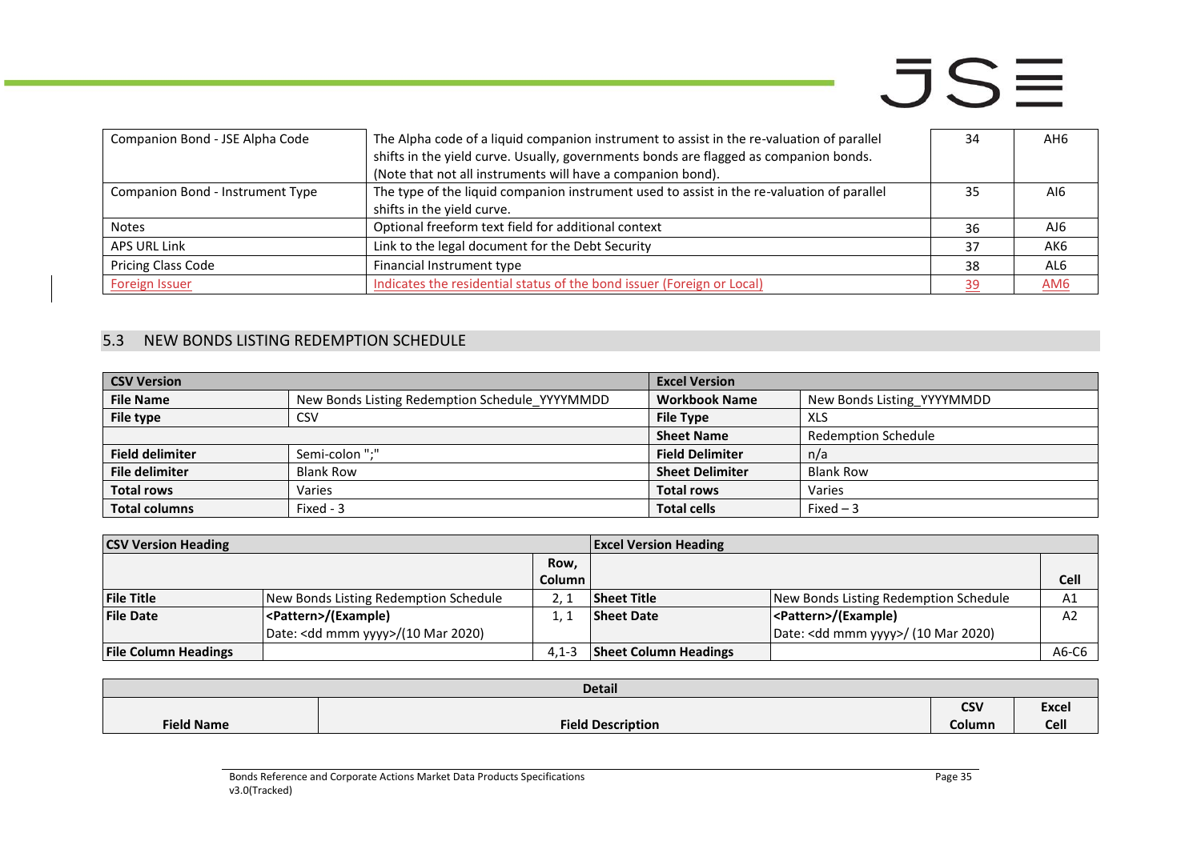| Companion Bond - JSE Alpha Code | The Alpha code of a liquid companion instrument to assist in the re-valuation of parallel shifts in the yield curve. Usually, governments bonds are flagged as companion bonds. (Note that not all instruments will have a companion bond). | 34 | AH6 |
|---|---|---|---|
| Companion Bond - Instrument Type | The type of the liquid companion instrument used to assist in the re-valuation of parallel shifts in the yield curve. | 35 | AI6 |
| Notes | Optional freeform text field for additional context | 36 | AJ6 |
| APS URL Link | Link to the legal document for the Debt Security | 37 | AK6 |
| Pricing Class Code | Financial Instrument type | 38 | AL6 |
| Foreign Issuer | Indicates the residential status of the bond issuer (Foreign or Local) | 39 | AM6 |

## 5.3 NEW BONDS LISTING REDEMPTION SCHEDULE

| CSV Version | | Excel Version | |
|---|---|---|---|
| **File Name** | New Bonds Listing Redemption Schedule_YYYYMMDD | **Workbook Name** | New Bonds Listing_YYYYMMDD |
| **File type** | CSV | **File Type** | XLS |
| | | **Sheet Name** | Redemption Schedule |
| **Field delimiter** | Semi-colon ";" | **Field Delimiter** | n/a |
| **File delimiter** | Blank Row | **Sheet Delimiter** | Blank Row |
| **Total rows** | Varies | **Total rows** | Varies |
| **Total columns** | Fixed - 3 | **Total cells** | Fixed – 3 |

| CSV Version Heading | | | Excel Version Heading | | |
|---|---|---|---|---|---|
| | | Row, Column | | | Cell |
| **File Title** | New Bonds Listing Redemption Schedule | 2, 1 | **Sheet Title** | New Bonds Listing Redemption Schedule | A1 |
| **File Date** | **<Pattern>/(Example)** Date: <dd mmm yyyy>/(10 Mar 2020) | 1, 1 | **Sheet Date** | **<Pattern>/(Example)** Date: <dd mmm yyyy>/ (10 Mar 2020) | A2 |
| **File Column Headings** | | 4,1-3 | **Sheet Column Headings** | | A6-C6 |

| Detail | | | |
|---|---|---|---|
| **Field Name** | **Field Description** | **CSV Column** | **Excel Cell** |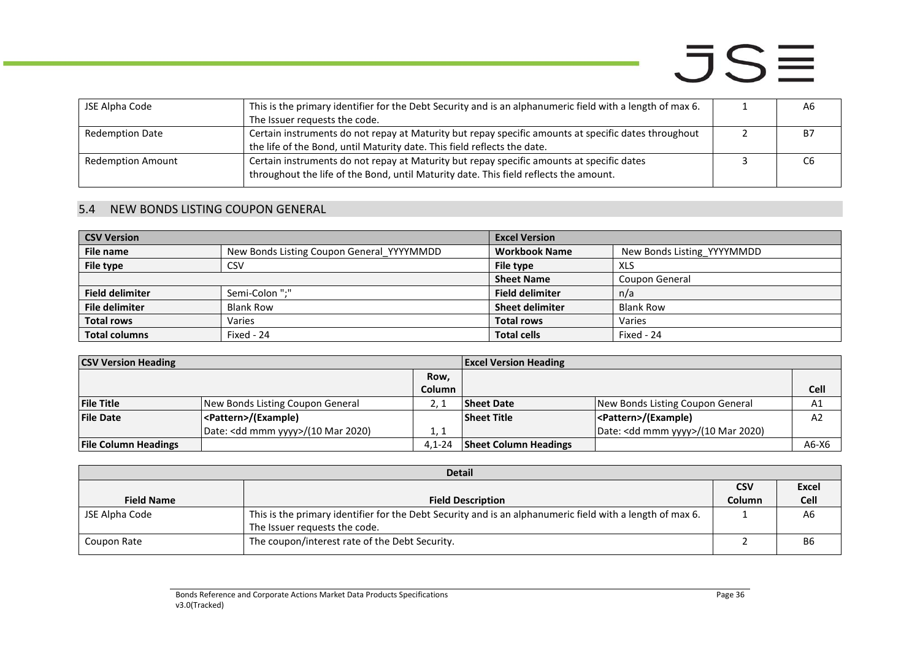| JSE Alpha Code | This is the primary identifier for the Debt Security and is an alphanumeric field with a length of max 6. The Issuer requests the code. | 1 | A6 |
|---|---|---|---|
| Redemption Date | Certain instruments do not repay at Maturity but repay specific amounts at specific dates throughout the life of the Bond, until Maturity date. This field reflects the date. | 2 | B7 |
| Redemption Amount | Certain instruments do not repay at Maturity but repay specific amounts at specific dates throughout the life of the Bond, until Maturity date. This field reflects the amount. | 3 | C6 |

## 5.4 NEW BONDS LISTING COUPON GENERAL

| **CSV Version** | | **Excel Version** | |
|---|---|---|---|
| **File name** | New Bonds Listing Coupon General_YYYYMMDD | **Workbook Name** | New Bonds Listing_YYYYMMDD |
| **File type** | CSV | **File type** | XLS |
| | | **Sheet Name** | Coupon General |
| **Field delimiter** | Semi-Colon ";" | **Field delimiter** | n/a |
| **File delimiter** | Blank Row | **Sheet delimiter** | Blank Row |
| **Total rows** | Varies | **Total rows** | Varies |
| **Total columns** | Fixed - 24 | **Total cells** | Fixed - 24 |

| **CSV Version Heading** | | | **Excel Version Heading** | | |
|---|---|---|---|---|---|
| | | **Row, Column** | | | **Cell** |
| **File Title** | New Bonds Listing Coupon General | 2, 1 | **Sheet Date** | New Bonds Listing Coupon General | A1 |
| **File Date** | **<Pattern>/(Example)** Date: <dd mmm yyyy>/(10 Mar 2020) | 1, 1 | **Sheet Title** | **<Pattern>/(Example)** Date: <dd mmm yyyy>/(10 Mar 2020) | A2 |
| **File Column Headings** | | 4,1-24 | **Sheet Column Headings** | | A6-X6 |

| **Detail** | | | |
|---|---|---|---|
| **Field Name** | **Field Description** | **CSV Column** | **Excel Cell** |
| JSE Alpha Code | This is the primary identifier for the Debt Security and is an alphanumeric field with a length of max 6. The Issuer requests the code. | 1 | A6 |
| Coupon Rate | The coupon/interest rate of the Debt Security. | 2 | B6 |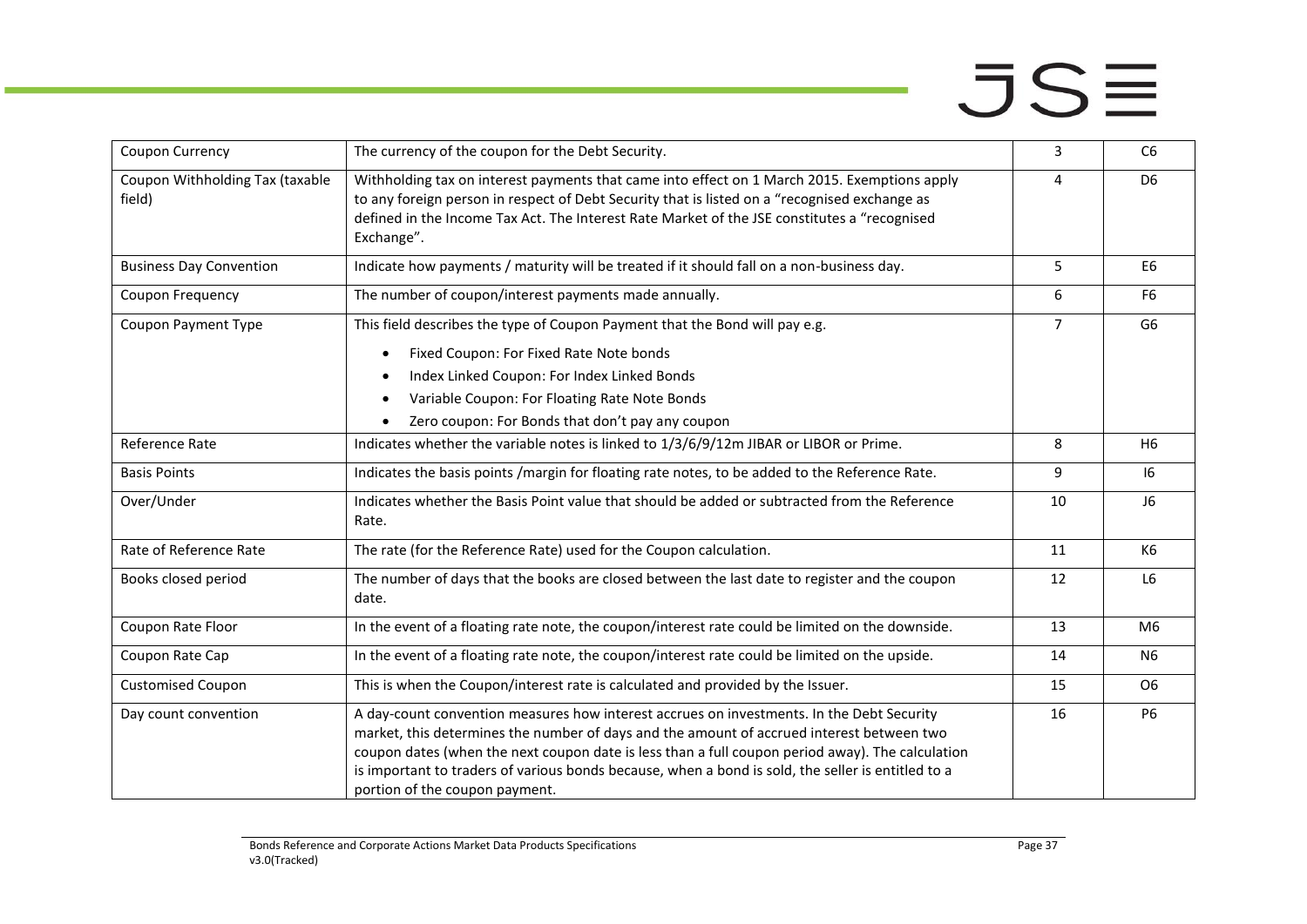| Coupon Currency | The currency of the coupon for the Debt Security. | 3 | C6 |
|---|---|---|---|
| Coupon Withholding Tax (taxable field) | Withholding tax on interest payments that came into effect on 1 March 2015. Exemptions apply to any foreign person in respect of Debt Security that is listed on a "recognised exchange as defined in the Income Tax Act. The Interest Rate Market of the JSE constitutes a "recognised Exchange". | 4 | D6 |
| Business Day Convention | Indicate how payments / maturity will be treated if it should fall on a non-business day. | 5 | E6 |
| Coupon Frequency | The number of coupon/interest payments made annually. | 6 | F6 |
| Coupon Payment Type | This field describes the type of Coupon Payment that the Bond will pay e.g.<br>• Fixed Coupon: For Fixed Rate Note bonds<br>• Index Linked Coupon: For Index Linked Bonds<br>• Variable Coupon: For Floating Rate Note Bonds<br>• Zero coupon: For Bonds that don't pay any coupon | 7 | G6 |
| Reference Rate | Indicates whether the variable notes is linked to 1/3/6/9/12m JIBAR or LIBOR or Prime. | 8 | H6 |
| Basis Points | Indicates the basis points /margin for floating rate notes, to be added to the Reference Rate. | 9 | I6 |
| Over/Under | Indicates whether the Basis Point value that should be added or subtracted from the Reference Rate. | 10 | J6 |
| Rate of Reference Rate | The rate (for the Reference Rate) used for the Coupon calculation. | 11 | K6 |
| Books closed period | The number of days that the books are closed between the last date to register and the coupon date. | 12 | L6 |
| Coupon Rate Floor | In the event of a floating rate note, the coupon/interest rate could be limited on the downside. | 13 | M6 |
| Coupon Rate Cap | In the event of a floating rate note, the coupon/interest rate could be limited on the upside. | 14 | N6 |
| Customised Coupon | This is when the Coupon/interest rate is calculated and provided by the Issuer. | 15 | O6 |
| Day count convention | A day-count convention measures how interest accrues on investments. In the Debt Security market, this determines the number of days and the amount of accrued interest between two coupon dates (when the next coupon date is less than a full coupon period away). The calculation is important to traders of various bonds because, when a bond is sold, the seller is entitled to a portion of the coupon payment. | 16 | P6 |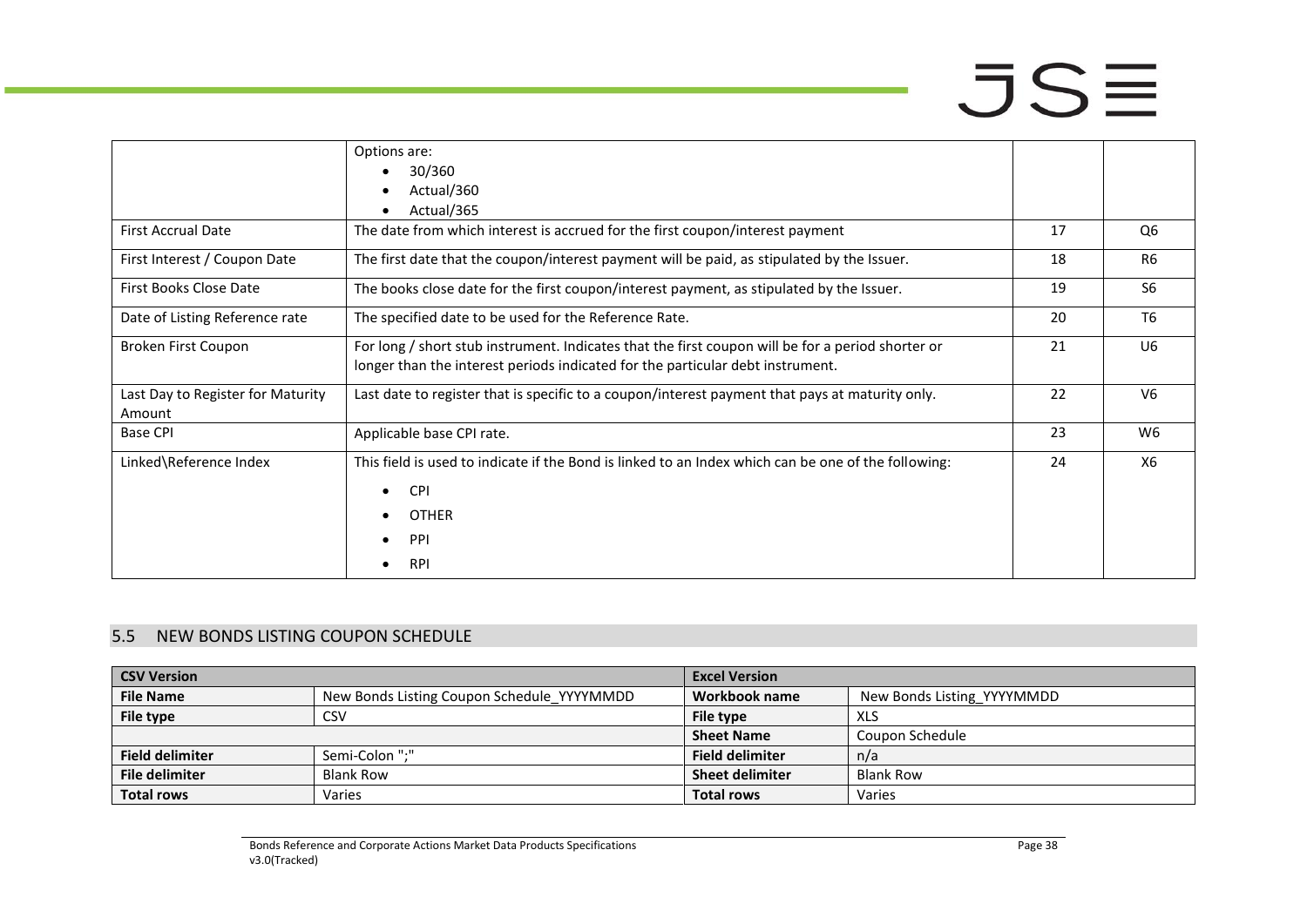|  |  |  |  |
|---|---|---|---|
|  | Options are:<br>• 30/360<br>• Actual/360<br>• Actual/365 |  |  |
| First Accrual Date | The date from which interest is accrued for the first coupon/interest payment | 17 | Q6 |
| First Interest / Coupon Date | The first date that the coupon/interest payment will be paid, as stipulated by the Issuer. | 18 | R6 |
| First Books Close Date | The books close date for the first coupon/interest payment, as stipulated by the Issuer. | 19 | S6 |
| Date of Listing Reference rate | The specified date to be used for the Reference Rate. | 20 | T6 |
| Broken First Coupon | For long / short stub instrument. Indicates that the first coupon will be for a period shorter or longer than the interest periods indicated for the particular debt instrument. | 21 | U6 |
| Last Day to Register for Maturity Amount | Last date to register that is specific to a coupon/interest payment that pays at maturity only. | 22 | V6 |
| Base CPI | Applicable base CPI rate. | 23 | W6 |
| Linked\Reference Index | This field is used to indicate if the Bond is linked to an Index which can be one of the following:<br>• CPI<br>• OTHER<br>• PPI<br>• RPI | 24 | X6 |

## 5.5 NEW BONDS LISTING COUPON SCHEDULE

| **CSV Version** |  | **Excel Version** |  |
|---|---|---|---|
| **File Name** | New Bonds Listing Coupon Schedule_YYYYMMDD | **Workbook name** | New Bonds Listing_YYYYMMDD |
| **File type** | CSV | **File type** | XLS |
|  |  | **Sheet Name** | Coupon Schedule |
| **Field delimiter** | Semi-Colon ";" | **Field delimiter** | n/a |
| **File delimiter** | Blank Row | **Sheet delimiter** | Blank Row |
| **Total rows** | Varies | **Total rows** | Varies |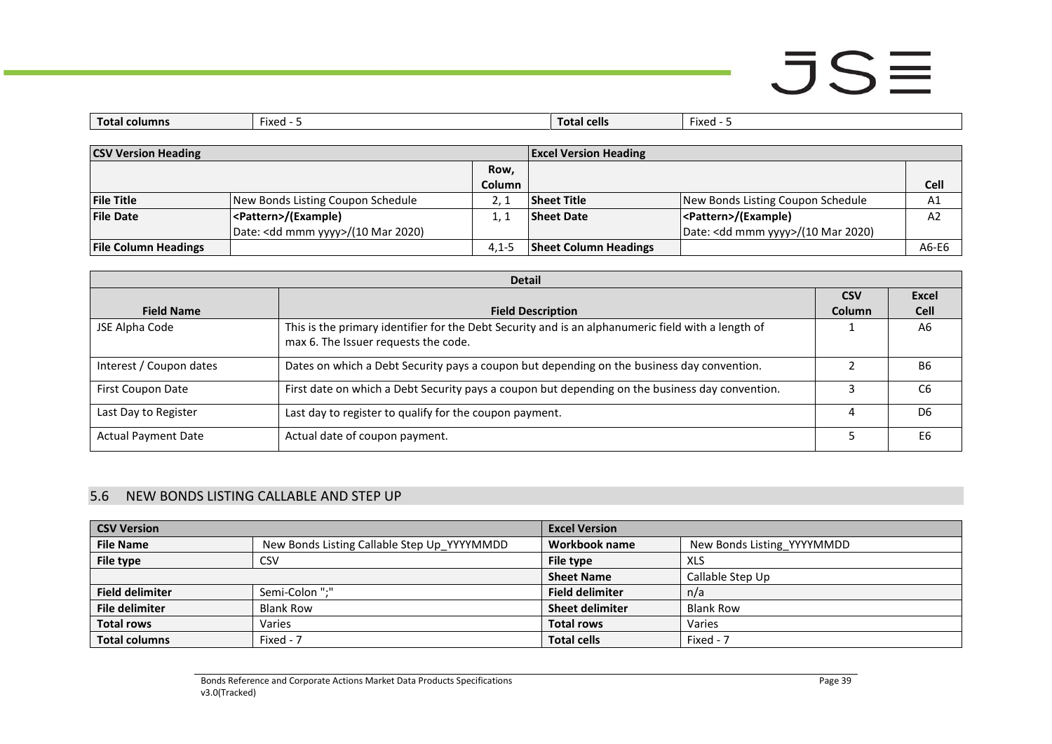| Total columns | Fixed - 5 | Total cells | Fixed - 5 |
|---|---|---|---|

| CSV Version Heading | | | Excel Version Heading | | |
|---|---|---|---|---|---|
| | | Row, Column | | | Cell |
| **File Title** | New Bonds Listing Coupon Schedule | 2, 1 | **Sheet Title** | New Bonds Listing Coupon Schedule | A1 |
| **File Date** | **<Pattern>/(Example)** Date: <dd mmm yyyy>/(10 Mar 2020) | 1, 1 | **Sheet Date** | **<Pattern>/(Example)** Date: <dd mmm yyyy>/(10 Mar 2020) | A2 |
| **File Column Headings** | | 4,1-5 | **Sheet Column Headings** | | A6-E6 |

| Detail | | | |
|---|---|---|---|
| **Field Name** | **Field Description** | **CSV Column** | **Excel Cell** |
| JSE Alpha Code | This is the primary identifier for the Debt Security and is an alphanumeric field with a length of max 6. The Issuer requests the code. | 1 | A6 |
| Interest / Coupon dates | Dates on which a Debt Security pays a coupon but depending on the business day convention. | 2 | B6 |
| First Coupon Date | First date on which a Debt Security pays a coupon but depending on the business day convention. | 3 | C6 |
| Last Day to Register | Last day to register to qualify for the coupon payment. | 4 | D6 |
| Actual Payment Date | Actual date of coupon payment. | 5 | E6 |

## 5.6 NEW BONDS LISTING CALLABLE AND STEP UP

| CSV Version | | Excel Version | |
|---|---|---|---|
| **File Name** | New Bonds Listing Callable Step Up_YYYYMMDD | **Workbook name** | New Bonds Listing_YYYYMMDD |
| **File type** | CSV | **File type** | XLS |
| | | **Sheet Name** | Callable Step Up |
| **Field delimiter** | Semi-Colon ";" | **Field delimiter** | n/a |
| **File delimiter** | Blank Row | **Sheet delimiter** | Blank Row |
| **Total rows** | Varies | **Total rows** | Varies |
| **Total columns** | Fixed - 7 | **Total cells** | Fixed - 7 |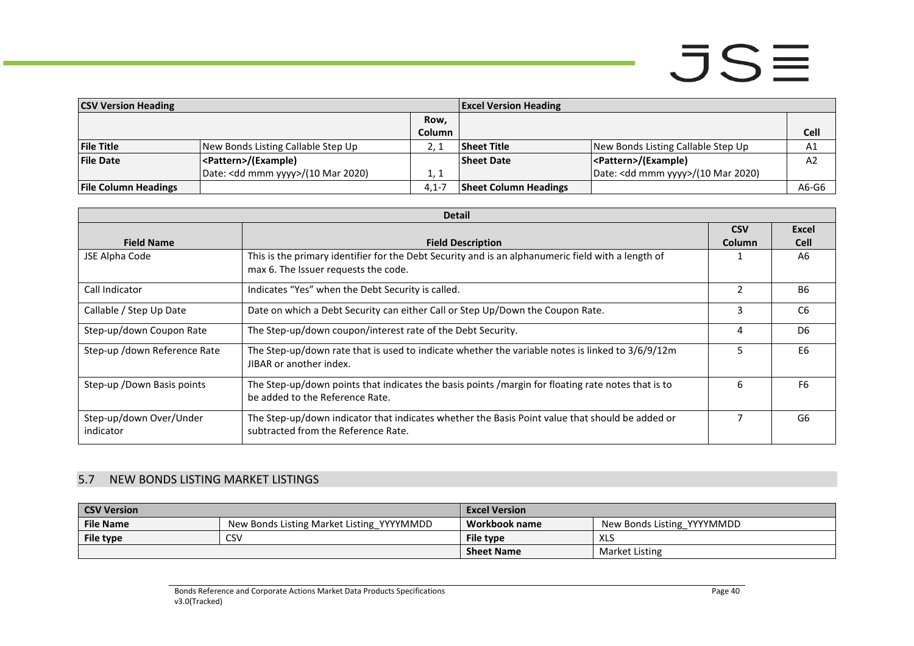| CSV Version Heading | | | Excel Version Heading | | |
|---|---|---|---|---|---|
| | | Row, Column | | | Cell |
| **File Title** | New Bonds Listing Callable Step Up | 2, 1 | **Sheet Title** | New Bonds Listing Callable Step Up | A1 |
| **File Date** | **<Pattern>/(Example)** Date: <dd mmm yyyy>/(10 Mar 2020) | 1, 1 | **Sheet Date** | **<Pattern>/(Example)** Date: <dd mmm yyyy>/(10 Mar 2020) | A2 |
| **File Column Headings** | | 4,1-7 | **Sheet Column Headings** | | A6-G6 |

| Detail | | | |
|---|---|---|---|
| **Field Name** | **Field Description** | **CSV Column** | **Excel Cell** |
| JSE Alpha Code | This is the primary identifier for the Debt Security and is an alphanumeric field with a length of max 6. The Issuer requests the code. | 1 | A6 |
| Call Indicator | Indicates "Yes" when the Debt Security is called. | 2 | B6 |
| Callable / Step Up Date | Date on which a Debt Security can either Call or Step Up/Down the Coupon Rate. | 3 | C6 |
| Step-up/down Coupon Rate | The Step-up/down coupon/interest rate of the Debt Security. | 4 | D6 |
| Step-up /down Reference Rate | The Step-up/down rate that is used to indicate whether the variable notes is linked to 3/6/9/12m JIBAR or another index. | 5 | E6 |
| Step-up /Down Basis points | The Step-up/down points that indicates the basis points /margin for floating rate notes that is to be added to the Reference Rate. | 6 | F6 |
| Step-up/down Over/Under indicator | The Step-up/down indicator that indicates whether the Basis Point value that should be added or subtracted from the Reference Rate. | 7 | G6 |

## 5.7 NEW BONDS LISTING MARKET LISTINGS

| CSV Version | | Excel Version | |
|---|---|---|---|
| **File Name** | New Bonds Listing Market Listing_YYYYMMDD | **Workbook name** | New Bonds Listing_YYYYMMDD |
| **File type** | CSV | **File type** | XLS |
| | | **Sheet Name** | Market Listing |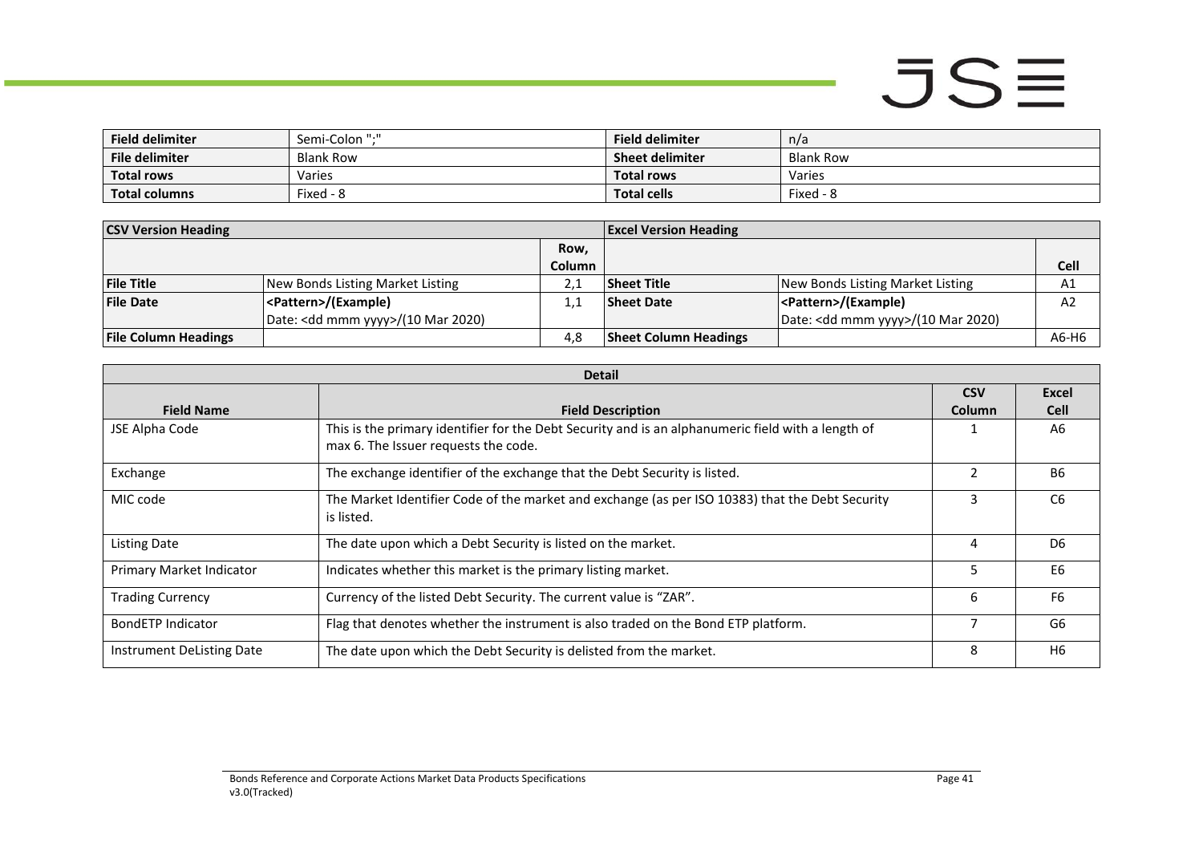| Field delimiter | Semi-Colon ";" | Field delimiter | n/a |
|---|---|---|---|
| File delimiter | Blank Row | Sheet delimiter | Blank Row |
| Total rows | Varies | Total rows | Varies |
| Total columns | Fixed - 8 | Total cells | Fixed - 8 |

| CSV Version Heading | | | Excel Version Heading | | |
|---|---|---|---|---|---|
| | | Row, Column | | | Cell |
| File Title | New Bonds Listing Market Listing | 2,1 | Sheet Title | New Bonds Listing Market Listing | A1 |
| File Date | <Pattern>/(Example)<br>Date: <dd mmm yyyy>/(10 Mar 2020) | 1,1 | Sheet Date | <Pattern>/(Example)<br>Date: <dd mmm yyyy>/(10 Mar 2020) | A2 |
| File Column Headings | | 4,8 | Sheet Column Headings | | A6-H6 |

| Detail | | | |
|---|---|---|---|
| Field Name | Field Description | CSV Column | Excel Cell |
| JSE Alpha Code | This is the primary identifier for the Debt Security and is an alphanumeric field with a length of max 6. The Issuer requests the code. | 1 | A6 |
| Exchange | The exchange identifier of the exchange that the Debt Security is listed. | 2 | B6 |
| MIC code | The Market Identifier Code of the market and exchange (as per ISO 10383) that the Debt Security is listed. | 3 | C6 |
| Listing Date | The date upon which a Debt Security is listed on the market. | 4 | D6 |
| Primary Market Indicator | Indicates whether this market is the primary listing market. | 5 | E6 |
| Trading Currency | Currency of the listed Debt Security. The current value is "ZAR". | 6 | F6 |
| BondETP Indicator | Flag that denotes whether the instrument is also traded on the Bond ETP platform. | 7 | G6 |
| Instrument DeListing Date | The date upon which the Debt Security is delisted from the market. | 8 | H6 |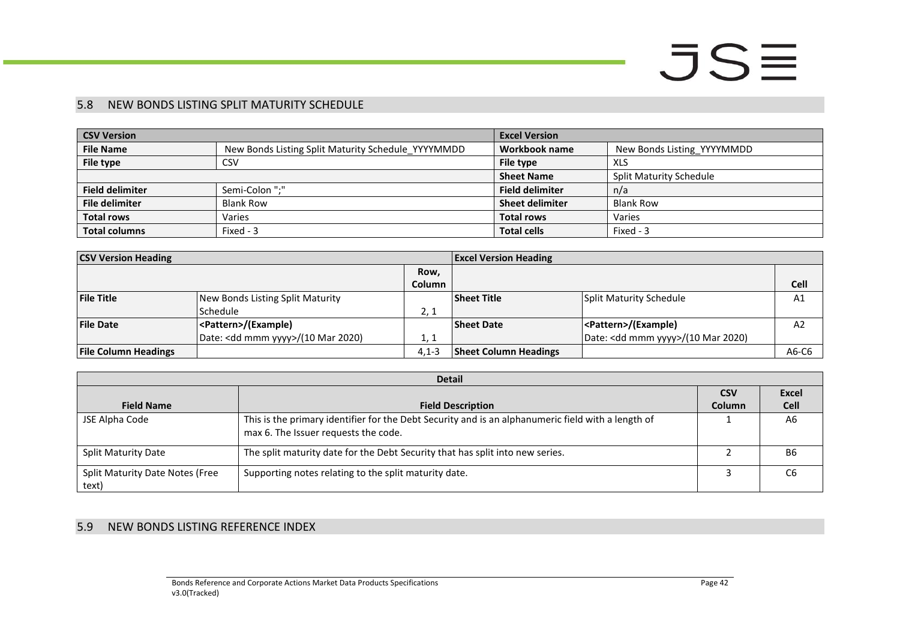## 5.8 NEW BONDS LISTING SPLIT MATURITY SCHEDULE

| CSV Version | | Excel Version | |
|---|---|---|---|
| **File Name** | New Bonds Listing Split Maturity Schedule_YYYYMMDD | **Workbook name** | New Bonds Listing_YYYYMMDD |
| **File type** | CSV | **File type** | XLS |
| | | **Sheet Name** | Split Maturity Schedule |
| **Field delimiter** | Semi-Colon ";" | **Field delimiter** | n/a |
| **File delimiter** | Blank Row | **Sheet delimiter** | Blank Row |
| **Total rows** | Varies | **Total rows** | Varies |
| **Total columns** | Fixed - 3 | **Total cells** | Fixed - 3 |

| CSV Version Heading | | | Excel Version Heading | | |
|---|---|---|---|---|---|
| | | **Row, Column** | | | **Cell** |
| **File Title** | New Bonds Listing Split Maturity Schedule | 2, 1 | **Sheet Title** | Split Maturity Schedule | A1 |
| **File Date** | **<Pattern>/(Example)** Date: <dd mmm yyyy>/(10 Mar 2020) | 1, 1 | **Sheet Date** | **<Pattern>/(Example)** Date: <dd mmm yyyy>/(10 Mar 2020) | A2 |
| **File Column Headings** | | 4,1-3 | **Sheet Column Headings** | | A6-C6 |

| Field Name | Field Description | CSV Column | Excel Cell |
|---|---|---|---|
| JSE Alpha Code | This is the primary identifier for the Debt Security and is an alphanumeric field with a length of max 6. The Issuer requests the code. | 1 | A6 |
| Split Maturity Date | The split maturity date for the Debt Security that has split into new series. | 2 | B6 |
| Split Maturity Date Notes (Free text) | Supporting notes relating to the split maturity date. | 3 | C6 |

## 5.9 NEW BONDS LISTING REFERENCE INDEX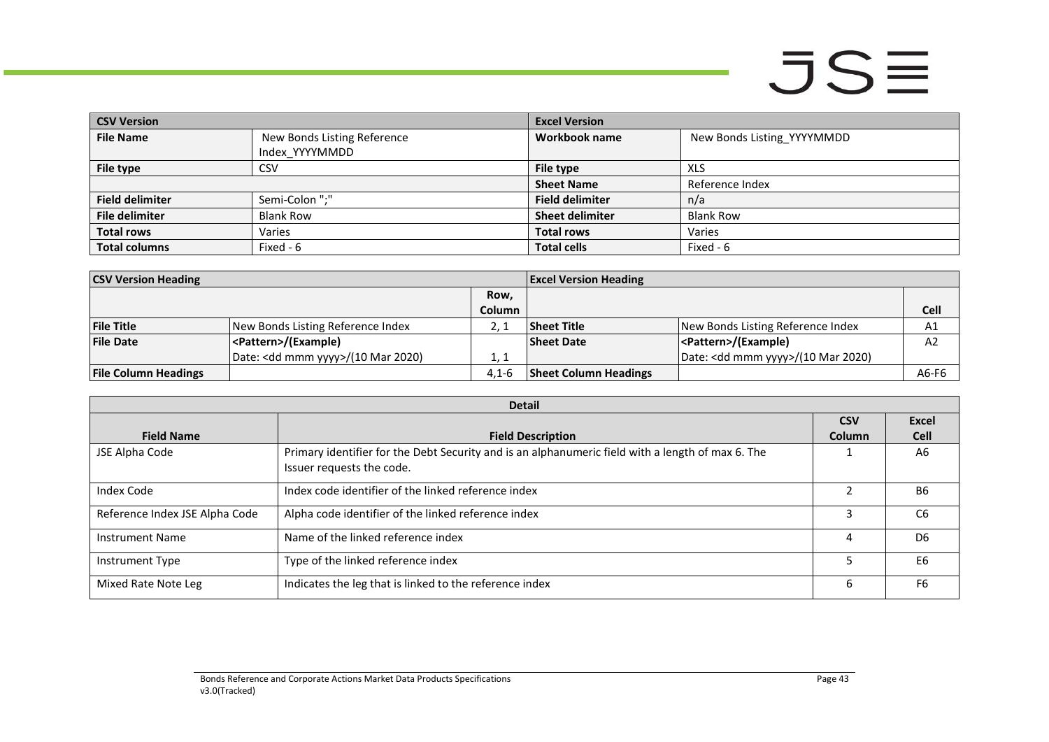| CSV Version | | Excel Version | |
|---|---|---|---|
| **File Name** | New Bonds Listing Reference Index_YYYYMMDD | **Workbook name** | New Bonds Listing_YYYYMMDD |
| **File type** | CSV | **File type** | XLS |
| | | **Sheet Name** | Reference Index |
| **Field delimiter** | Semi-Colon ";" | **Field delimiter** | n/a |
| **File delimiter** | Blank Row | **Sheet delimiter** | Blank Row |
| **Total rows** | Varies | **Total rows** | Varies |
| **Total columns** | Fixed - 6 | **Total cells** | Fixed - 6 |

| CSV Version Heading | | | Excel Version Heading | | |
|---|---|---|---|---|---|
| | | **Row, Column** | | | **Cell** |
| **File Title** | New Bonds Listing Reference Index | 2, 1 | **Sheet Title** | New Bonds Listing Reference Index | A1 |
| **File Date** | **<Pattern>/(Example)** Date: <dd mmm yyyy>/(10 Mar 2020) | 1, 1 | **Sheet Date** | **<Pattern>/(Example)** Date: <dd mmm yyyy>/(10 Mar 2020) | A2 |
| **File Column Headings** | | 4,1-6 | **Sheet Column Headings** | | A6-F6 |

| Detail | | | |
|---|---|---|---|
| **Field Name** | **Field Description** | **CSV Column** | **Excel Cell** |
| JSE Alpha Code | Primary identifier for the Debt Security and is an alphanumeric field with a length of max 6. The Issuer requests the code. | 1 | A6 |
| Index Code | Index code identifier of the linked reference index | 2 | B6 |
| Reference Index JSE Alpha Code | Alpha code identifier of the linked reference index | 3 | C6 |
| Instrument Name | Name of the linked reference index | 4 | D6 |
| Instrument Type | Type of the linked reference index | 5 | E6 |
| Mixed Rate Note Leg | Indicates the leg that is linked to the reference index | 6 | F6 |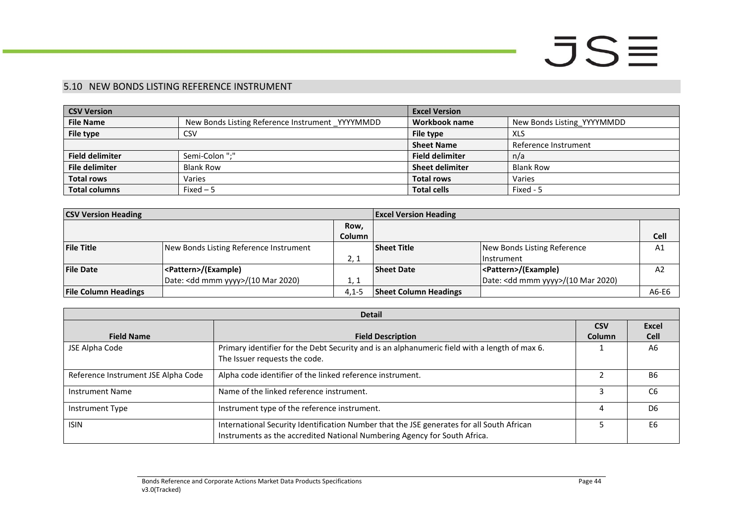## 5.10 NEW BONDS LISTING REFERENCE INSTRUMENT

| CSV Version | | Excel Version | |
|---|---|---|---|
| **File Name** | New Bonds Listing Reference Instrument _YYYYMMDD | **Workbook name** | New Bonds Listing_YYYYMMDD |
| **File type** | CSV | **File type** | XLS |
| | | **Sheet Name** | Reference Instrument |
| **Field delimiter** | Semi-Colon ";" | **Field delimiter** | n/a |
| **File delimiter** | Blank Row | **Sheet delimiter** | Blank Row |
| **Total rows** | Varies | **Total rows** | Varies |
| **Total columns** | Fixed – 5 | **Total cells** | Fixed - 5 |

| CSV Version Heading | | | Excel Version Heading | | |
|---|---|---|---|---|---|
| | | **Row, Column** | | | **Cell** |
| **File Title** | New Bonds Listing Reference Instrument | 2, 1 | **Sheet Title** | New Bonds Listing Reference Instrument | A1 |
| **File Date** | **<Pattern>/(Example)** Date: <dd mmm yyyy>/(10 Mar 2020) | 1, 1 | **Sheet Date** | **<Pattern>/(Example)** Date: <dd mmm yyyy>/(10 Mar 2020) | A2 |
| **File Column Headings** | | 4,1-5 | **Sheet Column Headings** | | A6-E6 |

| Detail | | | |
|---|---|---|---|
| **Field Name** | **Field Description** | **CSV Column** | **Excel Cell** |
| JSE Alpha Code | Primary identifier for the Debt Security and is an alphanumeric field with a length of max 6. The Issuer requests the code. | 1 | A6 |
| Reference Instrument JSE Alpha Code | Alpha code identifier of the linked reference instrument. | 2 | B6 |
| Instrument Name | Name of the linked reference instrument. | 3 | C6 |
| Instrument Type | Instrument type of the reference instrument. | 4 | D6 |
| ISIN | International Security Identification Number that the JSE generates for all South African Instruments as the accredited National Numbering Agency for South Africa. | 5 | E6 |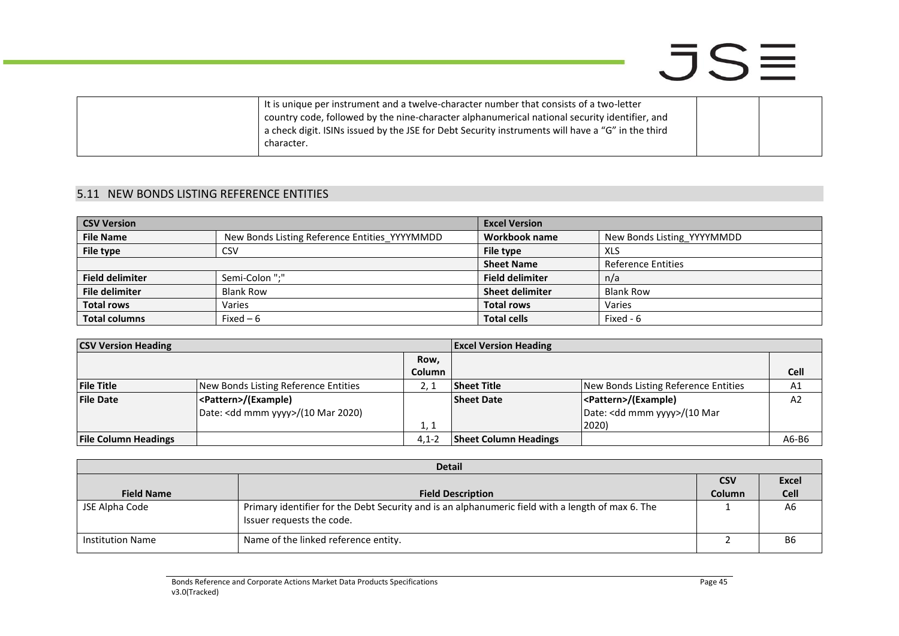| | It is unique per instrument and a twelve-character number that consists of a two-letter country code, followed by the nine-character alphanumerical national security identifier, and a check digit. ISINs issued by the JSE for Debt Security instruments will have a "G" in the third character. | | |
|---|---|---|---|

## 5.11 NEW BONDS LISTING REFERENCE ENTITIES

| CSV Version | | Excel Version | |
|---|---|---|---|
| **File Name** | New Bonds Listing Reference Entities_YYYYMMDD | **Workbook name** | New Bonds Listing_YYYYMMDD |
| **File type** | CSV | **File type** | XLS |
| | | **Sheet Name** | Reference Entities |
| **Field delimiter** | Semi-Colon ";" | **Field delimiter** | n/a |
| **File delimiter** | Blank Row | **Sheet delimiter** | Blank Row |
| **Total rows** | Varies | **Total rows** | Varies |
| **Total columns** | Fixed – 6 | **Total cells** | Fixed - 6 |

| CSV Version Heading | | | Excel Version Heading | | |
|---|---|---|---|---|---|
| | | **Row, Column** | | | **Cell** |
| **File Title** | New Bonds Listing Reference Entities | 2, 1 | **Sheet Title** | New Bonds Listing Reference Entities | A1 |
| **File Date** | **<Pattern>/(Example)** Date: <dd mmm yyyy>/(10 Mar 2020) | 1, 1 | **Sheet Date** | **<Pattern>/(Example)** Date: <dd mmm yyyy>/(10 Mar 2020) | A2 |
| **File Column Headings** | | 4,1-2 | **Sheet Column Headings** | | A6-B6 |

| Detail | | | |
|---|---|---|---|
| **Field Name** | **Field Description** | **CSV Column** | **Excel Cell** |
| JSE Alpha Code | Primary identifier for the Debt Security and is an alphanumeric field with a length of max 6. The Issuer requests the code. | 1 | A6 |
| Institution Name | Name of the linked reference entity. | 2 | B6 |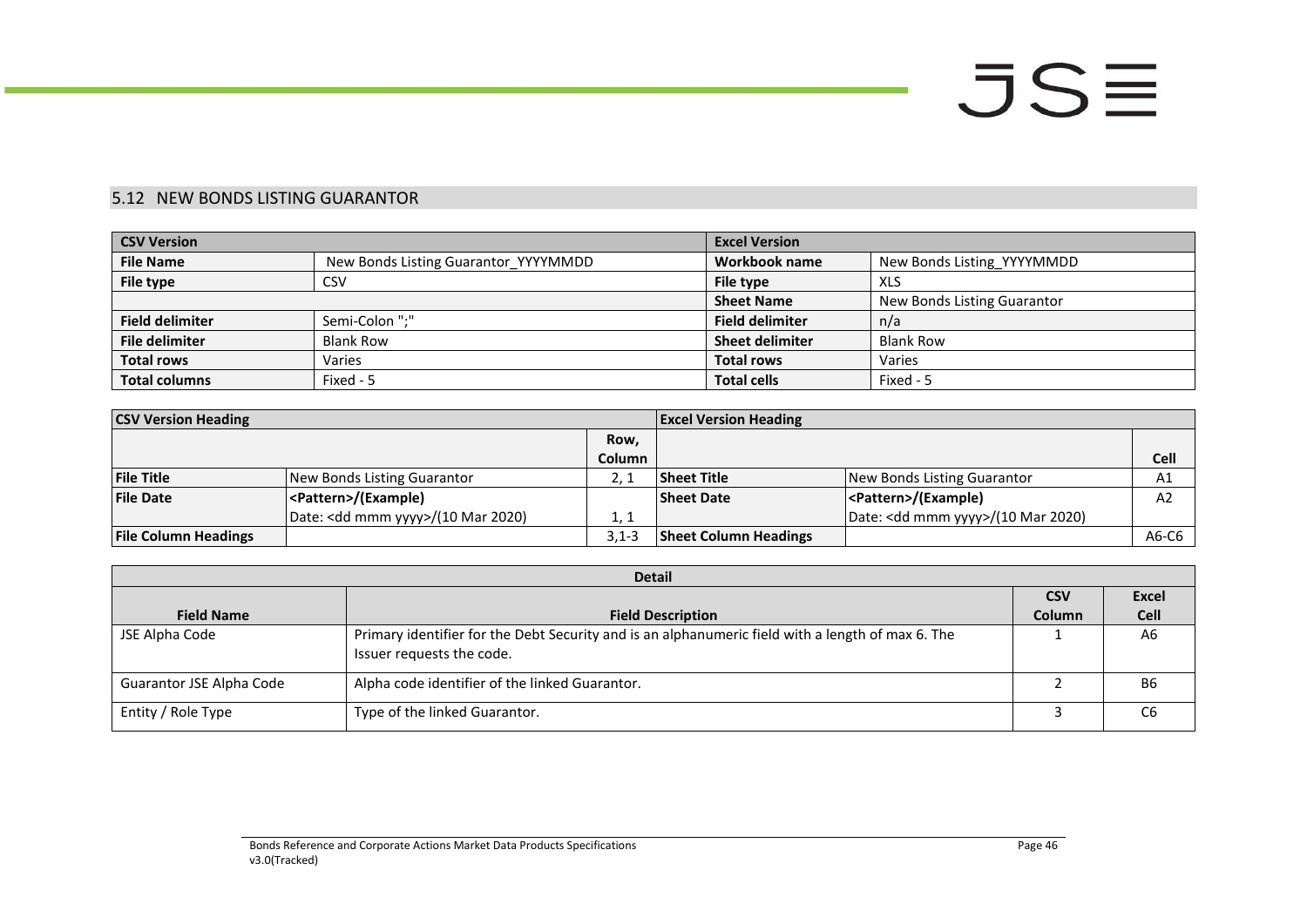## 5.12 NEW BONDS LISTING GUARANTOR

| CSV Version | | Excel Version | |
|---|---|---|---|
| **File Name** | New Bonds Listing Guarantor_YYYYMMDD | **Workbook name** | New Bonds Listing_YYYYMMDD |
| **File type** | CSV | **File type** | XLS |
| | | **Sheet Name** | New Bonds Listing Guarantor |
| **Field delimiter** | Semi-Colon ";" | **Field delimiter** | n/a |
| **File delimiter** | Blank Row | **Sheet delimiter** | Blank Row |
| **Total rows** | Varies | **Total rows** | Varies |
| **Total columns** | Fixed - 5 | **Total cells** | Fixed - 5 |

| CSV Version Heading | | | Excel Version Heading | | |
|---|---|---|---|---|---|
| | | **Row, Column** | | | **Cell** |
| **File Title** | New Bonds Listing Guarantor | 2, 1 | **Sheet Title** | New Bonds Listing Guarantor | A1 |
| **File Date** | **<Pattern>/(Example)** Date: <dd mmm yyyy>/(10 Mar 2020) | 1, 1 | **Sheet Date** | **<Pattern>/(Example)** Date: <dd mmm yyyy>/(10 Mar 2020) | A2 |
| **File Column Headings** | | 3,1-3 | **Sheet Column Headings** | | A6-C6 |

| Detail | | | |
|---|---|---|---|
| **Field Name** | **Field Description** | **CSV Column** | **Excel Cell** |
| JSE Alpha Code | Primary identifier for the Debt Security and is an alphanumeric field with a length of max 6. The Issuer requests the code. | 1 | A6 |
| Guarantor JSE Alpha Code | Alpha code identifier of the linked Guarantor. | 2 | B6 |
| Entity / Role Type | Type of the linked Guarantor. | 3 | C6 |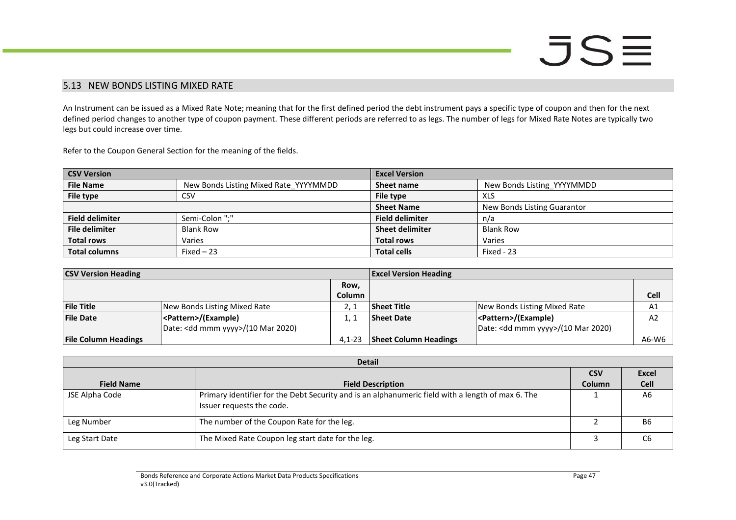## 5.13 NEW BONDS LISTING MIXED RATE

An Instrument can be issued as a Mixed Rate Note; meaning that for the first defined period the debt instrument pays a specific type of coupon and then for the next defined period changes to another type of coupon payment. These different periods are referred to as legs. The number of legs for Mixed Rate Notes are typically two legs but could increase over time.

Refer to the Coupon General Section for the meaning of the fields.

| **CSV Version** | | **Excel Version** | |
|---|---|---|---|
| **File Name** | New Bonds Listing Mixed Rate_YYYYMMDD | **Sheet name** | New Bonds Listing_YYYYMMDD |
| **File type** | CSV | **File type** | XLS |
| | | **Sheet Name** | New Bonds Listing Guarantor |
| **Field delimiter** | Semi-Colon ";" | **Field delimiter** | n/a |
| **File delimiter** | Blank Row | **Sheet delimiter** | Blank Row |
| **Total rows** | Varies | **Total rows** | Varies |
| **Total columns** | Fixed – 23 | **Total cells** | Fixed - 23 |

| **CSV Version Heading** | | | **Excel Version Heading** | | |
|---|---|---|---|---|---|
| | | **Row, Column** | | | **Cell** |
| **File Title** | New Bonds Listing Mixed Rate | 2, 1 | **Sheet Title** | New Bonds Listing Mixed Rate | A1 |
| **File Date** | **<Pattern>/(Example)** Date: <dd mmm yyyy>/(10 Mar 2020) | 1, 1 | **Sheet Date** | **<Pattern>/(Example)** Date: <dd mmm yyyy>/(10 Mar 2020) | A2 |
| **File Column Headings** | | 4,1-23 | **Sheet Column Headings** | | A6-W6 |

| **Detail** | | | |
|---|---|---|---|
| **Field Name** | **Field Description** | **CSV Column** | **Excel Cell** |
| JSE Alpha Code | Primary identifier for the Debt Security and is an alphanumeric field with a length of max 6. The Issuer requests the code. | 1 | A6 |
| Leg Number | The number of the Coupon Rate for the leg. | 2 | B6 |
| Leg Start Date | The Mixed Rate Coupon leg start date for the leg. | 3 | C6 |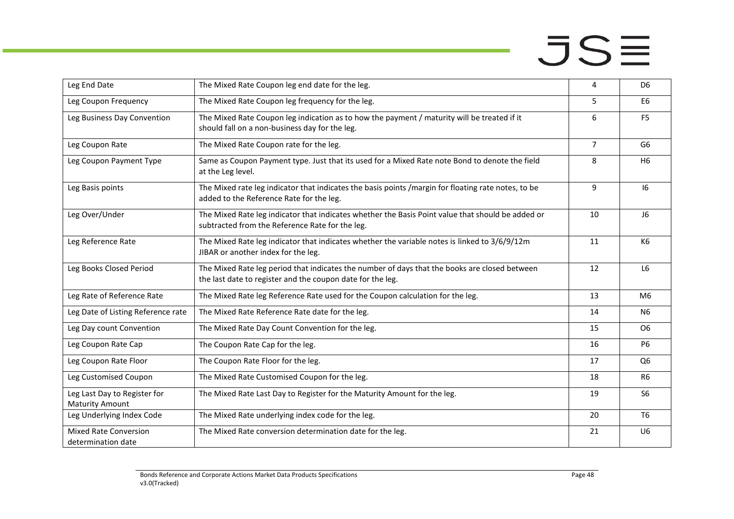| Leg End Date | The Mixed Rate Coupon leg end date for the leg. | 4 | D6 |
|---|---|---|---|
| Leg Coupon Frequency | The Mixed Rate Coupon leg frequency for the leg. | 5 | E6 |
| Leg Business Day Convention | The Mixed Rate Coupon leg indication as to how the payment / maturity will be treated if it should fall on a non-business day for the leg. | 6 | F5 |
| Leg Coupon Rate | The Mixed Rate Coupon rate for the leg. | 7 | G6 |
| Leg Coupon Payment Type | Same as Coupon Payment type. Just that its used for a Mixed Rate note Bond to denote the field at the Leg level. | 8 | H6 |
| Leg Basis points | The Mixed rate leg indicator that indicates the basis points /margin for floating rate notes, to be added to the Reference Rate for the leg. | 9 | I6 |
| Leg Over/Under | The Mixed Rate leg indicator that indicates whether the Basis Point value that should be added or subtracted from the Reference Rate for the leg. | 10 | J6 |
| Leg Reference Rate | The Mixed Rate leg indicator that indicates whether the variable notes is linked to 3/6/9/12m JIBAR or another index for the leg. | 11 | K6 |
| Leg Books Closed Period | The Mixed Rate leg period that indicates the number of days that the books are closed between the last date to register and the coupon date for the leg. | 12 | L6 |
| Leg Rate of Reference Rate | The Mixed Rate leg Reference Rate used for the Coupon calculation for the leg. | 13 | M6 |
| Leg Date of Listing Reference rate | The Mixed Rate Reference Rate date for the leg. | 14 | N6 |
| Leg Day count Convention | The Mixed Rate Day Count Convention for the leg. | 15 | O6 |
| Leg Coupon Rate Cap | The Coupon Rate Cap for the leg. | 16 | P6 |
| Leg Coupon Rate Floor | The Coupon Rate Floor for the leg. | 17 | Q6 |
| Leg Customised Coupon | The Mixed Rate Customised Coupon for the leg. | 18 | R6 |
| Leg Last Day to Register for Maturity Amount | The Mixed Rate Last Day to Register for the Maturity Amount for the leg. | 19 | S6 |
| Leg Underlying Index Code | The Mixed Rate underlying index code for the leg. | 20 | T6 |
| Mixed Rate Conversion determination date | The Mixed Rate conversion determination date for the leg. | 21 | U6 |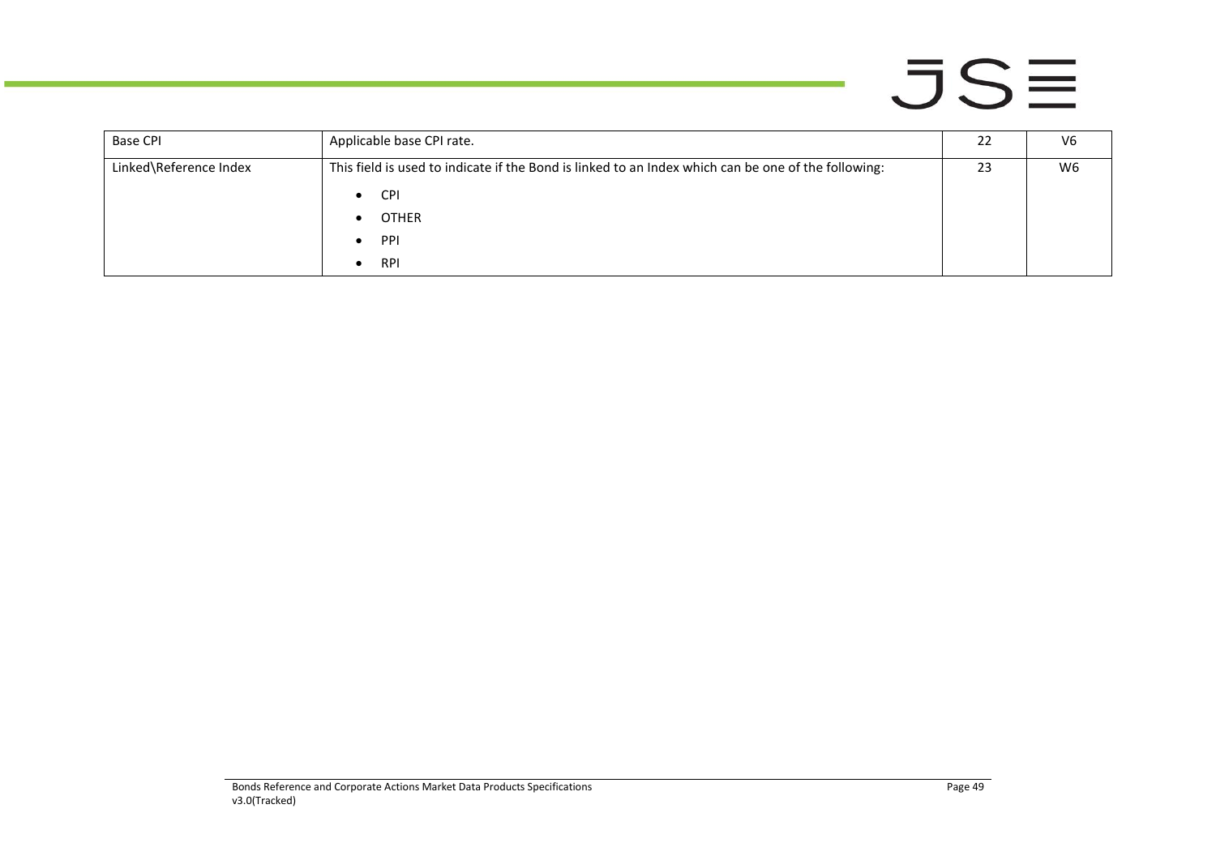| | | | |
|---|---|---|---|
| Base CPI | Applicable base CPI rate. | 22 | V6 |
| Linked\Reference Index | This field is used to indicate if the Bond is linked to an Index which can be one of the following:<br><br>• CPI<br>• OTHER<br>• PPI<br>• RPI | 23 | W6 |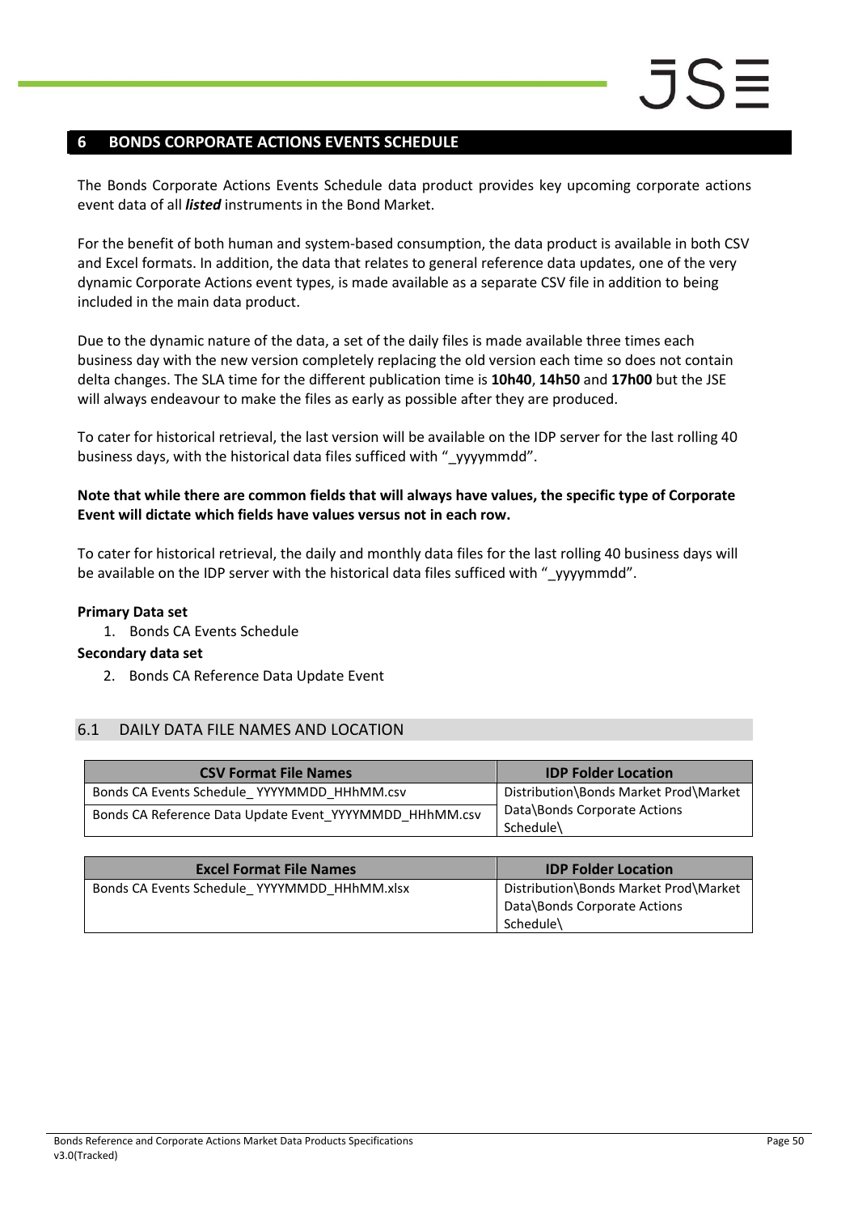# 6 BONDS CORPORATE ACTIONS EVENTS SCHEDULE

The Bonds Corporate Actions Events Schedule data product provides key upcoming corporate actions event data of all ***listed*** instruments in the Bond Market.

For the benefit of both human and system-based consumption, the data product is available in both CSV and Excel formats. In addition, the data that relates to general reference data updates, one of the very dynamic Corporate Actions event types, is made available as a separate CSV file in addition to being included in the main data product.

Due to the dynamic nature of the data, a set of the daily files is made available three times each business day with the new version completely replacing the old version each time so does not contain delta changes. The SLA time for the different publication time is **10h40**, **14h50** and **17h00** but the JSE will always endeavour to make the files as early as possible after they are produced.

To cater for historical retrieval, the last version will be available on the IDP server for the last rolling 40 business days, with the historical data files sufficed with "_yyyymmdd".

**Note that while there are common fields that will always have values, the specific type of Corporate Event will dictate which fields have values versus not in each row.**

To cater for historical retrieval, the daily and monthly data files for the last rolling 40 business days will be available on the IDP server with the historical data files sufficed with "_yyyymmdd".

**Primary Data set**

1. Bonds CA Events Schedule

**Secondary data set**

2. Bonds CA Reference Data Update Event

## 6.1 DAILY DATA FILE NAMES AND LOCATION

| CSV Format File Names | IDP Folder Location |
|---|---|
| Bonds CA Events Schedule_ YYYYMMDD_HHhMM.csv | Distribution\Bonds Market Prod\Market Data\Bonds Corporate Actions Schedule\ |
| Bonds CA Reference Data Update Event_YYYYMMDD_HHhMM.csv | |

| Excel Format File Names | IDP Folder Location |
|---|---|
| Bonds CA Events Schedule_ YYYYMMDD_HHhMM.xlsx | Distribution\Bonds Market Prod\Market Data\Bonds Corporate Actions Schedule\ |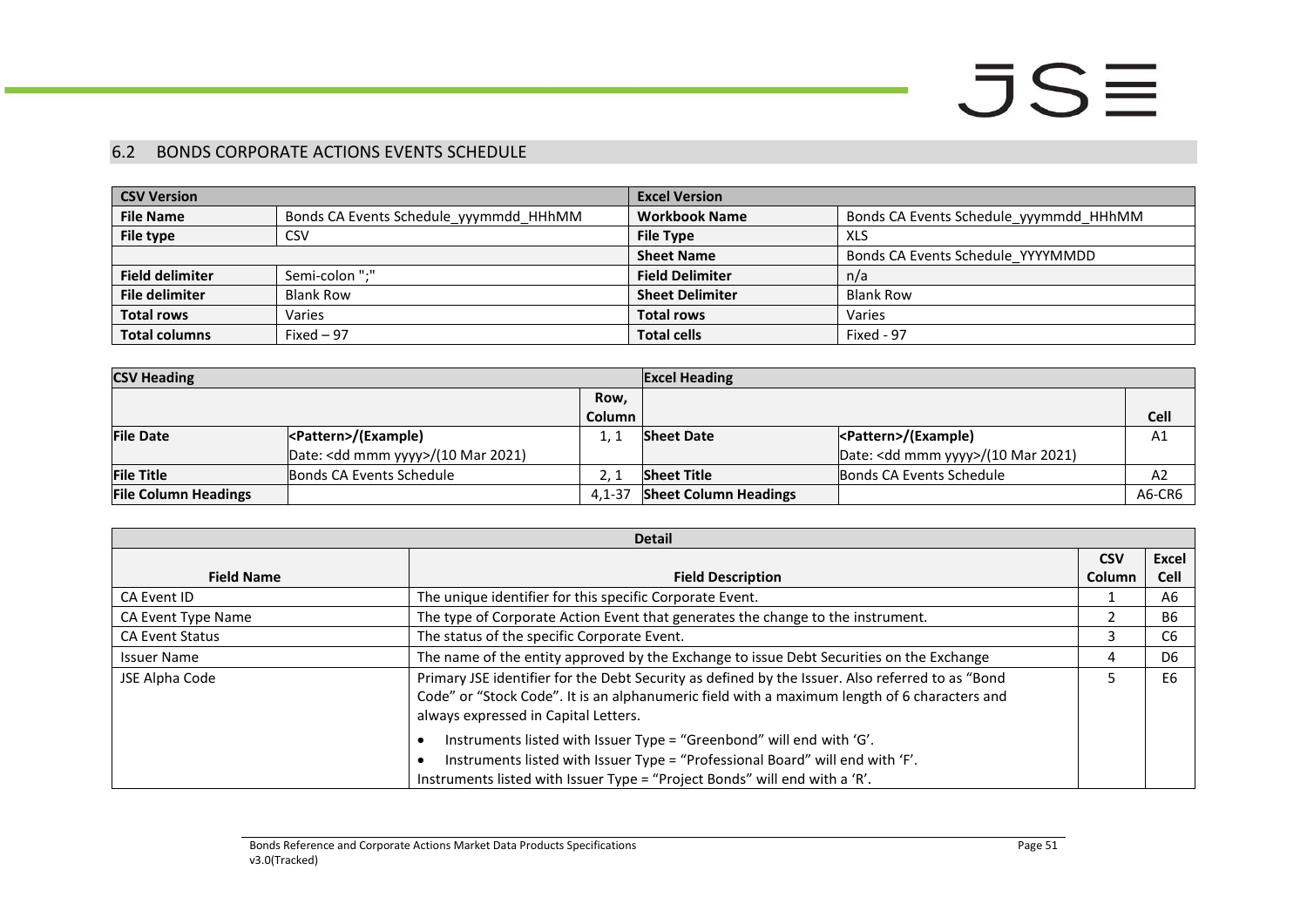## 6.2 BONDS CORPORATE ACTIONS EVENTS SCHEDULE

| CSV Version | | Excel Version | |
|---|---|---|---|
| **File Name** | Bonds CA Events Schedule_yyymmdd_HHhMM | **Workbook Name** | Bonds CA Events Schedule_yyymmdd_HHhMM |
| **File type** | CSV | **File Type** | XLS |
| | | **Sheet Name** | Bonds CA Events Schedule_YYYMMDD |
| **Field delimiter** | Semi-colon ";" | **Field Delimiter** | n/a |
| **File delimiter** | Blank Row | **Sheet Delimiter** | Blank Row |
| **Total rows** | Varies | **Total rows** | Varies |
| **Total columns** | Fixed – 97 | **Total cells** | Fixed - 97 |

| CSV Heading | | | Excel Heading | | |
|---|---|---|---|---|---|
| | | Row, Column | | | Cell |
| **File Date** | <Pattern>/(Example)<br>Date: <dd mmm yyyy>/(10 Mar 2021) | 1, 1 | **Sheet Date** | <Pattern>/(Example)<br>Date: <dd mmm yyyy>/(10 Mar 2021) | A1 |
| **File Title** | Bonds CA Events Schedule | 2, 1 | **Sheet Title** | Bonds CA Events Schedule | A2 |
| **File Column Headings** | | 4,1-37 | **Sheet Column Headings** | | A6-CR6 |

| Detail | | | |
|---|---|---|---|
| **Field Name** | **Field Description** | **CSV Column** | **Excel Cell** |
| CA Event ID | The unique identifier for this specific Corporate Event. | 1 | A6 |
| CA Event Type Name | The type of Corporate Action Event that generates the change to the instrument. | 2 | B6 |
| CA Event Status | The status of the specific Corporate Event. | 3 | C6 |
| Issuer Name | The name of the entity approved by the Exchange to issue Debt Securities on the Exchange | 4 | D6 |
| JSE Alpha Code | Primary JSE identifier for the Debt Security as defined by the Issuer. Also referred to as "Bond Code" or "Stock Code". It is an alphanumeric field with a maximum length of 6 characters and always expressed in Capital Letters.<br>• Instruments listed with Issuer Type = "Greenbond" will end with 'G'.<br>• Instruments listed with Issuer Type = "Professional Board" will end with 'F'.<br>Instruments listed with Issuer Type = "Project Bonds" will end with a 'R'. | 5 | E6 |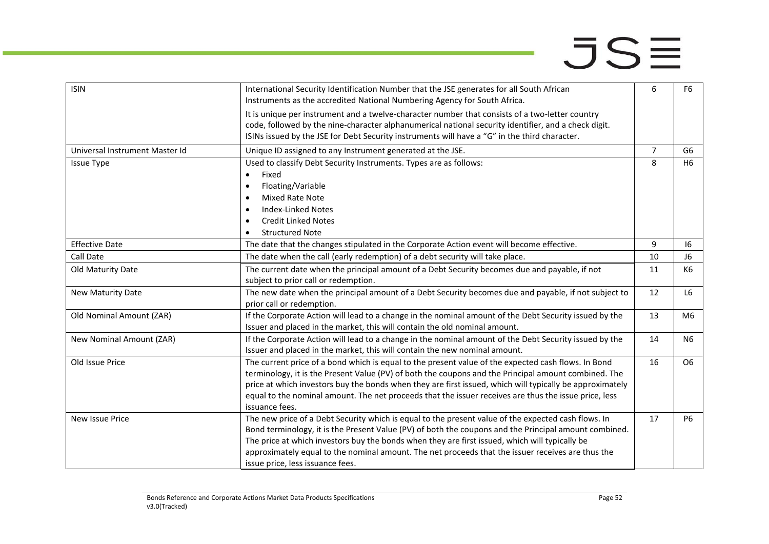| | | | |
|---|---|---|---|
| ISIN | International Security Identification Number that the JSE generates for all South African Instruments as the accredited National Numbering Agency for South Africa.<br><br>It is unique per instrument and a twelve-character number that consists of a two-letter country code, followed by the nine-character alphanumerical national security identifier, and a check digit. ISINs issued by the JSE for Debt Security instruments will have a "G" in the third character. | 6 | F6 |
| Universal Instrument Master Id | Unique ID assigned to any Instrument generated at the JSE. | 7 | G6 |
| Issue Type | Used to classify Debt Security Instruments. Types are as follows:<br>• Fixed<br>• Floating/Variable<br>• Mixed Rate Note<br>• Index-Linked Notes<br>• Credit Linked Notes<br>• Structured Note | 8 | H6 |
| Effective Date | The date that the changes stipulated in the Corporate Action event will become effective. | 9 | I6 |
| Call Date | The date when the call (early redemption) of a debt security will take place. | 10 | J6 |
| Old Maturity Date | The current date when the principal amount of a Debt Security becomes due and payable, if not subject to prior call or redemption. | 11 | K6 |
| New Maturity Date | The new date when the principal amount of a Debt Security becomes due and payable, if not subject to prior call or redemption. | 12 | L6 |
| Old Nominal Amount (ZAR) | If the Corporate Action will lead to a change in the nominal amount of the Debt Security issued by the Issuer and placed in the market, this will contain the old nominal amount. | 13 | M6 |
| New Nominal Amount (ZAR) | If the Corporate Action will lead to a change in the nominal amount of the Debt Security issued by the Issuer and placed in the market, this will contain the new nominal amount. | 14 | N6 |
| Old Issue Price | The current price of a bond which is equal to the present value of the expected cash flows. In Bond terminology, it is the Present Value (PV) of both the coupons and the Principal amount combined. The price at which investors buy the bonds when they are first issued, which will typically be approximately equal to the nominal amount. The net proceeds that the issuer receives are thus the issue price, less issuance fees. | 16 | O6 |
| New Issue Price | The new price of a Debt Security which is equal to the present value of the expected cash flows. In Bond terminology, it is the Present Value (PV) of both the coupons and the Principal amount combined. The price at which investors buy the bonds when they are first issued, which will typically be approximately equal to the nominal amount. The net proceeds that the issuer receives are thus the issue price, less issuance fees. | 17 | P6 |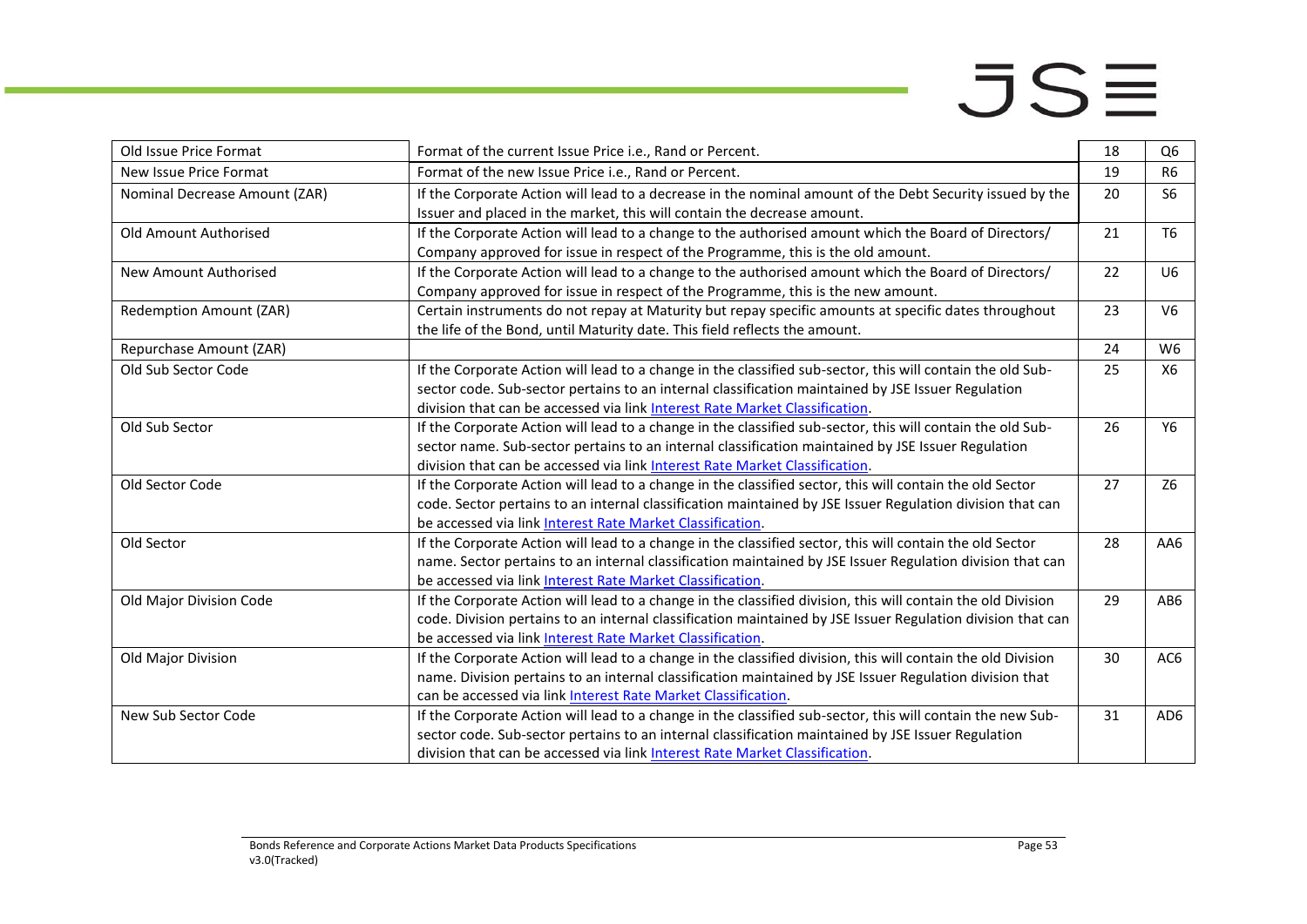| Old Issue Price Format | Format of the current Issue Price i.e., Rand or Percent. | 18 | Q6 |
|---|---|---|---|
| New Issue Price Format | Format of the new Issue Price i.e., Rand or Percent. | 19 | R6 |
| Nominal Decrease Amount (ZAR) | If the Corporate Action will lead to a decrease in the nominal amount of the Debt Security issued by the Issuer and placed in the market, this will contain the decrease amount. | 20 | S6 |
| Old Amount Authorised | If the Corporate Action will lead to a change to the authorised amount which the Board of Directors/ Company approved for issue in respect of the Programme, this is the old amount. | 21 | T6 |
| New Amount Authorised | If the Corporate Action will lead to a change to the authorised amount which the Board of Directors/ Company approved for issue in respect of the Programme, this is the new amount. | 22 | U6 |
| Redemption Amount (ZAR) | Certain instruments do not repay at Maturity but repay specific amounts at specific dates throughout the life of the Bond, until Maturity date. This field reflects the amount. | 23 | V6 |
| Repurchase Amount (ZAR) | | 24 | W6 |
| Old Sub Sector Code | If the Corporate Action will lead to a change in the classified sub-sector, this will contain the old Sub-sector code. Sub-sector pertains to an internal classification maintained by JSE Issuer Regulation division that can be accessed via link Interest Rate Market Classification. | 25 | X6 |
| Old Sub Sector | If the Corporate Action will lead to a change in the classified sub-sector, this will contain the old Sub-sector name. Sub-sector pertains to an internal classification maintained by JSE Issuer Regulation division that can be accessed via link Interest Rate Market Classification. | 26 | Y6 |
| Old Sector Code | If the Corporate Action will lead to a change in the classified sector, this will contain the old Sector code. Sector pertains to an internal classification maintained by JSE Issuer Regulation division that can be accessed via link Interest Rate Market Classification. | 27 | Z6 |
| Old Sector | If the Corporate Action will lead to a change in the classified sector, this will contain the old Sector name. Sector pertains to an internal classification maintained by JSE Issuer Regulation division that can be accessed via link Interest Rate Market Classification. | 28 | AA6 |
| Old Major Division Code | If the Corporate Action will lead to a change in the classified division, this will contain the old Division code. Division pertains to an internal classification maintained by JSE Issuer Regulation division that can be accessed via link Interest Rate Market Classification. | 29 | AB6 |
| Old Major Division | If the Corporate Action will lead to a change in the classified division, this will contain the old Division name. Division pertains to an internal classification maintained by JSE Issuer Regulation division that can be accessed via link Interest Rate Market Classification. | 30 | AC6 |
| New Sub Sector Code | If the Corporate Action will lead to a change in the classified sub-sector, this will contain the new Sub-sector code. Sub-sector pertains to an internal classification maintained by JSE Issuer Regulation division that can be accessed via link Interest Rate Market Classification. | 31 | AD6 |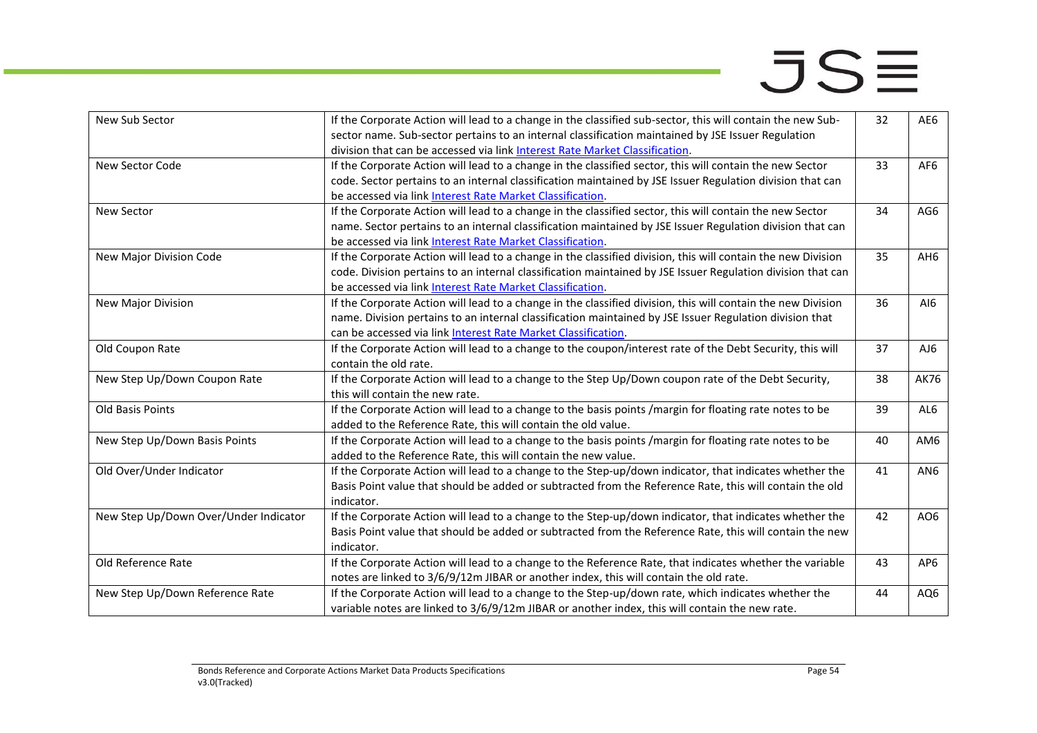| New Sub Sector | If the Corporate Action will lead to a change in the classified sub-sector, this will contain the new Sub-sector name. Sub-sector pertains to an internal classification maintained by JSE Issuer Regulation division that can be accessed via link [Interest Rate Market Classification]. | 32 | AE6 |
|---|---|---|---|
| New Sector Code | If the Corporate Action will lead to a change in the classified sector, this will contain the new Sector code. Sector pertains to an internal classification maintained by JSE Issuer Regulation division that can be accessed via link [Interest Rate Market Classification]. | 33 | AF6 |
| New Sector | If the Corporate Action will lead to a change in the classified sector, this will contain the new Sector name. Sector pertains to an internal classification maintained by JSE Issuer Regulation division that can be accessed via link [Interest Rate Market Classification]. | 34 | AG6 |
| New Major Division Code | If the Corporate Action will lead to a change in the classified division, this will contain the new Division code. Division pertains to an internal classification maintained by JSE Issuer Regulation division that can be accessed via link [Interest Rate Market Classification]. | 35 | AH6 |
| New Major Division | If the Corporate Action will lead to a change in the classified division, this will contain the new Division name. Division pertains to an internal classification maintained by JSE Issuer Regulation division that can be accessed via link [Interest Rate Market Classification]. | 36 | AI6 |
| Old Coupon Rate | If the Corporate Action will lead to a change to the coupon/interest rate of the Debt Security, this will contain the old rate. | 37 | AJ6 |
| New Step Up/Down Coupon Rate | If the Corporate Action will lead to a change to the Step Up/Down coupon rate of the Debt Security, this will contain the new rate. | 38 | AK76 |
| Old Basis Points | If the Corporate Action will lead to a change to the basis points /margin for floating rate notes to be added to the Reference Rate, this will contain the old value. | 39 | AL6 |
| New Step Up/Down Basis Points | If the Corporate Action will lead to a change to the basis points /margin for floating rate notes to be added to the Reference Rate, this will contain the new value. | 40 | AM6 |
| Old Over/Under Indicator | If the Corporate Action will lead to a change to the Step-up/down indicator, that indicates whether the Basis Point value that should be added or subtracted from the Reference Rate, this will contain the old indicator. | 41 | AN6 |
| New Step Up/Down Over/Under Indicator | If the Corporate Action will lead to a change to the Step-up/down indicator, that indicates whether the Basis Point value that should be added or subtracted from the Reference Rate, this will contain the new indicator. | 42 | AO6 |
| Old Reference Rate | If the Corporate Action will lead to a change to the Reference Rate, that indicates whether the variable notes are linked to 3/6/9/12m JIBAR or another index, this will contain the old rate. | 43 | AP6 |
| New Step Up/Down Reference Rate | If the Corporate Action will lead to a change to the Step-up/down rate, which indicates whether the variable notes are linked to 3/6/9/12m JIBAR or another index, this will contain the new rate. | 44 | AQ6 |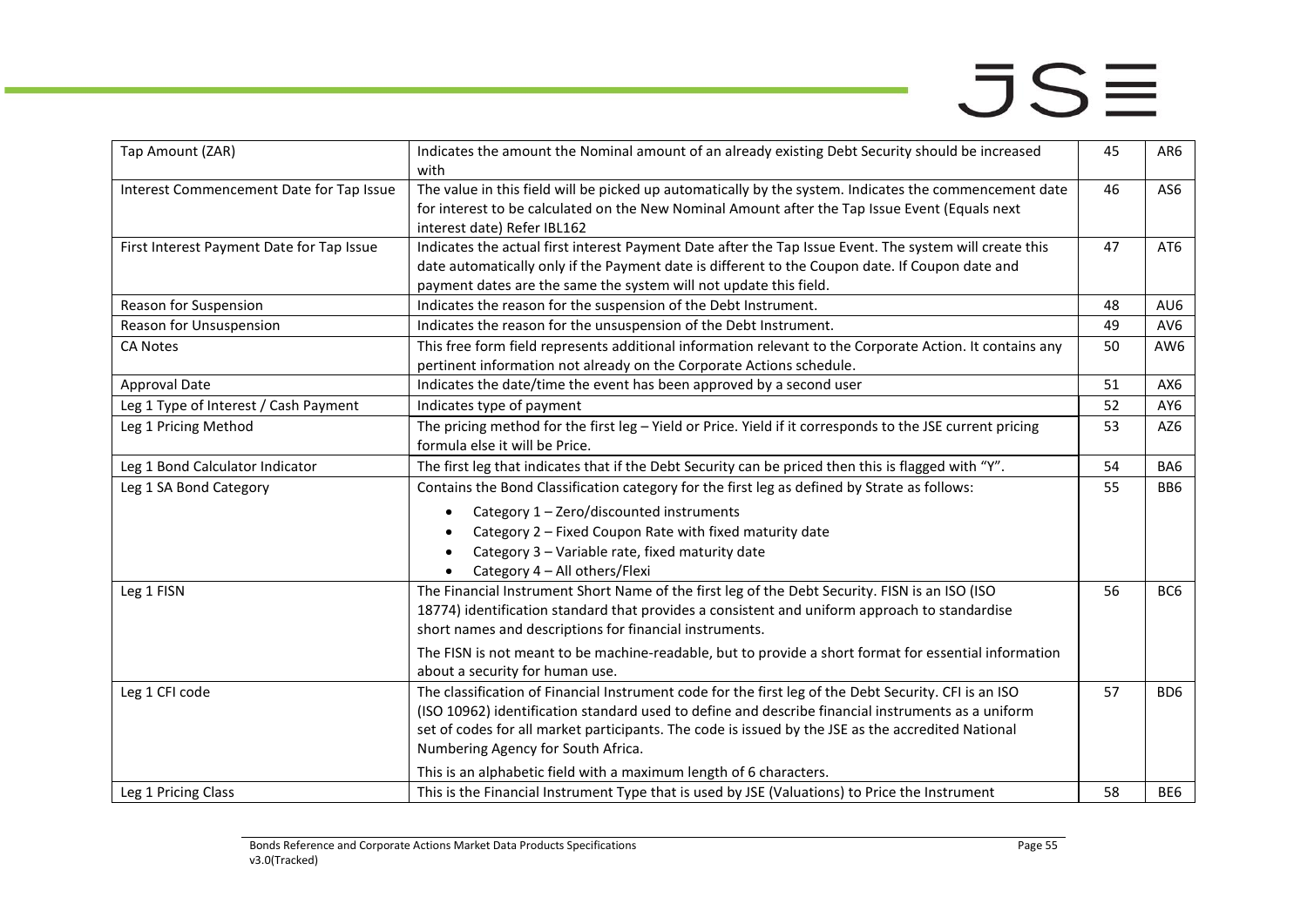| Tap Amount (ZAR) | Indicates the amount the Nominal amount of an already existing Debt Security should be increased with | 45 | AR6 |
|---|---|---|---|
| Interest Commencement Date for Tap Issue | The value in this field will be picked up automatically by the system. Indicates the commencement date for interest to be calculated on the New Nominal Amount after the Tap Issue Event (Equals next interest date) Refer IBL162 | 46 | AS6 |
| First Interest Payment Date for Tap Issue | Indicates the actual first interest Payment Date after the Tap Issue Event. The system will create this date automatically only if the Payment date is different to the Coupon date. If Coupon date and payment dates are the same the system will not update this field. | 47 | AT6 |
| Reason for Suspension | Indicates the reason for the suspension of the Debt Instrument. | 48 | AU6 |
| Reason for Unsuspension | Indicates the reason for the unsuspension of the Debt Instrument. | 49 | AV6 |
| CA Notes | This free form field represents additional information relevant to the Corporate Action. It contains any pertinent information not already on the Corporate Actions schedule. | 50 | AW6 |
| Approval Date | Indicates the date/time the event has been approved by a second user | 51 | AX6 |
| Leg 1 Type of Interest / Cash Payment | Indicates type of payment | 52 | AY6 |
| Leg 1 Pricing Method | The pricing method for the first leg – Yield or Price. Yield if it corresponds to the JSE current pricing formula else it will be Price. | 53 | AZ6 |
| Leg 1 Bond Calculator Indicator | The first leg that indicates that if the Debt Security can be priced then this is flagged with "Y". | 54 | BA6 |
| Leg 1 SA Bond Category | Contains the Bond Classification category for the first leg as defined by Strate as follows:<br>• Category 1 – Zero/discounted instruments<br>• Category 2 – Fixed Coupon Rate with fixed maturity date<br>• Category 3 – Variable rate, fixed maturity date<br>• Category 4 – All others/Flexi | 55 | BB6 |
| Leg 1 FISN | The Financial Instrument Short Name of the first leg of the Debt Security. FISN is an ISO (ISO 18774) identification standard that provides a consistent and uniform approach to standardise short names and descriptions for financial instruments.<br>The FISN is not meant to be machine-readable, but to provide a short format for essential information about a security for human use. | 56 | BC6 |
| Leg 1 CFI code | The classification of Financial Instrument code for the first leg of the Debt Security. CFI is an ISO (ISO 10962) identification standard used to define and describe financial instruments as a uniform set of codes for all market participants. The code is issued by the JSE as the accredited National Numbering Agency for South Africa.<br>This is an alphabetic field with a maximum length of 6 characters. | 57 | BD6 |
| Leg 1 Pricing Class | This is the Financial Instrument Type that is used by JSE (Valuations) to Price the Instrument | 58 | BE6 |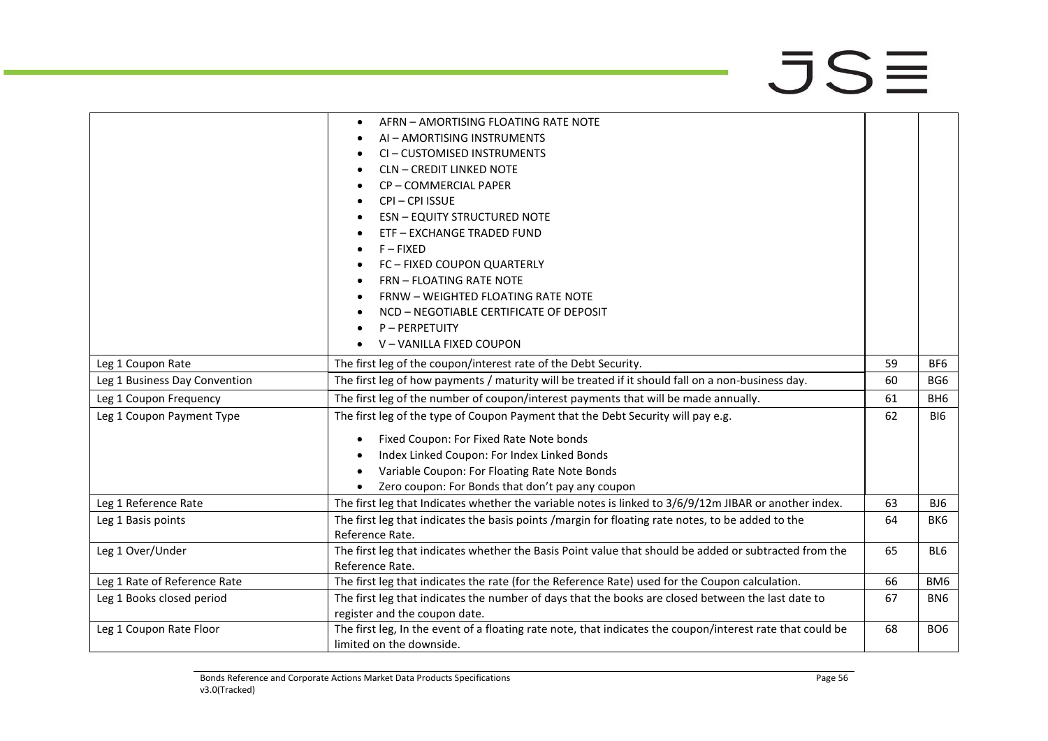| | | | |
|---|---|---|---|
| | • AFRN – AMORTISING FLOATING RATE NOTE<br>• AI – AMORTISING INSTRUMENTS<br>• CI – CUSTOMISED INSTRUMENTS<br>• CLN – CREDIT LINKED NOTE<br>• CP – COMMERCIAL PAPER<br>• CPI – CPI ISSUE<br>• ESN – EQUITY STRUCTURED NOTE<br>• ETF – EXCHANGE TRADED FUND<br>• F – FIXED<br>• FC – FIXED COUPON QUARTERLY<br>• FRN – FLOATING RATE NOTE<br>• FRNW – WEIGHTED FLOATING RATE NOTE<br>• NCD – NEGOTIABLE CERTIFICATE OF DEPOSIT<br>• P – PERPETUITY<br>• V – VANILLA FIXED COUPON | | |
| Leg 1 Coupon Rate | The first leg of the coupon/interest rate of the Debt Security. | 59 | BF6 |
| Leg 1 Business Day Convention | The first leg of how payments / maturity will be treated if it should fall on a non-business day. | 60 | BG6 |
| Leg 1 Coupon Frequency | The first leg of the number of coupon/interest payments that will be made annually. | 61 | BH6 |
| Leg 1 Coupon Payment Type | The first leg of the type of Coupon Payment that the Debt Security will pay e.g.<br>• Fixed Coupon: For Fixed Rate Note bonds<br>• Index Linked Coupon: For Index Linked Bonds<br>• Variable Coupon: For Floating Rate Note Bonds<br>• Zero coupon: For Bonds that don't pay any coupon | 62 | BI6 |
| Leg 1 Reference Rate | The first leg that Indicates whether the variable notes is linked to 3/6/9/12m JIBAR or another index. | 63 | BJ6 |
| Leg 1 Basis points | The first leg that indicates the basis points /margin for floating rate notes, to be added to the Reference Rate. | 64 | BK6 |
| Leg 1 Over/Under | The first leg that indicates whether the Basis Point value that should be added or subtracted from the Reference Rate. | 65 | BL6 |
| Leg 1 Rate of Reference Rate | The first leg that indicates the rate (for the Reference Rate) used for the Coupon calculation. | 66 | BM6 |
| Leg 1 Books closed period | The first leg that indicates the number of days that the books are closed between the last date to register and the coupon date. | 67 | BN6 |
| Leg 1 Coupon Rate Floor | The first leg, In the event of a floating rate note, that indicates the coupon/interest rate that could be limited on the downside. | 68 | BO6 |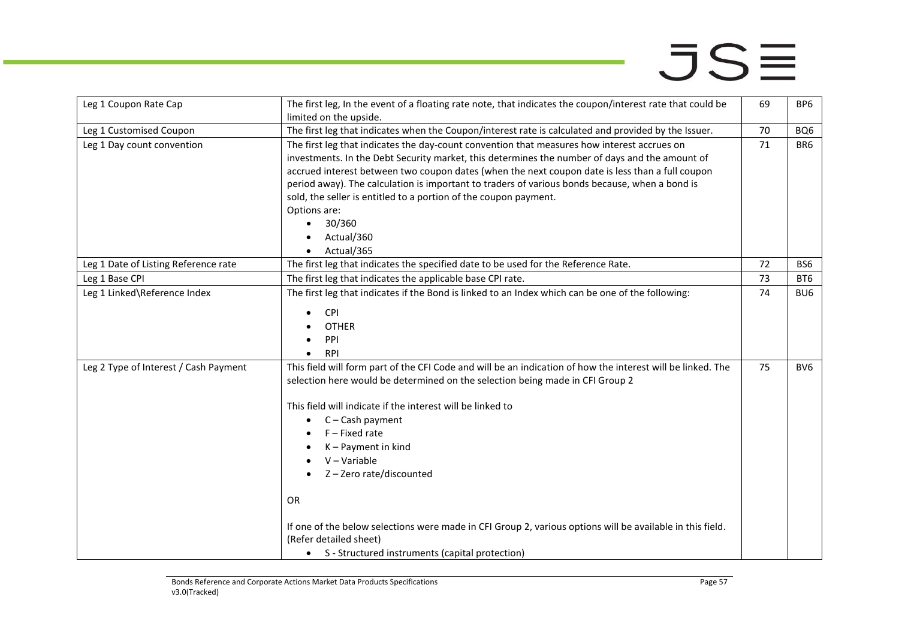| Leg 1 Coupon Rate Cap | The first leg, In the event of a floating rate note, that indicates the coupon/interest rate that could be limited on the upside. | 69 | BP6 |
|---|---|---|---|
| Leg 1 Customised Coupon | The first leg that indicates when the Coupon/interest rate is calculated and provided by the Issuer. | 70 | BQ6 |
| Leg 1 Day count convention | The first leg that indicates the day-count convention that measures how interest accrues on investments. In the Debt Security market, this determines the number of days and the amount of accrued interest between two coupon dates (when the next coupon date is less than a full coupon period away). The calculation is important to traders of various bonds because, when a bond is sold, the seller is entitled to a portion of the coupon payment.<br>Options are:<br>• 30/360<br>• Actual/360<br>• Actual/365 | 71 | BR6 |
| Leg 1 Date of Listing Reference rate | The first leg that indicates the specified date to be used for the Reference Rate. | 72 | BS6 |
| Leg 1 Base CPI | The first leg that indicates the applicable base CPI rate. | 73 | BT6 |
| Leg 1 Linked\Reference Index | The first leg that indicates if the Bond is linked to an Index which can be one of the following:<br>• CPI<br>• OTHER<br>• PPI<br>• RPI | 74 | BU6 |
| Leg 2 Type of Interest / Cash Payment | This field will form part of the CFI Code and will be an indication of how the interest will be linked. The selection here would be determined on the selection being made in CFI Group 2<br><br>This field will indicate if the interest will be linked to<br>• C – Cash payment<br>• F – Fixed rate<br>• K – Payment in kind<br>• V – Variable<br>• Z – Zero rate/discounted<br><br>OR<br><br>If one of the below selections were made in CFI Group 2, various options will be available in this field. (Refer detailed sheet)<br>• S - Structured instruments (capital protection) | 75 | BV6 |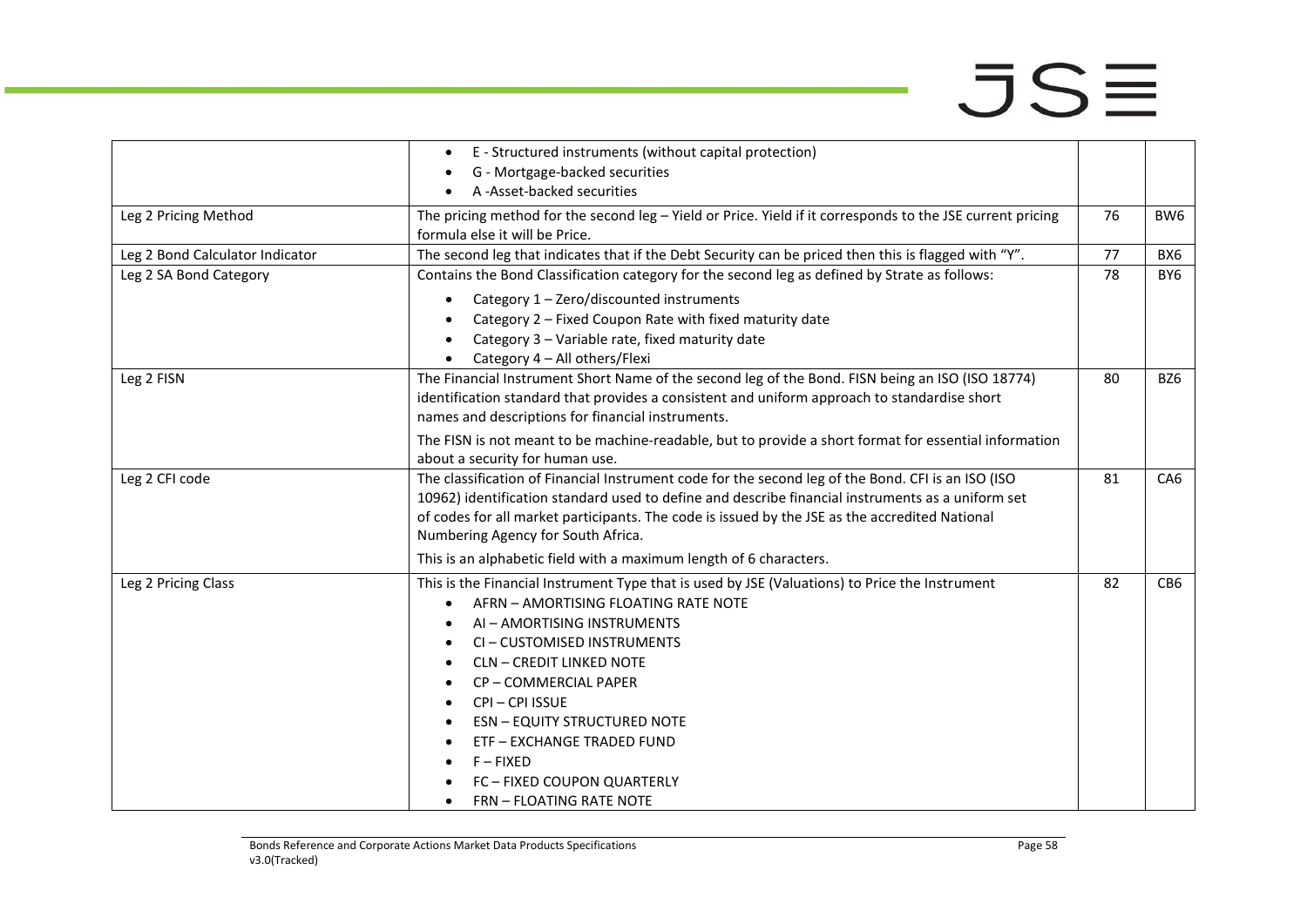| | | | |
|---|---|---|---|
| | • E - Structured instruments (without capital protection)<br>• G - Mortgage-backed securities<br>• A -Asset-backed securities | | |
| Leg 2 Pricing Method | The pricing method for the second leg – Yield or Price. Yield if it corresponds to the JSE current pricing formula else it will be Price. | 76 | BW6 |
| Leg 2 Bond Calculator Indicator | The second leg that indicates that if the Debt Security can be priced then this is flagged with "Y". | 77 | BX6 |
| Leg 2 SA Bond Category | Contains the Bond Classification category for the second leg as defined by Strate as follows:<br>• Category 1 – Zero/discounted instruments<br>• Category 2 – Fixed Coupon Rate with fixed maturity date<br>• Category 3 – Variable rate, fixed maturity date<br>• Category 4 – All others/Flexi | 78 | BY6 |
| Leg 2 FISN | The Financial Instrument Short Name of the second leg of the Bond. FISN being an ISO (ISO 18774) identification standard that provides a consistent and uniform approach to standardise short names and descriptions for financial instruments.<br>The FISN is not meant to be machine-readable, but to provide a short format for essential information about a security for human use. | 80 | BZ6 |
| Leg 2 CFI code | The classification of Financial Instrument code for the second leg of the Bond. CFI is an ISO (ISO 10962) identification standard used to define and describe financial instruments as a uniform set of codes for all market participants. The code is issued by the JSE as the accredited National Numbering Agency for South Africa.<br>This is an alphabetic field with a maximum length of 6 characters. | 81 | CA6 |
| Leg 2 Pricing Class | This is the Financial Instrument Type that is used by JSE (Valuations) to Price the Instrument<br>• AFRN – AMORTISING FLOATING RATE NOTE<br>• AI – AMORTISING INSTRUMENTS<br>• CI – CUSTOMISED INSTRUMENTS<br>• CLN – CREDIT LINKED NOTE<br>• CP – COMMERCIAL PAPER<br>• CPI – CPI ISSUE<br>• ESN – EQUITY STRUCTURED NOTE<br>• ETF – EXCHANGE TRADED FUND<br>• F – FIXED<br>• FC – FIXED COUPON QUARTERLY<br>• FRN – FLOATING RATE NOTE | 82 | CB6 |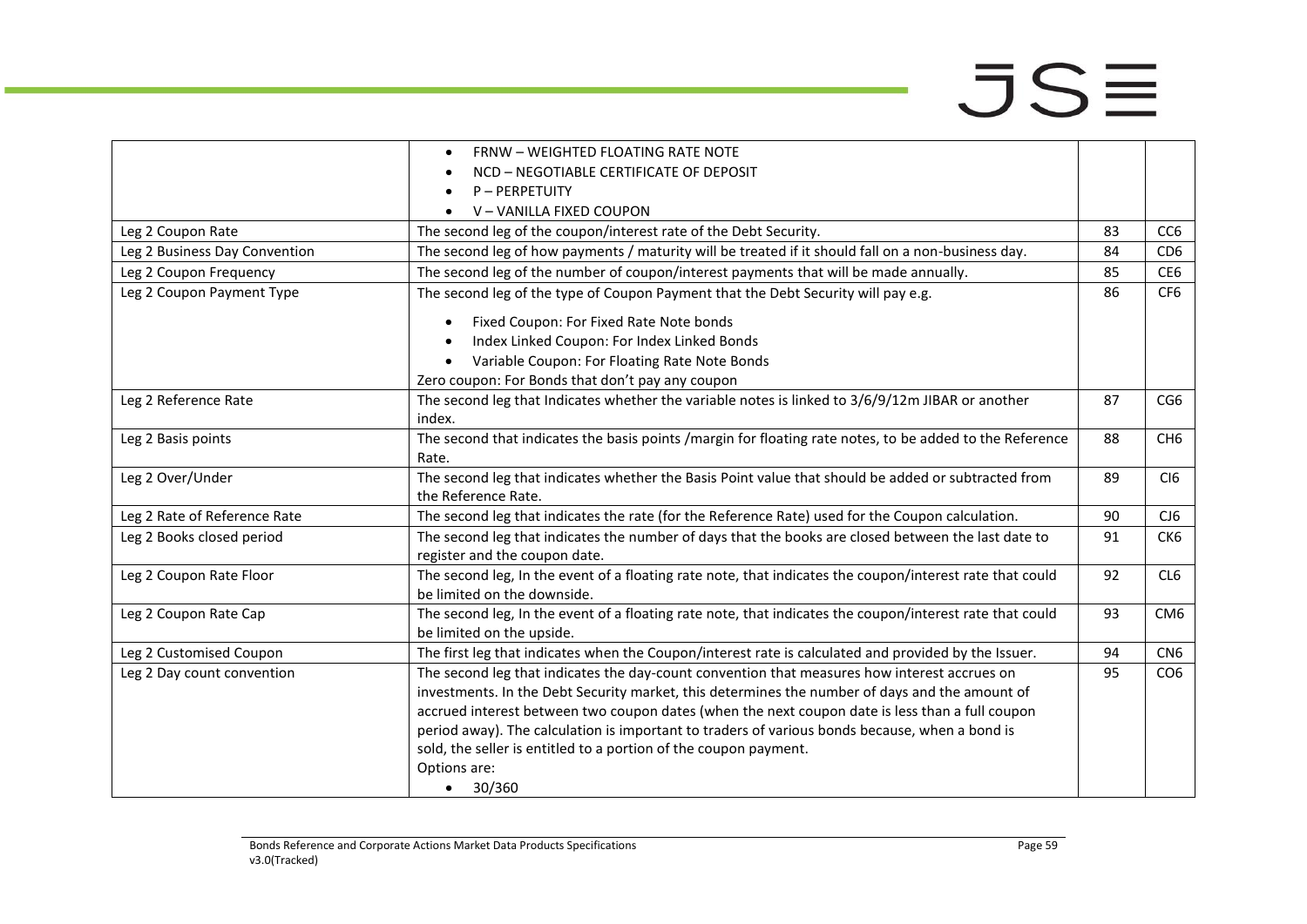| | | | |
|---|---|---|---|
| | • FRNW – WEIGHTED FLOATING RATE NOTE<br>• NCD – NEGOTIABLE CERTIFICATE OF DEPOSIT<br>• P – PERPETUITY<br>• V – VANILLA FIXED COUPON | | |
| Leg 2 Coupon Rate | The second leg of the coupon/interest rate of the Debt Security. | 83 | CC6 |
| Leg 2 Business Day Convention | The second leg of how payments / maturity will be treated if it should fall on a non-business day. | 84 | CD6 |
| Leg 2 Coupon Frequency | The second leg of the number of coupon/interest payments that will be made annually. | 85 | CE6 |
| Leg 2 Coupon Payment Type | The second leg of the type of Coupon Payment that the Debt Security will pay e.g.<br>• Fixed Coupon: For Fixed Rate Note bonds<br>• Index Linked Coupon: For Index Linked Bonds<br>• Variable Coupon: For Floating Rate Note Bonds<br>Zero coupon: For Bonds that don't pay any coupon | 86 | CF6 |
| Leg 2 Reference Rate | The second leg that Indicates whether the variable notes is linked to 3/6/9/12m JIBAR or another index. | 87 | CG6 |
| Leg 2 Basis points | The second that indicates the basis points /margin for floating rate notes, to be added to the Reference Rate. | 88 | CH6 |
| Leg 2 Over/Under | The second leg that indicates whether the Basis Point value that should be added or subtracted from the Reference Rate. | 89 | CI6 |
| Leg 2 Rate of Reference Rate | The second leg that indicates the rate (for the Reference Rate) used for the Coupon calculation. | 90 | CJ6 |
| Leg 2 Books closed period | The second leg that indicates the number of days that the books are closed between the last date to register and the coupon date. | 91 | CK6 |
| Leg 2 Coupon Rate Floor | The second leg, In the event of a floating rate note, that indicates the coupon/interest rate that could be limited on the downside. | 92 | CL6 |
| Leg 2 Coupon Rate Cap | The second leg, In the event of a floating rate note, that indicates the coupon/interest rate that could be limited on the upside. | 93 | CM6 |
| Leg 2 Customised Coupon | The first leg that indicates when the Coupon/interest rate is calculated and provided by the Issuer. | 94 | CN6 |
| Leg 2 Day count convention | The second leg that indicates the day-count convention that measures how interest accrues on investments. In the Debt Security market, this determines the number of days and the amount of accrued interest between two coupon dates (when the next coupon date is less than a full coupon period away). The calculation is important to traders of various bonds because, when a bond is sold, the seller is entitled to a portion of the coupon payment.<br>Options are:<br>• 30/360 | 95 | CO6 |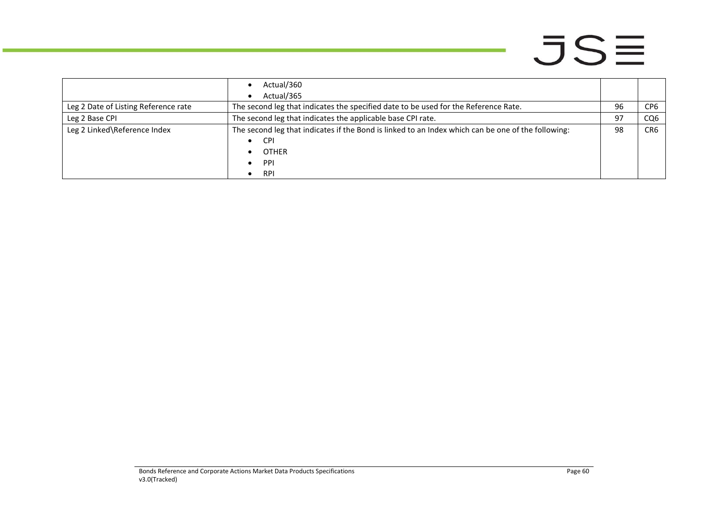| | | | |
|---|---|---|---|
| | • Actual/360<br>• Actual/365 | | |
| Leg 2 Date of Listing Reference rate | The second leg that indicates the specified date to be used for the Reference Rate. | 96 | CP6 |
| Leg 2 Base CPI | The second leg that indicates the applicable base CPI rate. | 97 | CQ6 |
| Leg 2 Linked\Reference Index | The second leg that indicates if the Bond is linked to an Index which can be one of the following:<br>• CPI<br>• OTHER<br>• PPI<br>• RPI | 98 | CR6 |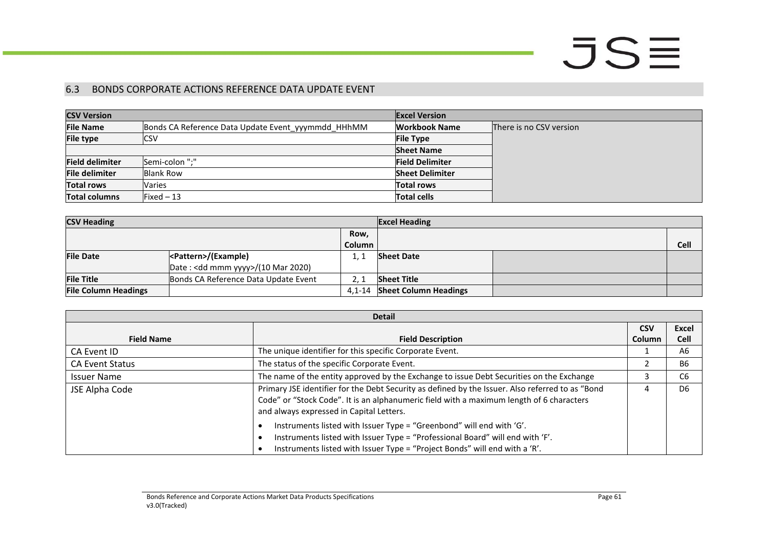## 6.3 BONDS CORPORATE ACTIONS REFERENCE DATA UPDATE EVENT

| CSV Version | | Excel Version | |
|---|---|---|---|
| **File Name** | Bonds CA Reference Data Update Event_yyymmdd_HHhMM | **Workbook Name** | There is no CSV version |
| **File type** | CSV | **File Type** | |
| | | **Sheet Name** | |
| **Field delimiter** | Semi-colon ";" | **Field Delimiter** | |
| **File delimiter** | Blank Row | **Sheet Delimiter** | |
| **Total rows** | Varies | **Total rows** | |
| **Total columns** | Fixed – 13 | **Total cells** | |

| CSV Heading | | | Excel Heading | | |
|---|---|---|---|---|---|
| | | Row, Column | | | Cell |
| **File Date** | **<Pattern>/(Example)** Date : <dd mmm yyyy>/(10 Mar 2020) | 1, 1 | **Sheet Date** | | |
| **File Title** | Bonds CA Reference Data Update Event | 2, 1 | **Sheet Title** | | |
| **File Column Headings** | | 4,1-14 | **Sheet Column Headings** | | |

| Field Name | Field Description | CSV Column | Excel Cell |
|---|---|---|---|
| CA Event ID | The unique identifier for this specific Corporate Event. | 1 | A6 |
| CA Event Status | The status of the specific Corporate Event. | 2 | B6 |
| Issuer Name | The name of the entity approved by the Exchange to issue Debt Securities on the Exchange | 3 | C6 |
| JSE Alpha Code | Primary JSE identifier for the Debt Security as defined by the Issuer. Also referred to as "Bond Code" or "Stock Code". It is an alphanumeric field with a maximum length of 6 characters and always expressed in Capital Letters.<br>• Instruments listed with Issuer Type = "Greenbond" will end with 'G'.<br>• Instruments listed with Issuer Type = "Professional Board" will end with 'F'.<br>• Instruments listed with Issuer Type = "Project Bonds" will end with a 'R'. | 4 | D6 |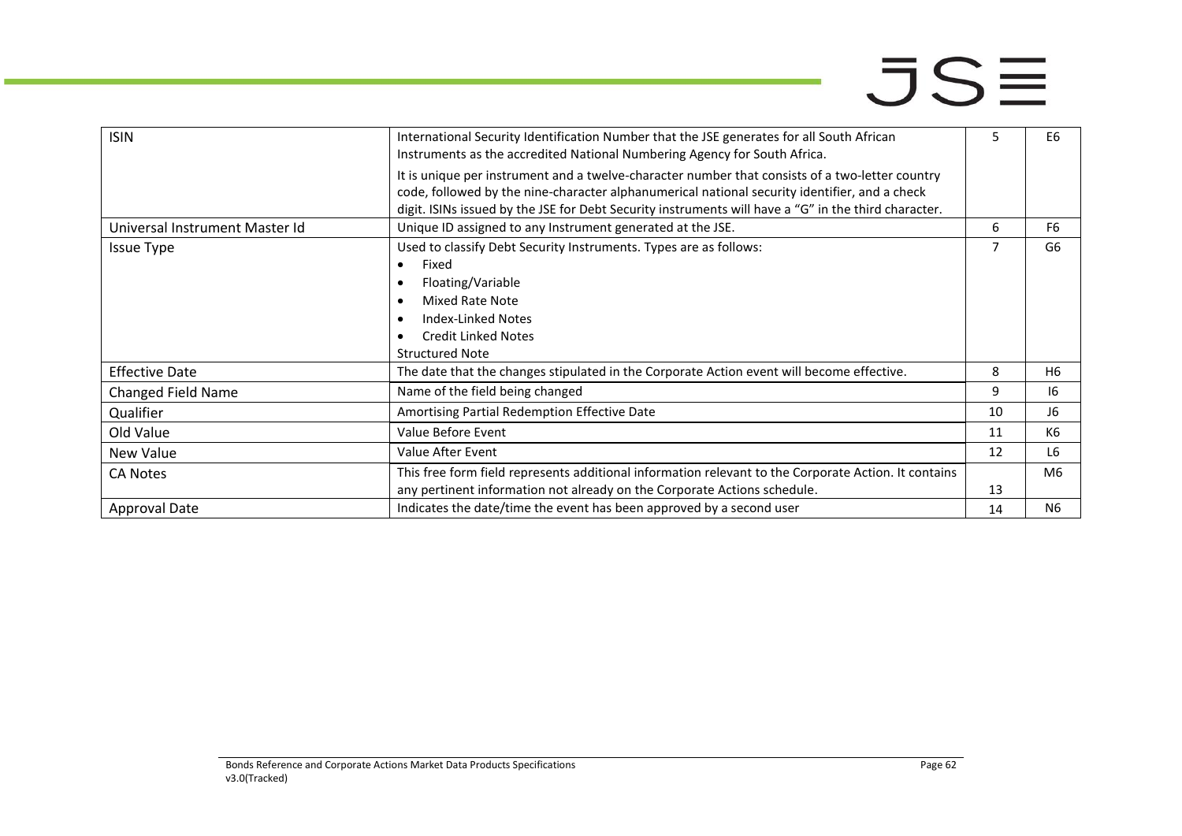| ISIN | International Security Identification Number that the JSE generates for all South African Instruments as the accredited National Numbering Agency for South Africa.<br><br>It is unique per instrument and a twelve-character number that consists of a two-letter country code, followed by the nine-character alphanumerical national security identifier, and a check digit. ISINs issued by the JSE for Debt Security instruments will have a “G” in the third character. | 5 | E6 |
|---|---|---|---|
| Universal Instrument Master Id | Unique ID assigned to any Instrument generated at the JSE. | 6 | F6 |
| Issue Type | Used to classify Debt Security Instruments. Types are as follows:<br>• Fixed<br>• Floating/Variable<br>• Mixed Rate Note<br>• Index-Linked Notes<br>• Credit Linked Notes<br>Structured Note | 7 | G6 |
| Effective Date | The date that the changes stipulated in the Corporate Action event will become effective. | 8 | H6 |
| Changed Field Name | Name of the field being changed | 9 | I6 |
| Qualifier | Amortising Partial Redemption Effective Date | 10 | J6 |
| Old Value | Value Before Event | 11 | K6 |
| New Value | Value After Event | 12 | L6 |
| CA Notes | This free form field represents additional information relevant to the Corporate Action. It contains any pertinent information not already on the Corporate Actions schedule. | 13 | M6 |
| Approval Date | Indicates the date/time the event has been approved by a second user | 14 | N6 |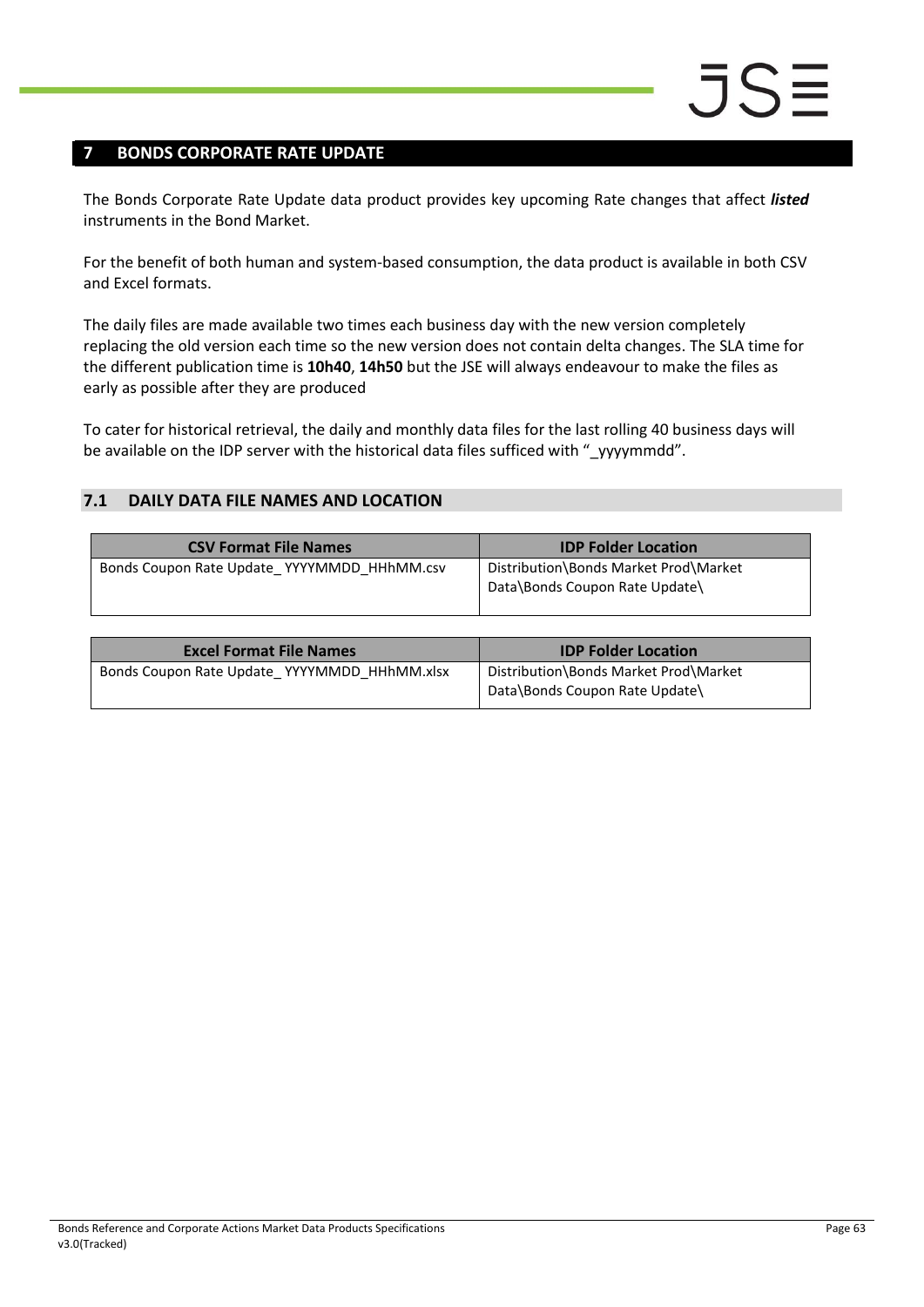# 7 BONDS CORPORATE RATE UPDATE

The Bonds Corporate Rate Update data product provides key upcoming Rate changes that affect ***listed*** instruments in the Bond Market.

For the benefit of both human and system-based consumption, the data product is available in both CSV and Excel formats.

The daily files are made available two times each business day with the new version completely replacing the old version each time so the new version does not contain delta changes. The SLA time for the different publication time is **10h40**, **14h50** but the JSE will always endeavour to make the files as early as possible after they are produced

To cater for historical retrieval, the daily and monthly data files for the last rolling 40 business days will be available on the IDP server with the historical data files sufficed with "_yyyymmdd".

## 7.1 DAILY DATA FILE NAMES AND LOCATION

| CSV Format File Names | IDP Folder Location |
|---|---|
| Bonds Coupon Rate Update_ YYYYMMDD_HHhMM.csv | Distribution\Bonds Market Prod\Market Data\Bonds Coupon Rate Update\ |

| Excel Format File Names | IDP Folder Location |
|---|---|
| Bonds Coupon Rate Update_ YYYYMMDD_HHhMM.xlsx | Distribution\Bonds Market Prod\Market Data\Bonds Coupon Rate Update\ |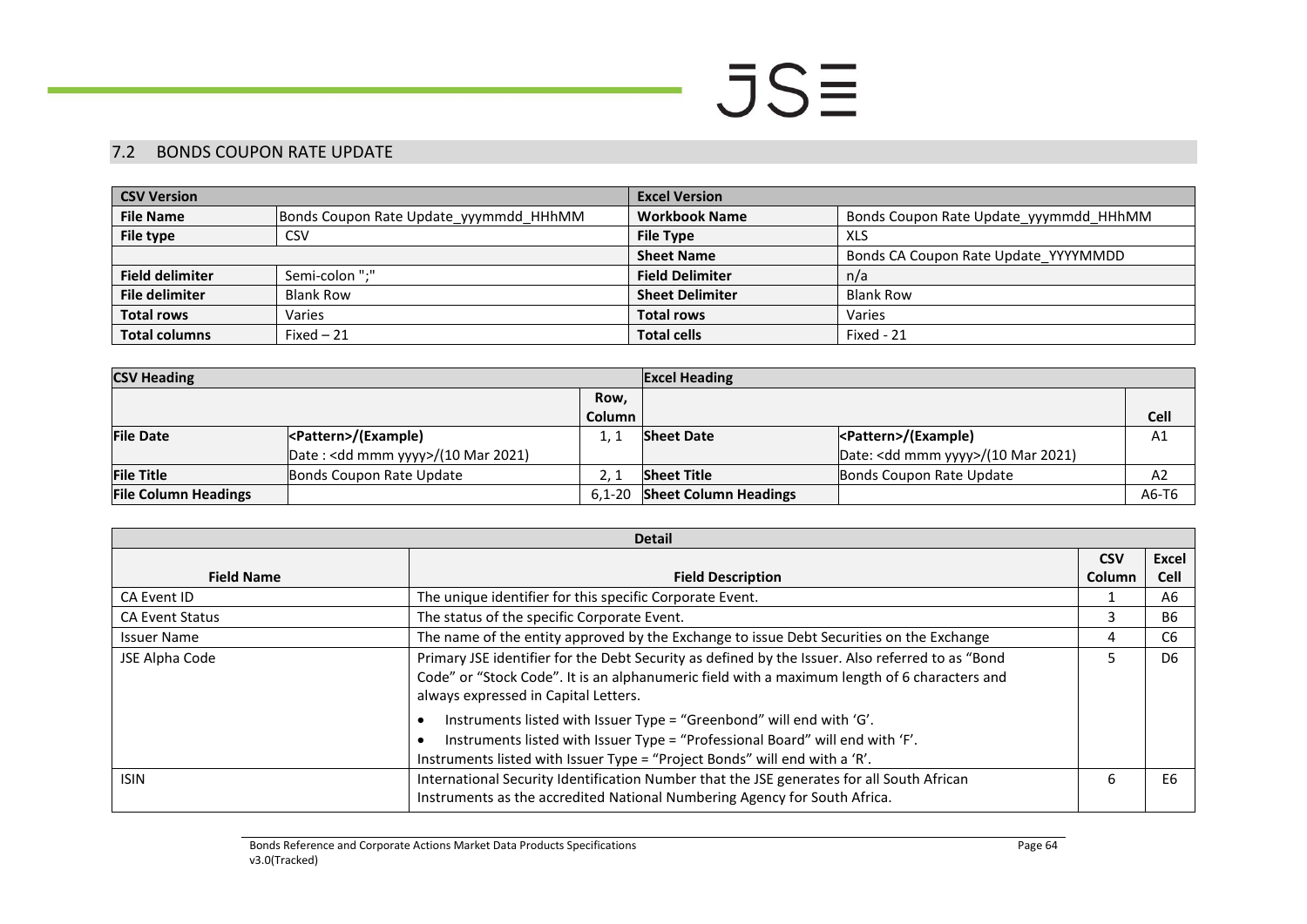## 7.2 BONDS COUPON RATE UPDATE

| CSV Version | | Excel Version | |
|---|---|---|---|
| **File Name** | Bonds Coupon Rate Update_yyymmdd_HHhMM | **Workbook Name** | Bonds Coupon Rate Update_yyymmdd_HHhMM |
| **File type** | CSV | **File Type** | XLS |
| | | **Sheet Name** | Bonds CA Coupon Rate Update_YYYYMMDD |
| **Field delimiter** | Semi-colon ";" | **Field Delimiter** | n/a |
| **File delimiter** | Blank Row | **Sheet Delimiter** | Blank Row |
| **Total rows** | Varies | **Total rows** | Varies |
| **Total columns** | Fixed – 21 | **Total cells** | Fixed - 21 |

| CSV Heading | | | Excel Heading | | |
|---|---|---|---|---|---|
| | | Row, Column | | | Cell |
| **File Date** | <Pattern>/(Example)<br>Date : <dd mmm yyyy>/(10 Mar 2021) | 1, 1 | **Sheet Date** | <Pattern>/(Example)<br>Date: <dd mmm yyyy>/(10 Mar 2021) | A1 |
| **File Title** | Bonds Coupon Rate Update | 2, 1 | **Sheet Title** | Bonds Coupon Rate Update | A2 |
| **File Column Headings** | | 6,1-20 | **Sheet Column Headings** | | A6-T6 |

| Detail | | | |
|---|---|---|---|
| **Field Name** | **Field Description** | **CSV Column** | **Excel Cell** |
| CA Event ID | The unique identifier for this specific Corporate Event. | 1 | A6 |
| CA Event Status | The status of the specific Corporate Event. | 3 | B6 |
| Issuer Name | The name of the entity approved by the Exchange to issue Debt Securities on the Exchange | 4 | C6 |
| JSE Alpha Code | Primary JSE identifier for the Debt Security as defined by the Issuer. Also referred to as "Bond Code" or "Stock Code". It is an alphanumeric field with a maximum length of 6 characters and always expressed in Capital Letters.<br>• Instruments listed with Issuer Type = "Greenbond" will end with 'G'.<br>• Instruments listed with Issuer Type = "Professional Board" will end with 'F'.<br>Instruments listed with Issuer Type = "Project Bonds" will end with a 'R'. | 5 | D6 |
| ISIN | International Security Identification Number that the JSE generates for all South African Instruments as the accredited National Numbering Agency for South Africa. | 6 | E6 |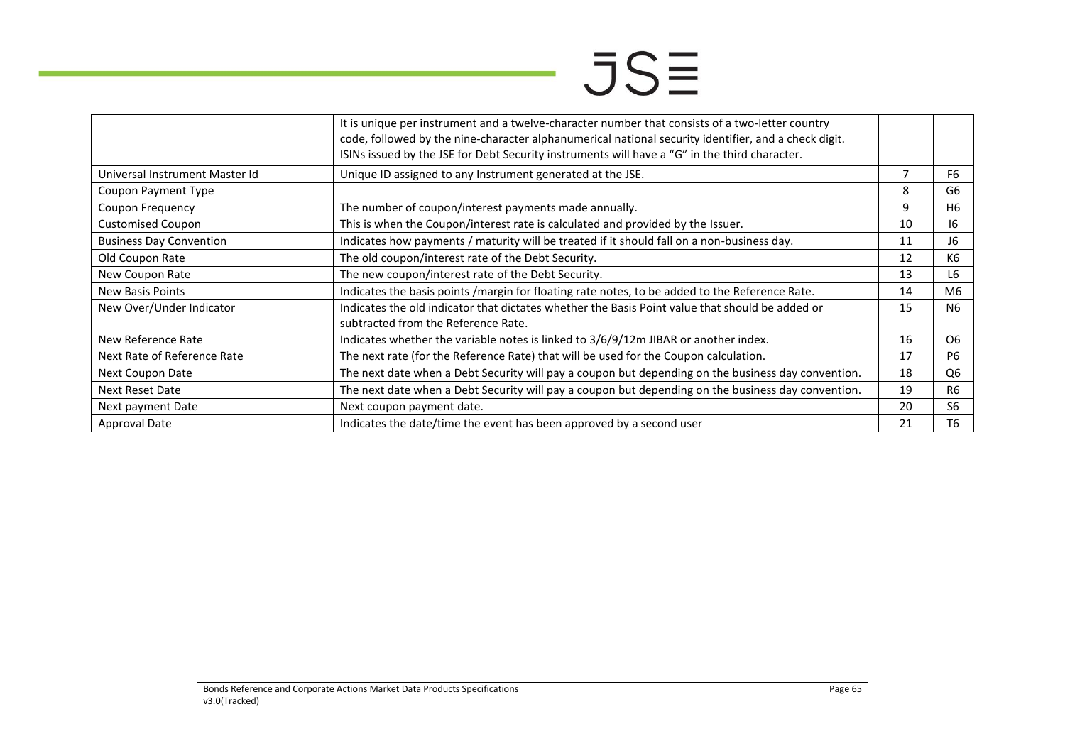| | | | |
|---|---|---|---|
| | It is unique per instrument and a twelve-character number that consists of a two-letter country code, followed by the nine-character alphanumerical national security identifier, and a check digit. ISINs issued by the JSE for Debt Security instruments will have a “G” in the third character. | | |
| Universal Instrument Master Id | Unique ID assigned to any Instrument generated at the JSE. | 7 | F6 |
| Coupon Payment Type | | 8 | G6 |
| Coupon Frequency | The number of coupon/interest payments made annually. | 9 | H6 |
| Customised Coupon | This is when the Coupon/interest rate is calculated and provided by the Issuer. | 10 | I6 |
| Business Day Convention | Indicates how payments / maturity will be treated if it should fall on a non-business day. | 11 | J6 |
| Old Coupon Rate | The old coupon/interest rate of the Debt Security. | 12 | K6 |
| New Coupon Rate | The new coupon/interest rate of the Debt Security. | 13 | L6 |
| New Basis Points | Indicates the basis points /margin for floating rate notes, to be added to the Reference Rate. | 14 | M6 |
| New Over/Under Indicator | Indicates the old indicator that dictates whether the Basis Point value that should be added or subtracted from the Reference Rate. | 15 | N6 |
| New Reference Rate | Indicates whether the variable notes is linked to 3/6/9/12m JIBAR or another index. | 16 | O6 |
| Next Rate of Reference Rate | The next rate (for the Reference Rate) that will be used for the Coupon calculation. | 17 | P6 |
| Next Coupon Date | The next date when a Debt Security will pay a coupon but depending on the business day convention. | 18 | Q6 |
| Next Reset Date | The next date when a Debt Security will pay a coupon but depending on the business day convention. | 19 | R6 |
| Next payment Date | Next coupon payment date. | 20 | S6 |
| Approval Date | Indicates the date/time the event has been approved by a second user | 21 | T6 |